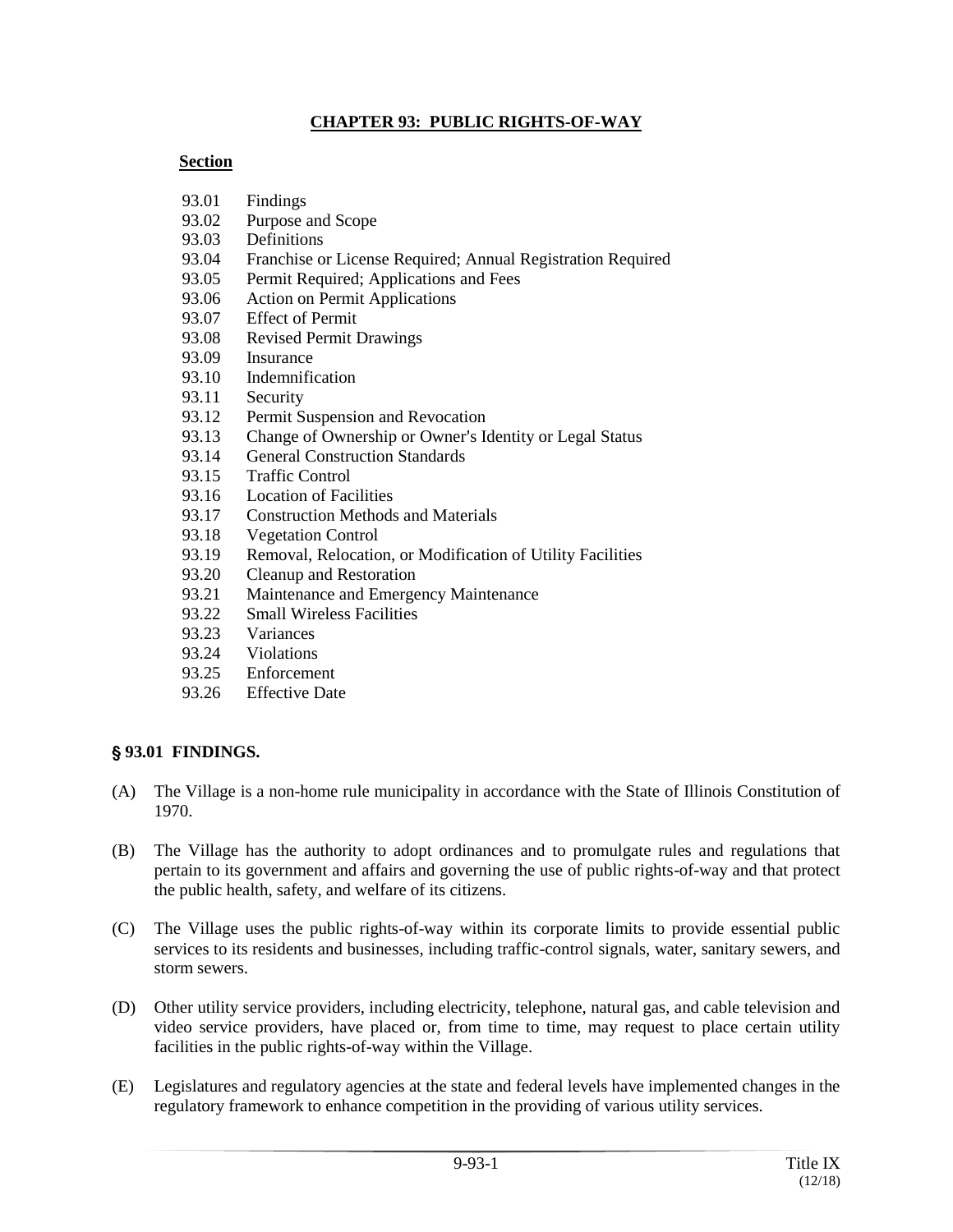# CHAPTER 93: PUBLIC RIGHTS-OF-WAY

**Section**

93.01 Findings
93.02 Purpose and Scope
93.03 Definitions
93.04 Franchise or License Required; Annual Registration Required
93.05 Permit Required; Applications and Fees
93.06 Action on Permit Applications
93.07 Effect of Permit
93.08 Revised Permit Drawings
93.09 Insurance
93.10 Indemnification
93.11 Security
93.12 Permit Suspension and Revocation
93.13 Change of Ownership or Owner's Identity or Legal Status
93.14 General Construction Standards
93.15 Traffic Control
93.16 Location of Facilities
93.17 Construction Methods and Materials
93.18 Vegetation Control
93.19 Removal, Relocation, or Modification of Utility Facilities
93.20 Cleanup and Restoration
93.21 Maintenance and Emergency Maintenance
93.22 Small Wireless Facilities
93.23 Variances
93.24 Violations
93.25 Enforcement
93.26 Effective Date

## § 93.01 FINDINGS.

(A) The Village is a non-home rule municipality in accordance with the State of Illinois Constitution of 1970.

(B) The Village has the authority to adopt ordinances and to promulgate rules and regulations that pertain to its government and affairs and governing the use of public rights-of-way and that protect the public health, safety, and welfare of its citizens.

(C) The Village uses the public rights-of-way within its corporate limits to provide essential public services to its residents and businesses, including traffic-control signals, water, sanitary sewers, and storm sewers.

(D) Other utility service providers, including electricity, telephone, natural gas, and cable television and video service providers, have placed or, from time to time, may request to place certain utility facilities in the public rights-of-way within the Village.

(E) Legislatures and regulatory agencies at the state and federal levels have implemented changes in the regulatory framework to enhance competition in the providing of various utility services.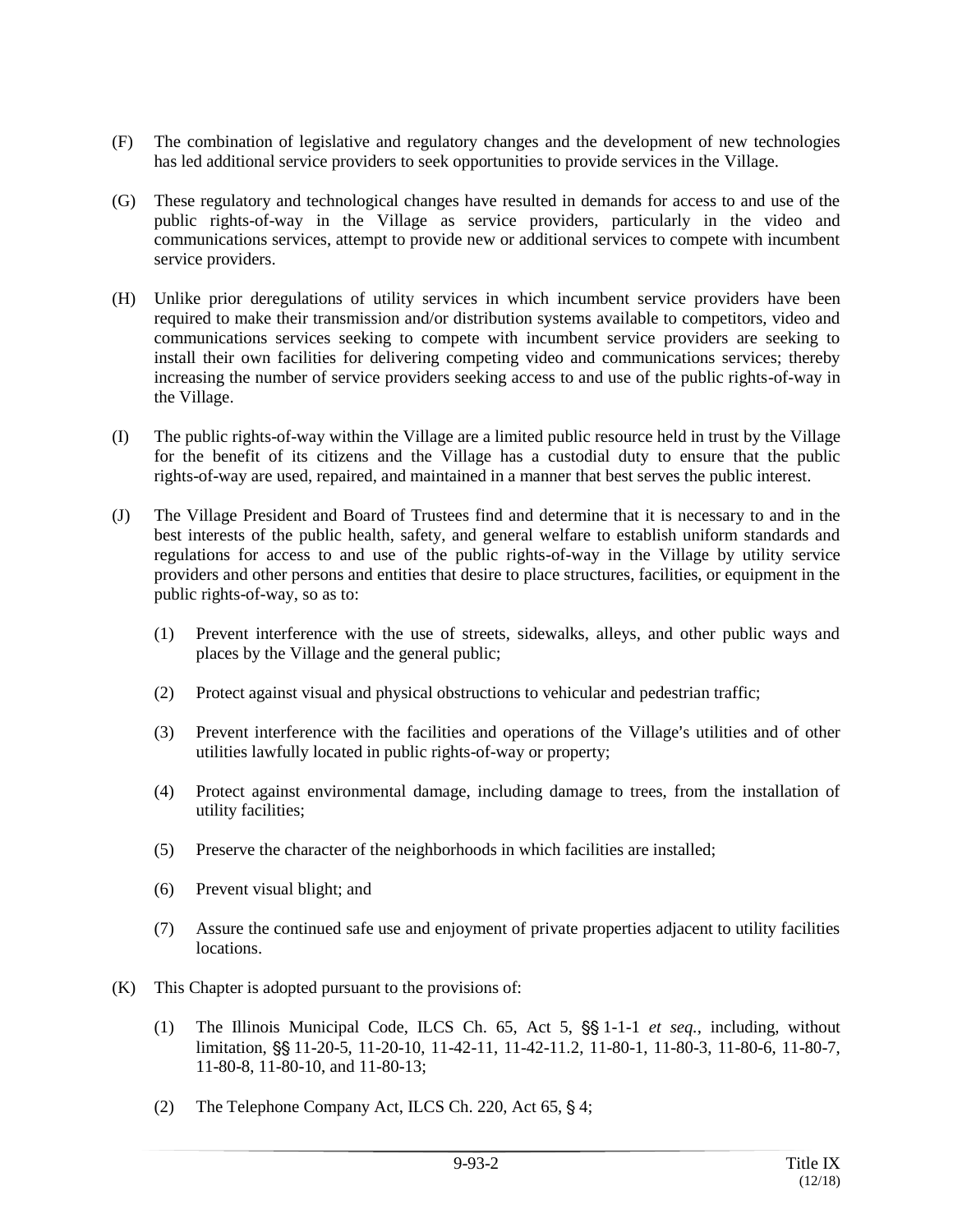(F) The combination of legislative and regulatory changes and the development of new technologies has led additional service providers to seek opportunities to provide services in the Village.

(G) These regulatory and technological changes have resulted in demands for access to and use of the public rights-of-way in the Village as service providers, particularly in the video and communications services, attempt to provide new or additional services to compete with incumbent service providers.

(H) Unlike prior deregulations of utility services in which incumbent service providers have been required to make their transmission and/or distribution systems available to competitors, video and communications services seeking to compete with incumbent service providers are seeking to install their own facilities for delivering competing video and communications services; thereby increasing the number of service providers seeking access to and use of the public rights-of-way in the Village.

(I) The public rights-of-way within the Village are a limited public resource held in trust by the Village for the benefit of its citizens and the Village has a custodial duty to ensure that the public rights-of-way are used, repaired, and maintained in a manner that best serves the public interest.

(J) The Village President and Board of Trustees find and determine that it is necessary to and in the best interests of the public health, safety, and general welfare to establish uniform standards and regulations for access to and use of the public rights-of-way in the Village by utility service providers and other persons and entities that desire to place structures, facilities, or equipment in the public rights-of-way, so as to:

   (1) Prevent interference with the use of streets, sidewalks, alleys, and other public ways and places by the Village and the general public;

   (2) Protect against visual and physical obstructions to vehicular and pedestrian traffic;

   (3) Prevent interference with the facilities and operations of the Village's utilities and of other utilities lawfully located in public rights-of-way or property;

   (4) Protect against environmental damage, including damage to trees, from the installation of utility facilities;

   (5) Preserve the character of the neighborhoods in which facilities are installed;

   (6) Prevent visual blight; and

   (7) Assure the continued safe use and enjoyment of private properties adjacent to utility facilities locations.

(K) This Chapter is adopted pursuant to the provisions of:

   (1) The Illinois Municipal Code, ILCS Ch. 65, Act 5, §§ 1-1-1 *et seq.*, including, without limitation, §§ 11-20-5, 11-20-10, 11-42-11, 11-42-11.2, 11-80-1, 11-80-3, 11-80-6, 11-80-7, 11-80-8, 11-80-10, and 11-80-13;

   (2) The Telephone Company Act, ILCS Ch. 220, Act 65, § 4;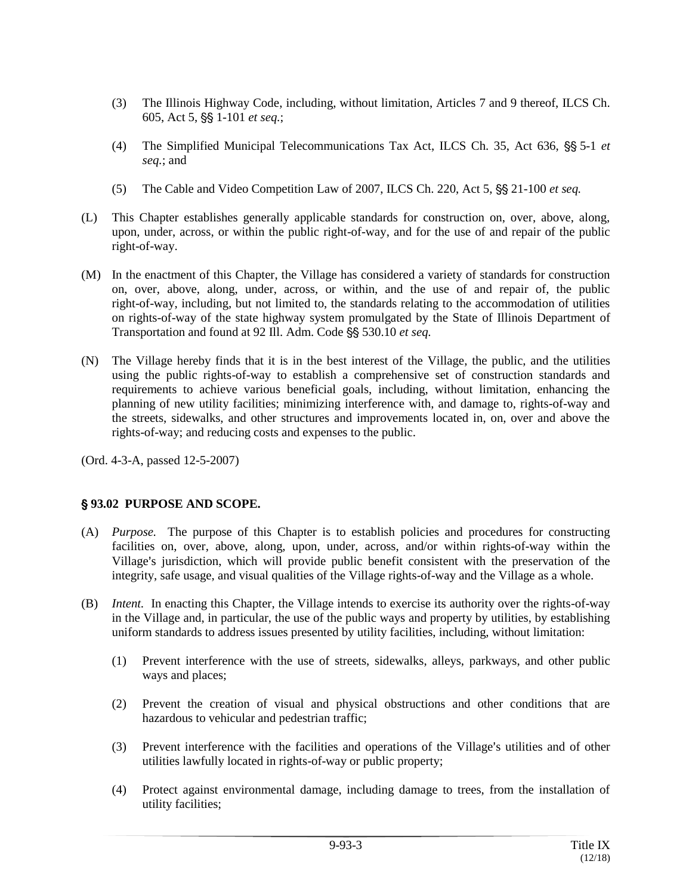(3) The Illinois Highway Code, including, without limitation, Articles 7 and 9 thereof, ILCS Ch. 605, Act 5, §§ 1-101 *et seq.*;

(4) The Simplified Municipal Telecommunications Tax Act, ILCS Ch. 35, Act 636, §§ 5-1 *et seq.*; and

(5) The Cable and Video Competition Law of 2007, ILCS Ch. 220, Act 5, §§ 21-100 *et seq.*

(L) This Chapter establishes generally applicable standards for construction on, over, above, along, upon, under, across, or within the public right-of-way, and for the use of and repair of the public right-of-way.

(M) In the enactment of this Chapter, the Village has considered a variety of standards for construction on, over, above, along, under, across, or within, and the use of and repair of, the public right-of-way, including, but not limited to, the standards relating to the accommodation of utilities on rights-of-way of the state highway system promulgated by the State of Illinois Department of Transportation and found at 92 Ill. Adm. Code §§ 530.10 *et seq.*

(N) The Village hereby finds that it is in the best interest of the Village, the public, and the utilities using the public rights-of-way to establish a comprehensive set of construction standards and requirements to achieve various beneficial goals, including, without limitation, enhancing the planning of new utility facilities; minimizing interference with, and damage to, rights-of-way and the streets, sidewalks, and other structures and improvements located in, on, over and above the rights-of-way; and reducing costs and expenses to the public.

(Ord. 4-3-A, passed 12-5-2007)

## § 93.02 PURPOSE AND SCOPE.

(A) *Purpose.* The purpose of this Chapter is to establish policies and procedures for constructing facilities on, over, above, along, upon, under, across, and/or within rights-of-way within the Village's jurisdiction, which will provide public benefit consistent with the preservation of the integrity, safe usage, and visual qualities of the Village rights-of-way and the Village as a whole.

(B) *Intent.* In enacting this Chapter, the Village intends to exercise its authority over the rights-of-way in the Village and, in particular, the use of the public ways and property by utilities, by establishing uniform standards to address issues presented by utility facilities, including, without limitation:

(1) Prevent interference with the use of streets, sidewalks, alleys, parkways, and other public ways and places;

(2) Prevent the creation of visual and physical obstructions and other conditions that are hazardous to vehicular and pedestrian traffic;

(3) Prevent interference with the facilities and operations of the Village's utilities and of other utilities lawfully located in rights-of-way or public property;

(4) Protect against environmental damage, including damage to trees, from the installation of utility facilities;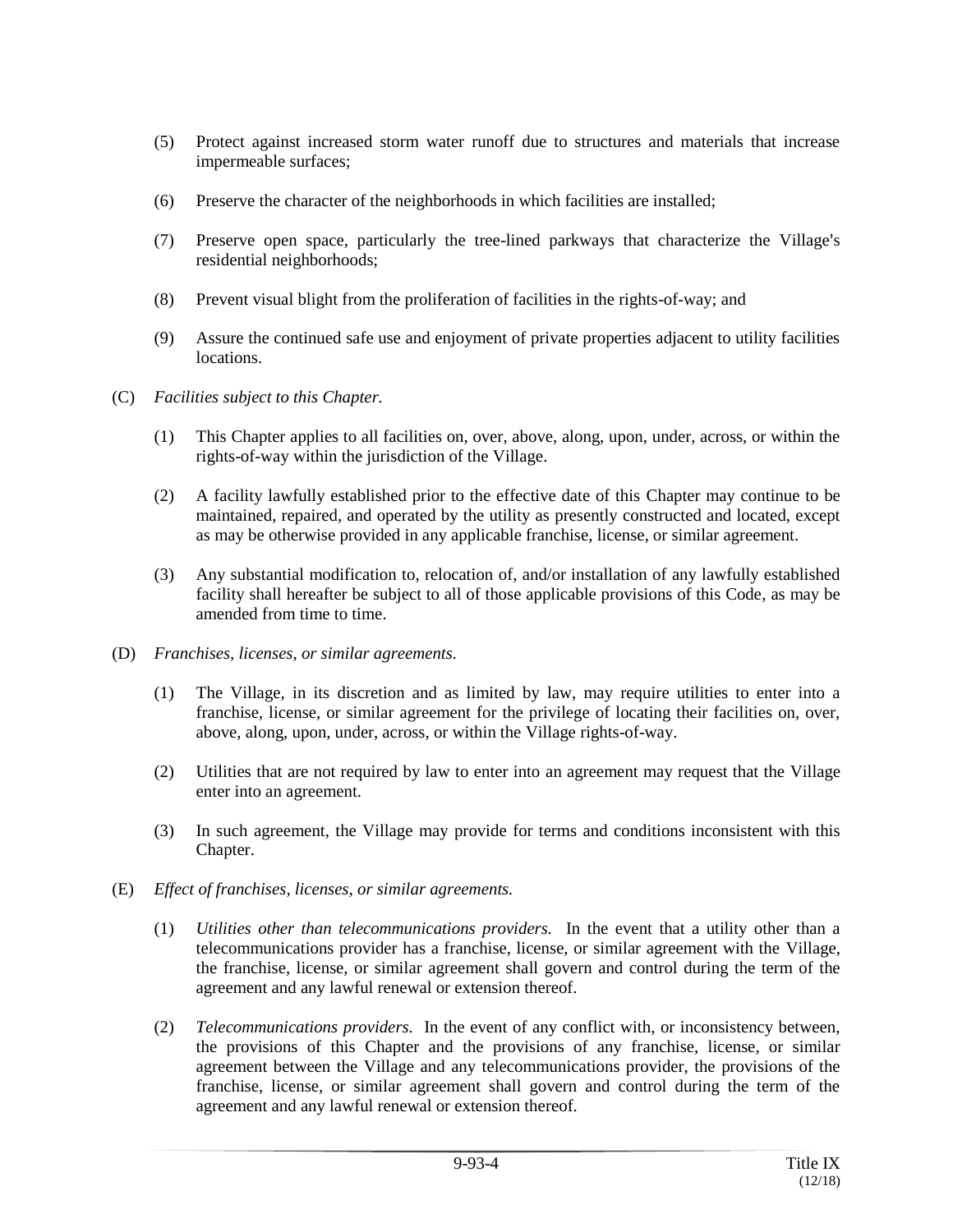(5) Protect against increased storm water runoff due to structures and materials that increase impermeable surfaces;

(6) Preserve the character of the neighborhoods in which facilities are installed;

(7) Preserve open space, particularly the tree-lined parkways that characterize the Village's residential neighborhoods;

(8) Prevent visual blight from the proliferation of facilities in the rights-of-way; and

(9) Assure the continued safe use and enjoyment of private properties adjacent to utility facilities locations.

(C) *Facilities subject to this Chapter.*

(1) This Chapter applies to all facilities on, over, above, along, upon, under, across, or within the rights-of-way within the jurisdiction of the Village.

(2) A facility lawfully established prior to the effective date of this Chapter may continue to be maintained, repaired, and operated by the utility as presently constructed and located, except as may be otherwise provided in any applicable franchise, license, or similar agreement.

(3) Any substantial modification to, relocation of, and/or installation of any lawfully established facility shall hereafter be subject to all of those applicable provisions of this Code, as may be amended from time to time.

(D) *Franchises, licenses, or similar agreements.*

(1) The Village, in its discretion and as limited by law, may require utilities to enter into a franchise, license, or similar agreement for the privilege of locating their facilities on, over, above, along, upon, under, across, or within the Village rights-of-way.

(2) Utilities that are not required by law to enter into an agreement may request that the Village enter into an agreement.

(3) In such agreement, the Village may provide for terms and conditions inconsistent with this Chapter.

(E) *Effect of franchises, licenses, or similar agreements.*

(1) *Utilities other than telecommunications providers.* In the event that a utility other than a telecommunications provider has a franchise, license, or similar agreement with the Village, the franchise, license, or similar agreement shall govern and control during the term of the agreement and any lawful renewal or extension thereof.

(2) *Telecommunications providers.* In the event of any conflict with, or inconsistency between, the provisions of this Chapter and the provisions of any franchise, license, or similar agreement between the Village and any telecommunications provider, the provisions of the franchise, license, or similar agreement shall govern and control during the term of the agreement and any lawful renewal or extension thereof.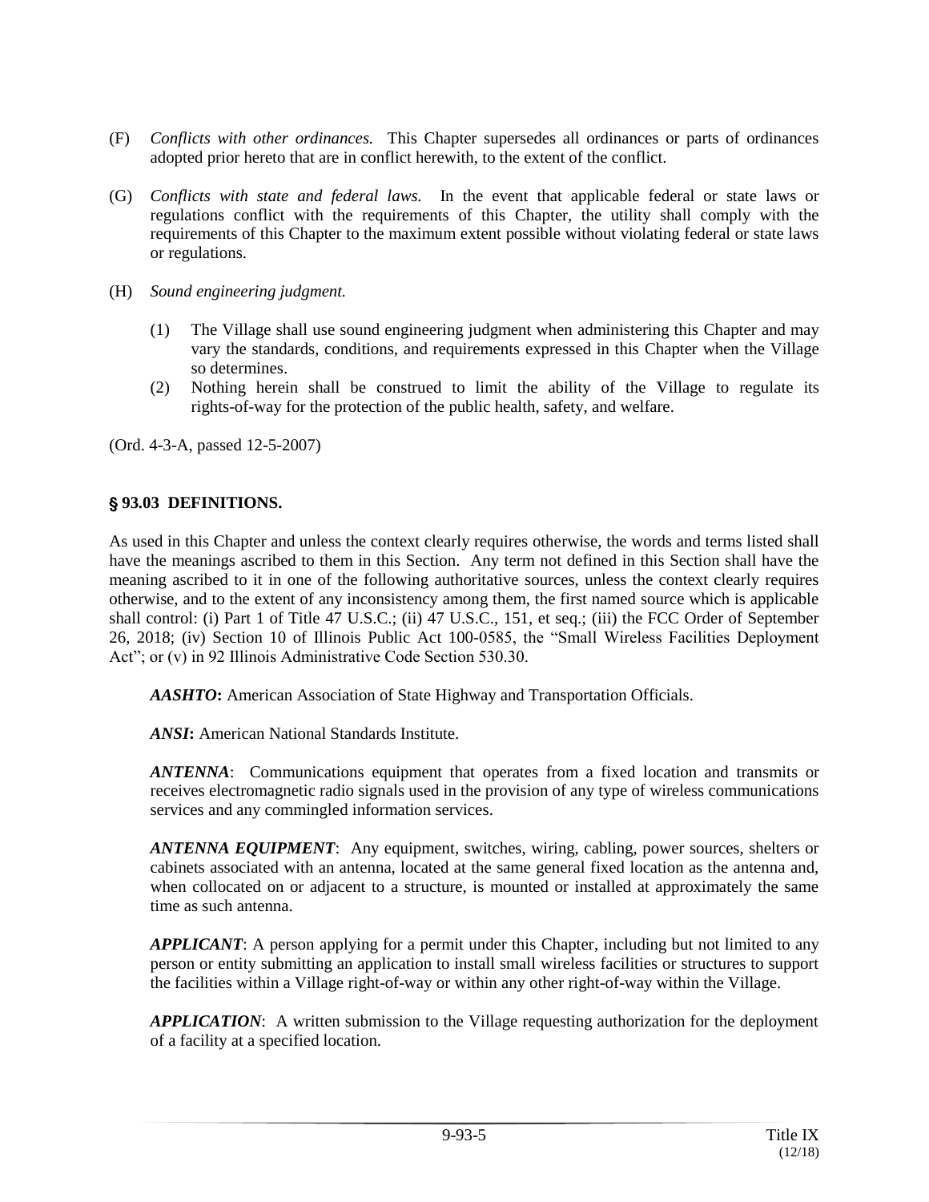(F) *Conflicts with other ordinances.* This Chapter supersedes all ordinances or parts of ordinances adopted prior hereto that are in conflict herewith, to the extent of the conflict.

(G) *Conflicts with state and federal laws.* In the event that applicable federal or state laws or regulations conflict with the requirements of this Chapter, the utility shall comply with the requirements of this Chapter to the maximum extent possible without violating federal or state laws or regulations.

(H) *Sound engineering judgment.*

(1) The Village shall use sound engineering judgment when administering this Chapter and may vary the standards, conditions, and requirements expressed in this Chapter when the Village so determines.

(2) Nothing herein shall be construed to limit the ability of the Village to regulate its rights-of-way for the protection of the public health, safety, and welfare.

(Ord. 4-3-A, passed 12-5-2007)

## § 93.03 DEFINITIONS.

As used in this Chapter and unless the context clearly requires otherwise, the words and terms listed shall have the meanings ascribed to them in this Section. Any term not defined in this Section shall have the meaning ascribed to it in one of the following authoritative sources, unless the context clearly requires otherwise, and to the extent of any inconsistency among them, the first named source which is applicable shall control: (i) Part 1 of Title 47 U.S.C.; (ii) 47 U.S.C., 151, et seq.; (iii) the FCC Order of September 26, 2018; (iv) Section 10 of Illinois Public Act 100-0585, the "Small Wireless Facilities Deployment Act"; or (v) in 92 Illinois Administrative Code Section 530.30.

***AASHTO*:** American Association of State Highway and Transportation Officials.

***ANSI*:** American National Standards Institute.

***ANTENNA***: Communications equipment that operates from a fixed location and transmits or receives electromagnetic radio signals used in the provision of any type of wireless communications services and any commingled information services.

***ANTENNA EQUIPMENT***: Any equipment, switches, wiring, cabling, power sources, shelters or cabinets associated with an antenna, located at the same general fixed location as the antenna and, when collocated on or adjacent to a structure, is mounted or installed at approximately the same time as such antenna.

***APPLICANT***: A person applying for a permit under this Chapter, including but not limited to any person or entity submitting an application to install small wireless facilities or structures to support the facilities within a Village right-of-way or within any other right-of-way within the Village.

***APPLICATION***: A written submission to the Village requesting authorization for the deployment of a facility at a specified location.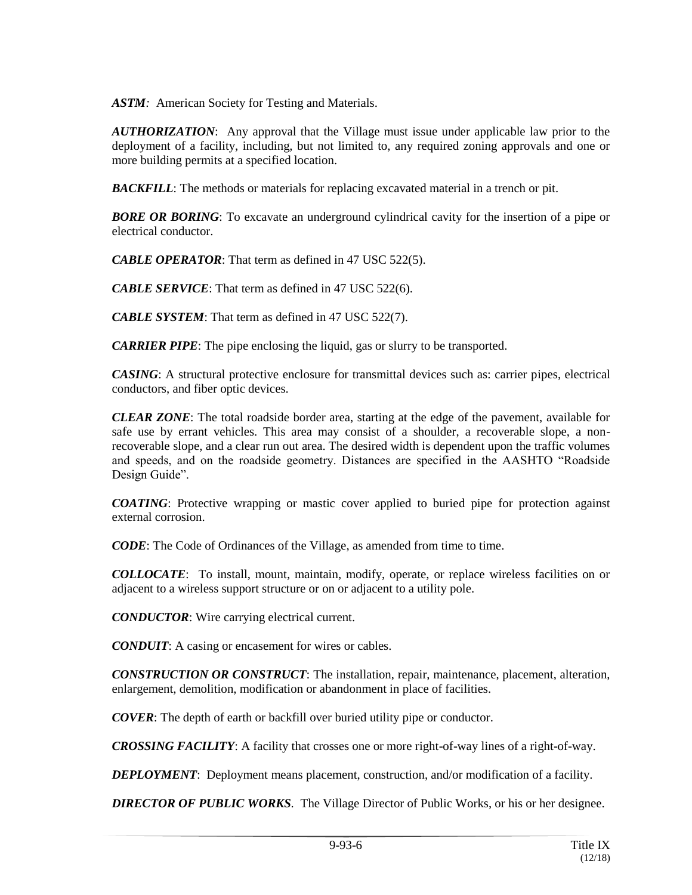***ASTM:*** American Society for Testing and Materials.

***AUTHORIZATION***: Any approval that the Village must issue under applicable law prior to the deployment of a facility, including, but not limited to, any required zoning approvals and one or more building permits at a specified location.

***BACKFILL***: The methods or materials for replacing excavated material in a trench or pit.

***BORE OR BORING***: To excavate an underground cylindrical cavity for the insertion of a pipe or electrical conductor.

***CABLE OPERATOR***: That term as defined in 47 USC 522(5).

***CABLE SERVICE***: That term as defined in 47 USC 522(6).

***CABLE SYSTEM***: That term as defined in 47 USC 522(7).

***CARRIER PIPE***: The pipe enclosing the liquid, gas or slurry to be transported.

***CASING***: A structural protective enclosure for transmittal devices such as: carrier pipes, electrical conductors, and fiber optic devices.

***CLEAR ZONE***: The total roadside border area, starting at the edge of the pavement, available for safe use by errant vehicles. This area may consist of a shoulder, a recoverable slope, a non-recoverable slope, and a clear run out area. The desired width is dependent upon the traffic volumes and speeds, and on the roadside geometry. Distances are specified in the AASHTO "Roadside Design Guide".

***COATING***: Protective wrapping or mastic cover applied to buried pipe for protection against external corrosion.

***CODE***: The Code of Ordinances of the Village, as amended from time to time.

***COLLOCATE***: To install, mount, maintain, modify, operate, or replace wireless facilities on or adjacent to a wireless support structure or on or adjacent to a utility pole.

***CONDUCTOR***: Wire carrying electrical current.

***CONDUIT***: A casing or encasement for wires or cables.

***CONSTRUCTION OR CONSTRUCT***: The installation, repair, maintenance, placement, alteration, enlargement, demolition, modification or abandonment in place of facilities.

***COVER***: The depth of earth or backfill over buried utility pipe or conductor.

***CROSSING FACILITY***: A facility that crosses one or more right-of-way lines of a right-of-way.

***DEPLOYMENT***: Deployment means placement, construction, and/or modification of a facility.

***DIRECTOR OF PUBLIC WORKS***. The Village Director of Public Works, or his or her designee.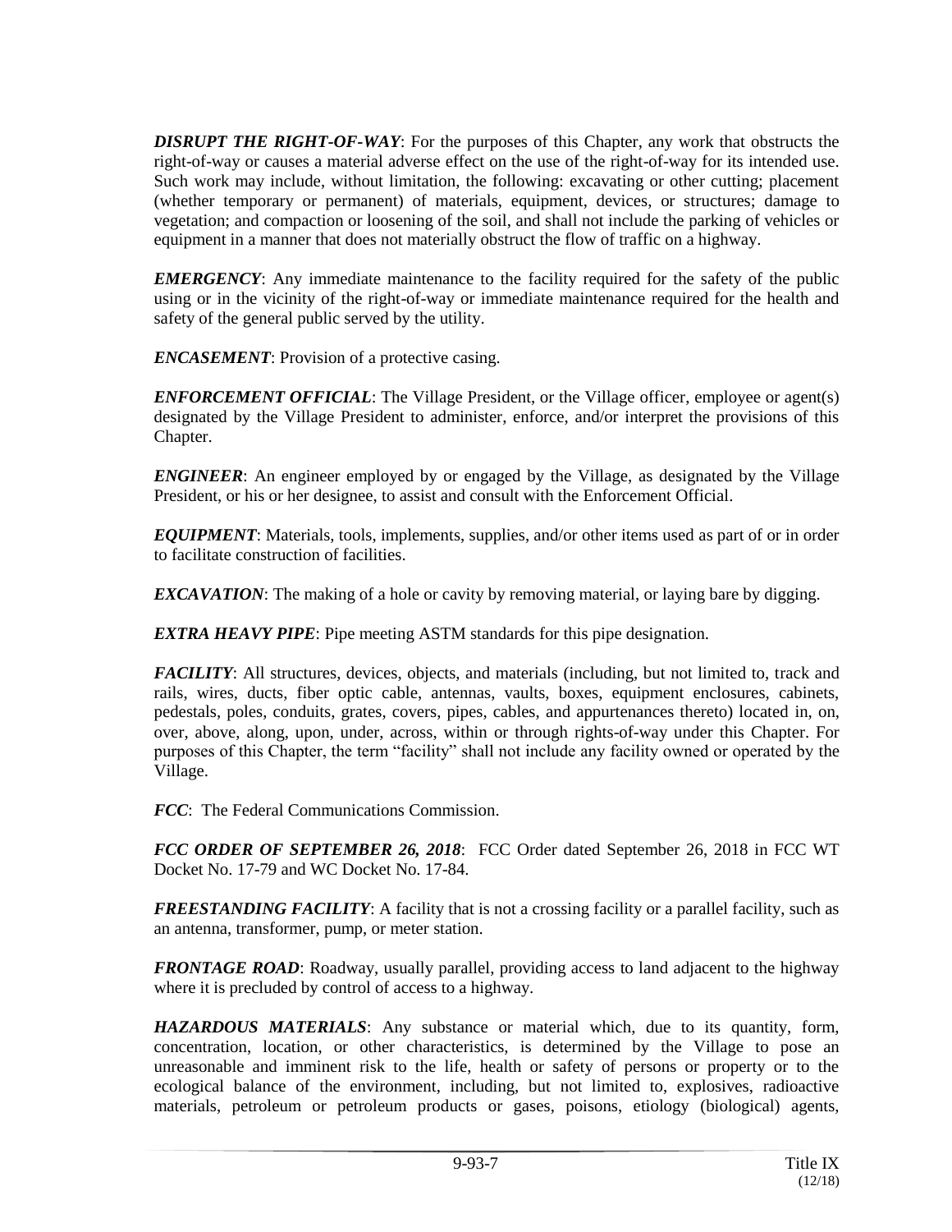***DISRUPT THE RIGHT-OF-WAY***: For the purposes of this Chapter, any work that obstructs the right-of-way or causes a material adverse effect on the use of the right-of-way for its intended use. Such work may include, without limitation, the following: excavating or other cutting; placement (whether temporary or permanent) of materials, equipment, devices, or structures; damage to vegetation; and compaction or loosening of the soil, and shall not include the parking of vehicles or equipment in a manner that does not materially obstruct the flow of traffic on a highway.

***EMERGENCY***: Any immediate maintenance to the facility required for the safety of the public using or in the vicinity of the right-of-way or immediate maintenance required for the health and safety of the general public served by the utility.

***ENCASEMENT***: Provision of a protective casing.

***ENFORCEMENT OFFICIAL***: The Village President, or the Village officer, employee or agent(s) designated by the Village President to administer, enforce, and/or interpret the provisions of this Chapter.

***ENGINEER***: An engineer employed by or engaged by the Village, as designated by the Village President, or his or her designee, to assist and consult with the Enforcement Official.

***EQUIPMENT***: Materials, tools, implements, supplies, and/or other items used as part of or in order to facilitate construction of facilities.

***EXCAVATION***: The making of a hole or cavity by removing material, or laying bare by digging.

***EXTRA HEAVY PIPE***: Pipe meeting ASTM standards for this pipe designation.

***FACILITY***: All structures, devices, objects, and materials (including, but not limited to, track and rails, wires, ducts, fiber optic cable, antennas, vaults, boxes, equipment enclosures, cabinets, pedestals, poles, conduits, grates, covers, pipes, cables, and appurtenances thereto) located in, on, over, above, along, upon, under, across, within or through rights-of-way under this Chapter. For purposes of this Chapter, the term "facility" shall not include any facility owned or operated by the Village.

***FCC***: The Federal Communications Commission.

***FCC ORDER OF SEPTEMBER 26, 2018***: FCC Order dated September 26, 2018 in FCC WT Docket No. 17-79 and WC Docket No. 17-84.

***FREESTANDING FACILITY***: A facility that is not a crossing facility or a parallel facility, such as an antenna, transformer, pump, or meter station.

***FRONTAGE ROAD***: Roadway, usually parallel, providing access to land adjacent to the highway where it is precluded by control of access to a highway.

***HAZARDOUS MATERIALS***: Any substance or material which, due to its quantity, form, concentration, location, or other characteristics, is determined by the Village to pose an unreasonable and imminent risk to the life, health or safety of persons or property or to the ecological balance of the environment, including, but not limited to, explosives, radioactive materials, petroleum or petroleum products or gases, poisons, etiology (biological) agents,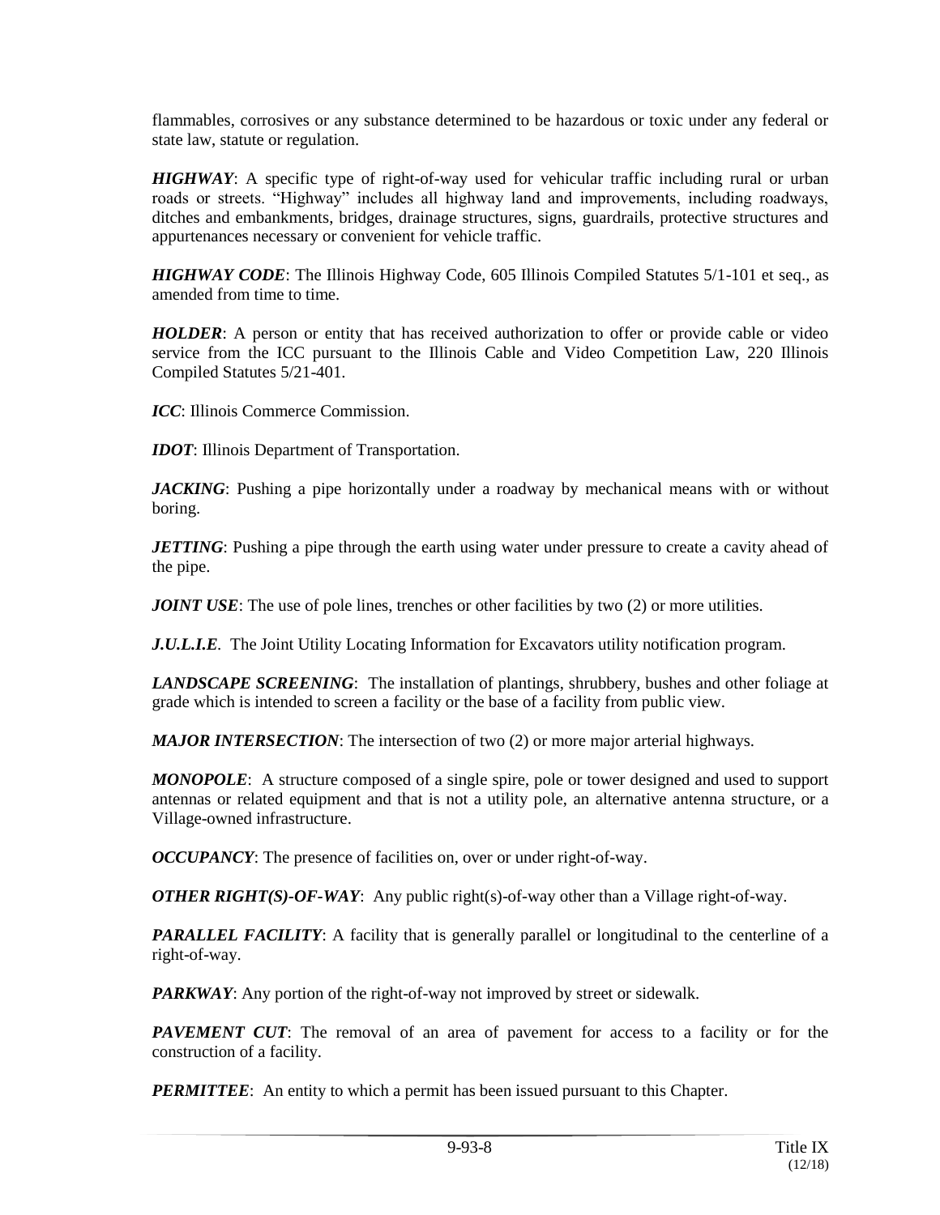flammables, corrosives or any substance determined to be hazardous or toxic under any federal or state law, statute or regulation.

***HIGHWAY***: A specific type of right-of-way used for vehicular traffic including rural or urban roads or streets. "Highway" includes all highway land and improvements, including roadways, ditches and embankments, bridges, drainage structures, signs, guardrails, protective structures and appurtenances necessary or convenient for vehicle traffic.

***HIGHWAY CODE***: The Illinois Highway Code, 605 Illinois Compiled Statutes 5/1-101 et seq., as amended from time to time.

***HOLDER***: A person or entity that has received authorization to offer or provide cable or video service from the ICC pursuant to the Illinois Cable and Video Competition Law, 220 Illinois Compiled Statutes 5/21-401.

***ICC***: Illinois Commerce Commission.

***IDOT***: Illinois Department of Transportation.

***JACKING***: Pushing a pipe horizontally under a roadway by mechanical means with or without boring.

***JETTING***: Pushing a pipe through the earth using water under pressure to create a cavity ahead of the pipe.

***JOINT USE***: The use of pole lines, trenches or other facilities by two (2) or more utilities.

***J.U.L.I.E***. The Joint Utility Locating Information for Excavators utility notification program.

***LANDSCAPE SCREENING***: The installation of plantings, shrubbery, bushes and other foliage at grade which is intended to screen a facility or the base of a facility from public view.

***MAJOR INTERSECTION***: The intersection of two (2) or more major arterial highways.

***MONOPOLE***: A structure composed of a single spire, pole or tower designed and used to support antennas or related equipment and that is not a utility pole, an alternative antenna structure, or a Village-owned infrastructure.

***OCCUPANCY***: The presence of facilities on, over or under right-of-way.

***OTHER RIGHT(S)-OF-WAY***: Any public right(s)-of-way other than a Village right-of-way.

***PARALLEL FACILITY***: A facility that is generally parallel or longitudinal to the centerline of a right-of-way.

***PARKWAY***: Any portion of the right-of-way not improved by street or sidewalk.

***PAVEMENT CUT***: The removal of an area of pavement for access to a facility or for the construction of a facility.

***PERMITTEE***: An entity to which a permit has been issued pursuant to this Chapter.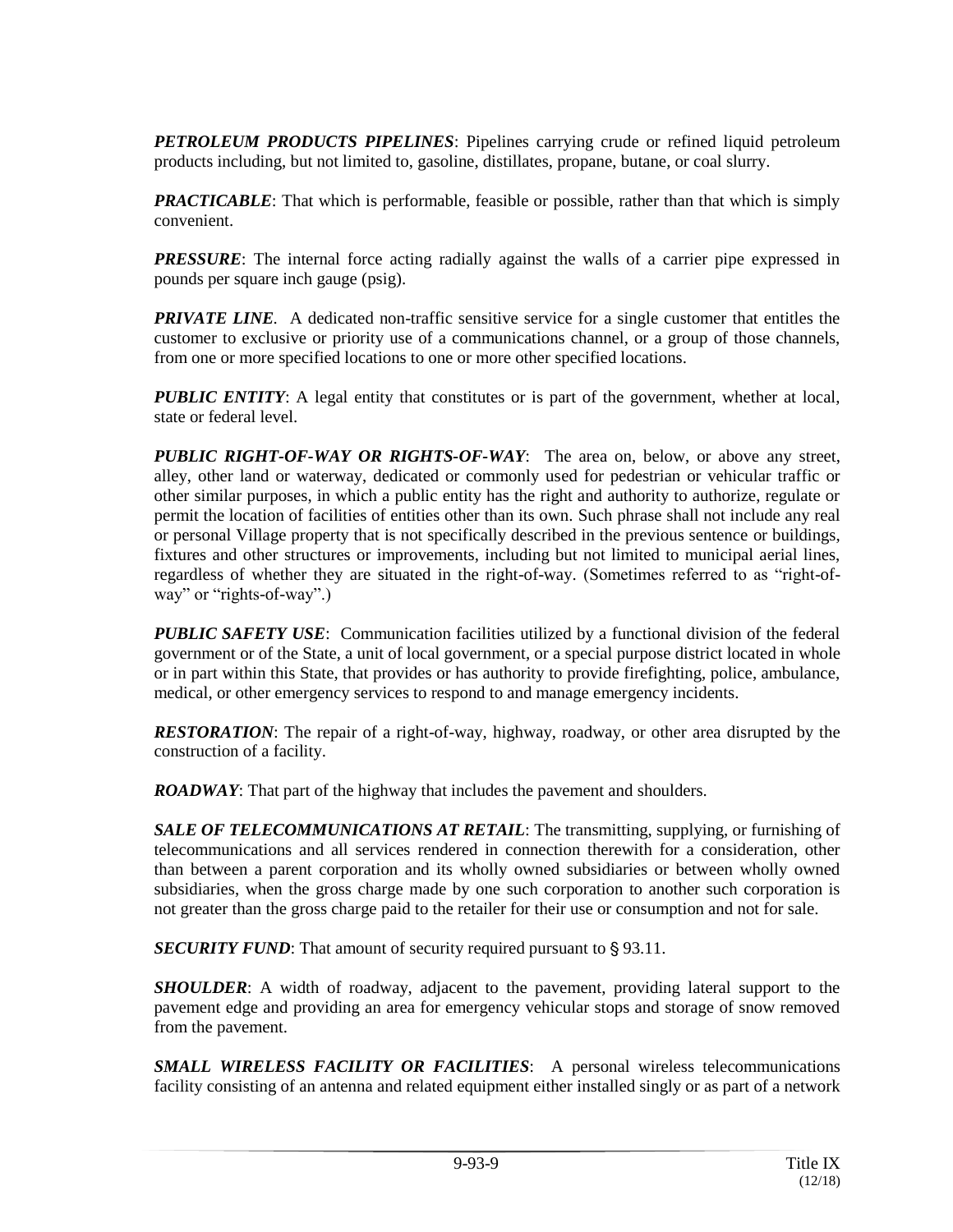***PETROLEUM PRODUCTS PIPELINES***: Pipelines carrying crude or refined liquid petroleum products including, but not limited to, gasoline, distillates, propane, butane, or coal slurry.

***PRACTICABLE***: That which is performable, feasible or possible, rather than that which is simply convenient.

***PRESSURE***: The internal force acting radially against the walls of a carrier pipe expressed in pounds per square inch gauge (psig).

***PRIVATE LINE***. A dedicated non-traffic sensitive service for a single customer that entitles the customer to exclusive or priority use of a communications channel, or a group of those channels, from one or more specified locations to one or more other specified locations.

***PUBLIC ENTITY***: A legal entity that constitutes or is part of the government, whether at local, state or federal level.

***PUBLIC RIGHT-OF-WAY OR RIGHTS-OF-WAY***: The area on, below, or above any street, alley, other land or waterway, dedicated or commonly used for pedestrian or vehicular traffic or other similar purposes, in which a public entity has the right and authority to authorize, regulate or permit the location of facilities of entities other than its own. Such phrase shall not include any real or personal Village property that is not specifically described in the previous sentence or buildings, fixtures and other structures or improvements, including but not limited to municipal aerial lines, regardless of whether they are situated in the right-of-way. (Sometimes referred to as "right-of-way" or "rights-of-way".)

***PUBLIC SAFETY USE***: Communication facilities utilized by a functional division of the federal government or of the State, a unit of local government, or a special purpose district located in whole or in part within this State, that provides or has authority to provide firefighting, police, ambulance, medical, or other emergency services to respond to and manage emergency incidents.

***RESTORATION***: The repair of a right-of-way, highway, roadway, or other area disrupted by the construction of a facility.

***ROADWAY***: That part of the highway that includes the pavement and shoulders.

***SALE OF TELECOMMUNICATIONS AT RETAIL***: The transmitting, supplying, or furnishing of telecommunications and all services rendered in connection therewith for a consideration, other than between a parent corporation and its wholly owned subsidiaries or between wholly owned subsidiaries, when the gross charge made by one such corporation to another such corporation is not greater than the gross charge paid to the retailer for their use or consumption and not for sale.

***SECURITY FUND***: That amount of security required pursuant to § 93.11.

***SHOULDER***: A width of roadway, adjacent to the pavement, providing lateral support to the pavement edge and providing an area for emergency vehicular stops and storage of snow removed from the pavement.

***SMALL WIRELESS FACILITY OR FACILITIES***: A personal wireless telecommunications facility consisting of an antenna and related equipment either installed singly or as part of a network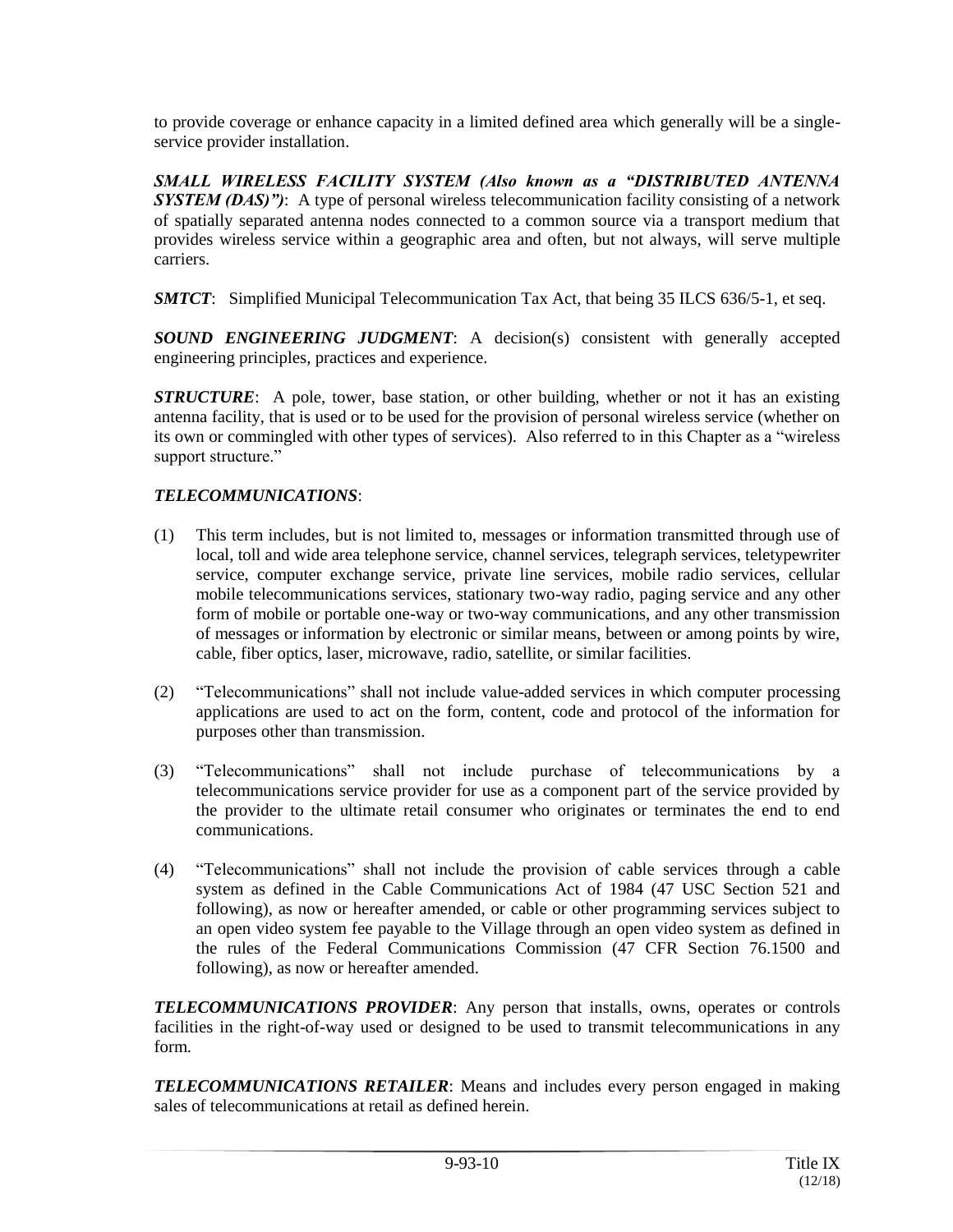to provide coverage or enhance capacity in a limited defined area which generally will be a single-service provider installation.

***SMALL WIRELESS FACILITY SYSTEM (Also known as a "DISTRIBUTED ANTENNA SYSTEM (DAS)")***: A type of personal wireless telecommunication facility consisting of a network of spatially separated antenna nodes connected to a common source via a transport medium that provides wireless service within a geographic area and often, but not always, will serve multiple carriers.

***SMTCT***: Simplified Municipal Telecommunication Tax Act, that being 35 ILCS 636/5-1, et seq.

***SOUND ENGINEERING JUDGMENT***: A decision(s) consistent with generally accepted engineering principles, practices and experience.

***STRUCTURE***: A pole, tower, base station, or other building, whether or not it has an existing antenna facility, that is used or to be used for the provision of personal wireless service (whether on its own or commingled with other types of services). Also referred to in this Chapter as a "wireless support structure."

***TELECOMMUNICATIONS***:

(1) This term includes, but is not limited to, messages or information transmitted through use of local, toll and wide area telephone service, channel services, telegraph services, teletypewriter service, computer exchange service, private line services, mobile radio services, cellular mobile telecommunications services, stationary two-way radio, paging service and any other form of mobile or portable one-way or two-way communications, and any other transmission of messages or information by electronic or similar means, between or among points by wire, cable, fiber optics, laser, microwave, radio, satellite, or similar facilities.

(2) "Telecommunications" shall not include value-added services in which computer processing applications are used to act on the form, content, code and protocol of the information for purposes other than transmission.

(3) "Telecommunications" shall not include purchase of telecommunications by a telecommunications service provider for use as a component part of the service provided by the provider to the ultimate retail consumer who originates or terminates the end to end communications.

(4) "Telecommunications" shall not include the provision of cable services through a cable system as defined in the Cable Communications Act of 1984 (47 USC Section 521 and following), as now or hereafter amended, or cable or other programming services subject to an open video system fee payable to the Village through an open video system as defined in the rules of the Federal Communications Commission (47 CFR Section 76.1500 and following), as now or hereafter amended.

***TELECOMMUNICATIONS PROVIDER***: Any person that installs, owns, operates or controls facilities in the right-of-way used or designed to be used to transmit telecommunications in any form.

***TELECOMMUNICATIONS RETAILER***: Means and includes every person engaged in making sales of telecommunications at retail as defined herein.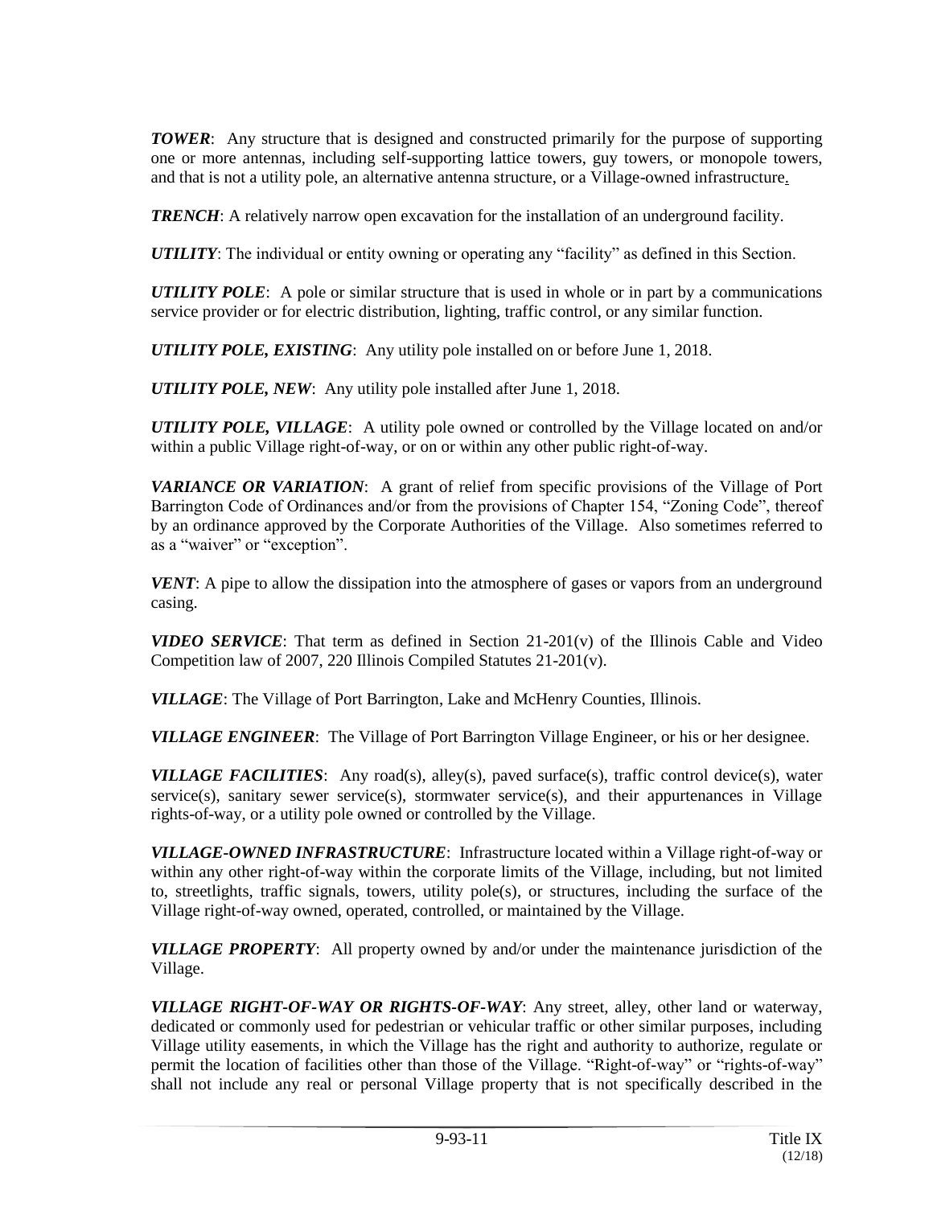***TOWER***: Any structure that is designed and constructed primarily for the purpose of supporting one or more antennas, including self-supporting lattice towers, guy towers, or monopole towers, and that is not a utility pole, an alternative antenna structure, or a Village-owned infrastructure.

***TRENCH***: A relatively narrow open excavation for the installation of an underground facility.

***UTILITY***: The individual or entity owning or operating any "facility" as defined in this Section.

***UTILITY POLE***: A pole or similar structure that is used in whole or in part by a communications service provider or for electric distribution, lighting, traffic control, or any similar function.

***UTILITY POLE, EXISTING***: Any utility pole installed on or before June 1, 2018.

***UTILITY POLE, NEW***: Any utility pole installed after June 1, 2018.

***UTILITY POLE, VILLAGE***: A utility pole owned or controlled by the Village located on and/or within a public Village right-of-way, or on or within any other public right-of-way.

***VARIANCE OR VARIATION***: A grant of relief from specific provisions of the Village of Port Barrington Code of Ordinances and/or from the provisions of Chapter 154, "Zoning Code", thereof by an ordinance approved by the Corporate Authorities of the Village. Also sometimes referred to as a "waiver" or "exception".

***VENT***: A pipe to allow the dissipation into the atmosphere of gases or vapors from an underground casing.

***VIDEO SERVICE***: That term as defined in Section 21-201(v) of the Illinois Cable and Video Competition law of 2007, 220 Illinois Compiled Statutes 21-201(v).

***VILLAGE***: The Village of Port Barrington, Lake and McHenry Counties, Illinois.

***VILLAGE ENGINEER***: The Village of Port Barrington Village Engineer, or his or her designee.

***VILLAGE FACILITIES***: Any road(s), alley(s), paved surface(s), traffic control device(s), water service(s), sanitary sewer service(s), stormwater service(s), and their appurtenances in Village rights-of-way, or a utility pole owned or controlled by the Village.

***VILLAGE-OWNED INFRASTRUCTURE***: Infrastructure located within a Village right-of-way or within any other right-of-way within the corporate limits of the Village, including, but not limited to, streetlights, traffic signals, towers, utility pole(s), or structures, including the surface of the Village right-of-way owned, operated, controlled, or maintained by the Village.

***VILLAGE PROPERTY***: All property owned by and/or under the maintenance jurisdiction of the Village.

***VILLAGE RIGHT-OF-WAY OR RIGHTS-OF-WAY***: Any street, alley, other land or waterway, dedicated or commonly used for pedestrian or vehicular traffic or other similar purposes, including Village utility easements, in which the Village has the right and authority to authorize, regulate or permit the location of facilities other than those of the Village. "Right-of-way" or "rights-of-way" shall not include any real or personal Village property that is not specifically described in the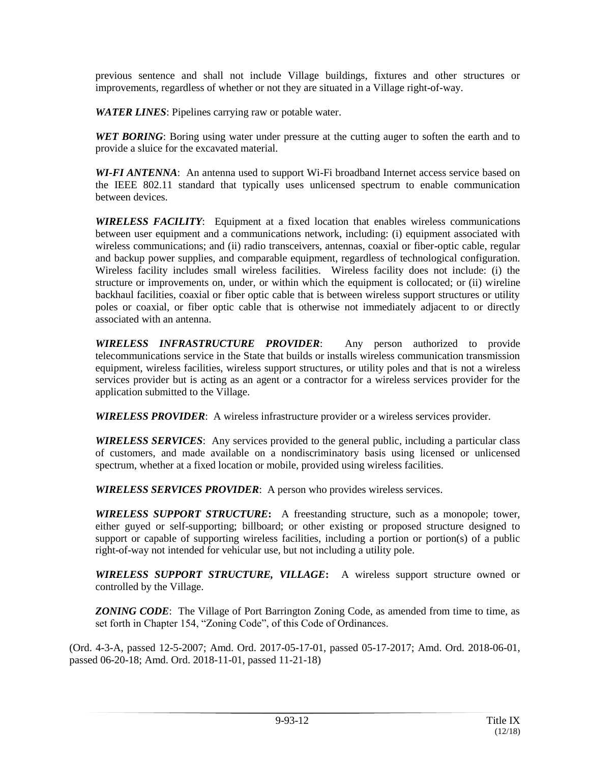previous sentence and shall not include Village buildings, fixtures and other structures or improvements, regardless of whether or not they are situated in a Village right-of-way.

***WATER LINES***: Pipelines carrying raw or potable water.

***WET BORING***: Boring using water under pressure at the cutting auger to soften the earth and to provide a sluice for the excavated material.

***WI-FI ANTENNA***: An antenna used to support Wi-Fi broadband Internet access service based on the IEEE 802.11 standard that typically uses unlicensed spectrum to enable communication between devices.

***WIRELESS FACILITY***: Equipment at a fixed location that enables wireless communications between user equipment and a communications network, including: (i) equipment associated with wireless communications; and (ii) radio transceivers, antennas, coaxial or fiber-optic cable, regular and backup power supplies, and comparable equipment, regardless of technological configuration. Wireless facility includes small wireless facilities. Wireless facility does not include: (i) the structure or improvements on, under, or within which the equipment is collocated; or (ii) wireline backhaul facilities, coaxial or fiber optic cable that is between wireless support structures or utility poles or coaxial, or fiber optic cable that is otherwise not immediately adjacent to or directly associated with an antenna.

***WIRELESS INFRASTRUCTURE PROVIDER***: Any person authorized to provide telecommunications service in the State that builds or installs wireless communication transmission equipment, wireless facilities, wireless support structures, or utility poles and that is not a wireless services provider but is acting as an agent or a contractor for a wireless services provider for the application submitted to the Village.

***WIRELESS PROVIDER***: A wireless infrastructure provider or a wireless services provider.

***WIRELESS SERVICES***: Any services provided to the general public, including a particular class of customers, and made available on a nondiscriminatory basis using licensed or unlicensed spectrum, whether at a fixed location or mobile, provided using wireless facilities.

***WIRELESS SERVICES PROVIDER***: A person who provides wireless services.

***WIRELESS SUPPORT STRUCTURE***: A freestanding structure, such as a monopole; tower, either guyed or self-supporting; billboard; or other existing or proposed structure designed to support or capable of supporting wireless facilities, including a portion or portion(s) of a public right-of-way not intended for vehicular use, but not including a utility pole.

***WIRELESS SUPPORT STRUCTURE, VILLAGE***: A wireless support structure owned or controlled by the Village.

***ZONING CODE***: The Village of Port Barrington Zoning Code, as amended from time to time, as set forth in Chapter 154, "Zoning Code", of this Code of Ordinances.

(Ord. 4-3-A, passed 12-5-2007; Amd. Ord. 2017-05-17-01, passed 05-17-2017; Amd. Ord. 2018-06-01, passed 06-20-18; Amd. Ord. 2018-11-01, passed 11-21-18)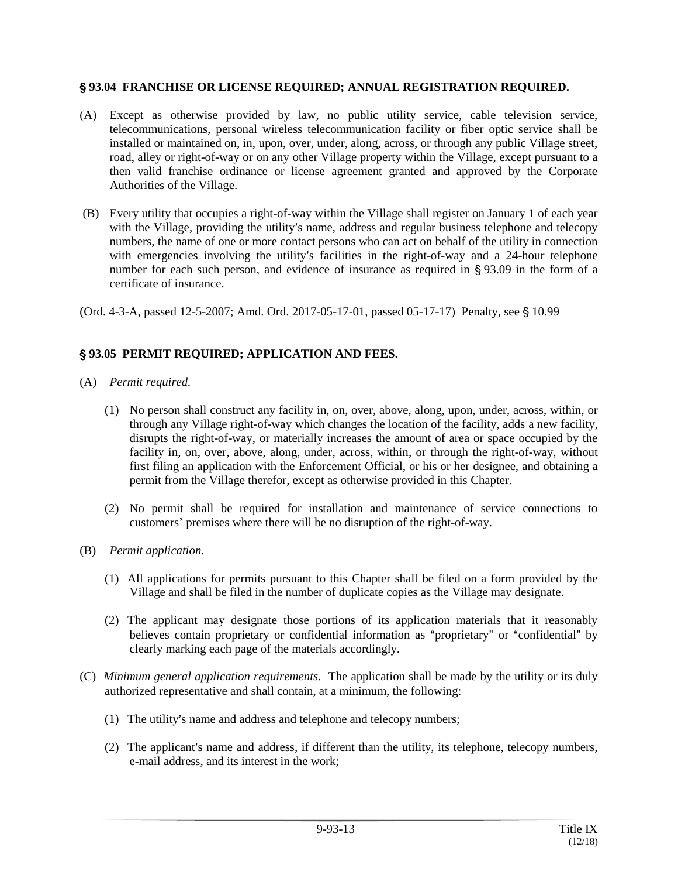### § 93.04 FRANCHISE OR LICENSE REQUIRED; ANNUAL REGISTRATION REQUIRED.

(A) Except as otherwise provided by law, no public utility service, cable television service, telecommunications, personal wireless telecommunication facility or fiber optic service shall be installed or maintained on, in, upon, over, under, along, across, or through any public Village street, road, alley or right-of-way or on any other Village property within the Village, except pursuant to a then valid franchise ordinance or license agreement granted and approved by the Corporate Authorities of the Village.

(B) Every utility that occupies a right-of-way within the Village shall register on January 1 of each year with the Village, providing the utility's name, address and regular business telephone and telecopy numbers, the name of one or more contact persons who can act on behalf of the utility in connection with emergencies involving the utility's facilities in the right-of-way and a 24-hour telephone number for each such person, and evidence of insurance as required in § 93.09 in the form of a certificate of insurance.

(Ord. 4-3-A, passed 12-5-2007; Amd. Ord. 2017-05-17-01, passed 05-17-17) Penalty, see § 10.99

### § 93.05 PERMIT REQUIRED; APPLICATION AND FEES.

(A) *Permit required.*

(1) No person shall construct any facility in, on, over, above, along, upon, under, across, within, or through any Village right-of-way which changes the location of the facility, adds a new facility, disrupts the right-of-way, or materially increases the amount of area or space occupied by the facility in, on, over, above, along, under, across, within, or through the right-of-way, without first filing an application with the Enforcement Official, or his or her designee, and obtaining a permit from the Village therefor, except as otherwise provided in this Chapter.

(2) No permit shall be required for installation and maintenance of service connections to customers' premises where there will be no disruption of the right-of-way.

(B) *Permit application.*

(1) All applications for permits pursuant to this Chapter shall be filed on a form provided by the Village and shall be filed in the number of duplicate copies as the Village may designate.

(2) The applicant may designate those portions of its application materials that it reasonably believes contain proprietary or confidential information as "proprietary" or "confidential" by clearly marking each page of the materials accordingly.

(C) *Minimum general application requirements.* The application shall be made by the utility or its duly authorized representative and shall contain, at a minimum, the following:

(1) The utility's name and address and telephone and telecopy numbers;

(2) The applicant's name and address, if different than the utility, its telephone, telecopy numbers, e-mail address, and its interest in the work;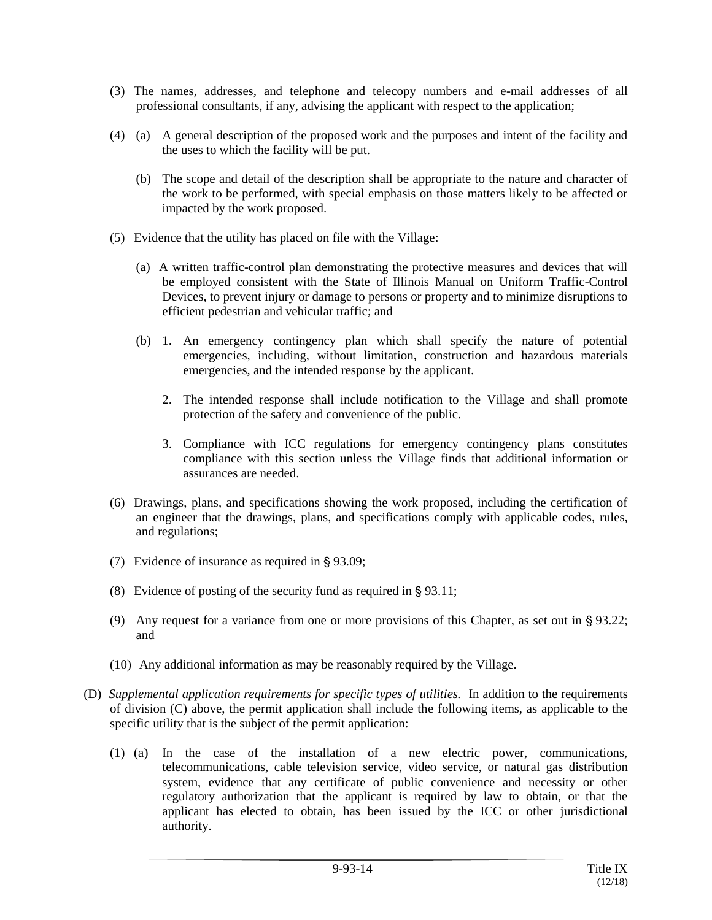(3) The names, addresses, and telephone and telecopy numbers and e-mail addresses of all professional consultants, if any, advising the applicant with respect to the application;

(4) (a) A general description of the proposed work and the purposes and intent of the facility and the uses to which the facility will be put.

(b) The scope and detail of the description shall be appropriate to the nature and character of the work to be performed, with special emphasis on those matters likely to be affected or impacted by the work proposed.

(5) Evidence that the utility has placed on file with the Village:

(a) A written traffic-control plan demonstrating the protective measures and devices that will be employed consistent with the State of Illinois Manual on Uniform Traffic-Control Devices, to prevent injury or damage to persons or property and to minimize disruptions to efficient pedestrian and vehicular traffic; and

(b) 1. An emergency contingency plan which shall specify the nature of potential emergencies, including, without limitation, construction and hazardous materials emergencies, and the intended response by the applicant.

2. The intended response shall include notification to the Village and shall promote protection of the safety and convenience of the public.

3. Compliance with ICC regulations for emergency contingency plans constitutes compliance with this section unless the Village finds that additional information or assurances are needed.

(6) Drawings, plans, and specifications showing the work proposed, including the certification of an engineer that the drawings, plans, and specifications comply with applicable codes, rules, and regulations;

(7) Evidence of insurance as required in § 93.09;

(8) Evidence of posting of the security fund as required in § 93.11;

(9) Any request for a variance from one or more provisions of this Chapter, as set out in § 93.22; and

(10) Any additional information as may be reasonably required by the Village.

(D) *Supplemental application requirements for specific types of utilities.* In addition to the requirements of division (C) above, the permit application shall include the following items, as applicable to the specific utility that is the subject of the permit application:

(1) (a) In the case of the installation of a new electric power, communications, telecommunications, cable television service, video service, or natural gas distribution system, evidence that any certificate of public convenience and necessity or other regulatory authorization that the applicant is required by law to obtain, or that the applicant has elected to obtain, has been issued by the ICC or other jurisdictional authority.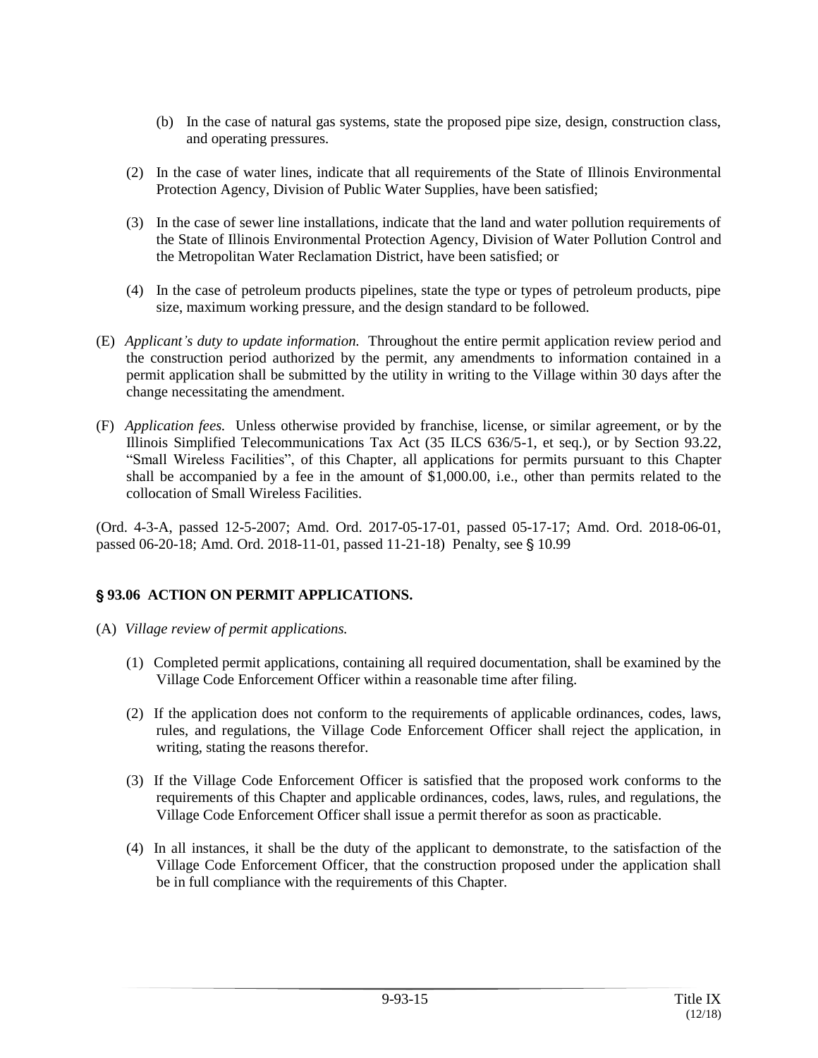(b) In the case of natural gas systems, state the proposed pipe size, design, construction class, and operating pressures.

(2) In the case of water lines, indicate that all requirements of the State of Illinois Environmental Protection Agency, Division of Public Water Supplies, have been satisfied;

(3) In the case of sewer line installations, indicate that the land and water pollution requirements of the State of Illinois Environmental Protection Agency, Division of Water Pollution Control and the Metropolitan Water Reclamation District, have been satisfied; or

(4) In the case of petroleum products pipelines, state the type or types of petroleum products, pipe size, maximum working pressure, and the design standard to be followed.

(E) *Applicant's duty to update information.* Throughout the entire permit application review period and the construction period authorized by the permit, any amendments to information contained in a permit application shall be submitted by the utility in writing to the Village within 30 days after the change necessitating the amendment.

(F) *Application fees.* Unless otherwise provided by franchise, license, or similar agreement, or by the Illinois Simplified Telecommunications Tax Act (35 ILCS 636/5-1, et seq.), or by Section 93.22, "Small Wireless Facilities", of this Chapter, all applications for permits pursuant to this Chapter shall be accompanied by a fee in the amount of $1,000.00, i.e., other than permits related to the collocation of Small Wireless Facilities.

(Ord. 4-3-A, passed 12-5-2007; Amd. Ord. 2017-05-17-01, passed 05-17-17; Amd. Ord. 2018-06-01, passed 06-20-18; Amd. Ord. 2018-11-01, passed 11-21-18) Penalty, see § 10.99

## § 93.06 ACTION ON PERMIT APPLICATIONS.

(A) *Village review of permit applications.*

(1) Completed permit applications, containing all required documentation, shall be examined by the Village Code Enforcement Officer within a reasonable time after filing.

(2) If the application does not conform to the requirements of applicable ordinances, codes, laws, rules, and regulations, the Village Code Enforcement Officer shall reject the application, in writing, stating the reasons therefor.

(3) If the Village Code Enforcement Officer is satisfied that the proposed work conforms to the requirements of this Chapter and applicable ordinances, codes, laws, rules, and regulations, the Village Code Enforcement Officer shall issue a permit therefor as soon as practicable.

(4) In all instances, it shall be the duty of the applicant to demonstrate, to the satisfaction of the Village Code Enforcement Officer, that the construction proposed under the application shall be in full compliance with the requirements of this Chapter.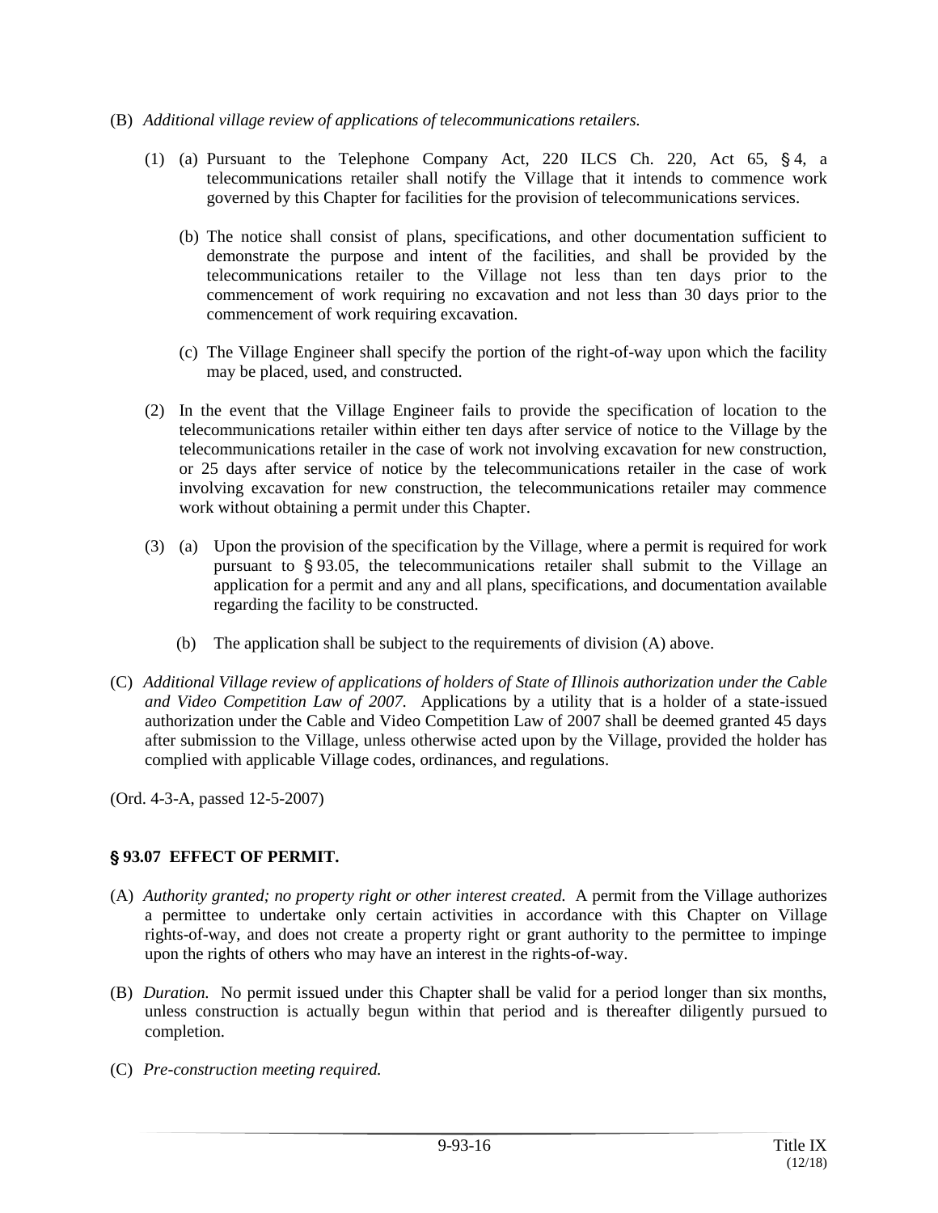(B) *Additional village review of applications of telecommunications retailers.*

(1) (a) Pursuant to the Telephone Company Act, 220 ILCS Ch. 220, Act 65, § 4, a telecommunications retailer shall notify the Village that it intends to commence work governed by this Chapter for facilities for the provision of telecommunications services.

(b) The notice shall consist of plans, specifications, and other documentation sufficient to demonstrate the purpose and intent of the facilities, and shall be provided by the telecommunications retailer to the Village not less than ten days prior to the commencement of work requiring no excavation and not less than 30 days prior to the commencement of work requiring excavation.

(c) The Village Engineer shall specify the portion of the right-of-way upon which the facility may be placed, used, and constructed.

(2) In the event that the Village Engineer fails to provide the specification of location to the telecommunications retailer within either ten days after service of notice to the Village by the telecommunications retailer in the case of work not involving excavation for new construction, or 25 days after service of notice by the telecommunications retailer in the case of work involving excavation for new construction, the telecommunications retailer may commence work without obtaining a permit under this Chapter.

(3) (a) Upon the provision of the specification by the Village, where a permit is required for work pursuant to § 93.05, the telecommunications retailer shall submit to the Village an application for a permit and any and all plans, specifications, and documentation available regarding the facility to be constructed.

(b) The application shall be subject to the requirements of division (A) above.

(C) *Additional Village review of applications of holders of State of Illinois authorization under the Cable and Video Competition Law of 2007.* Applications by a utility that is a holder of a state-issued authorization under the Cable and Video Competition Law of 2007 shall be deemed granted 45 days after submission to the Village, unless otherwise acted upon by the Village, provided the holder has complied with applicable Village codes, ordinances, and regulations.

(Ord. 4-3-A, passed 12-5-2007)

## § 93.07 EFFECT OF PERMIT.

(A) *Authority granted; no property right or other interest created.* A permit from the Village authorizes a permittee to undertake only certain activities in accordance with this Chapter on Village rights-of-way, and does not create a property right or grant authority to the permittee to impinge upon the rights of others who may have an interest in the rights-of-way.

(B) *Duration.* No permit issued under this Chapter shall be valid for a period longer than six months, unless construction is actually begun within that period and is thereafter diligently pursued to completion.

(C) *Pre-construction meeting required.*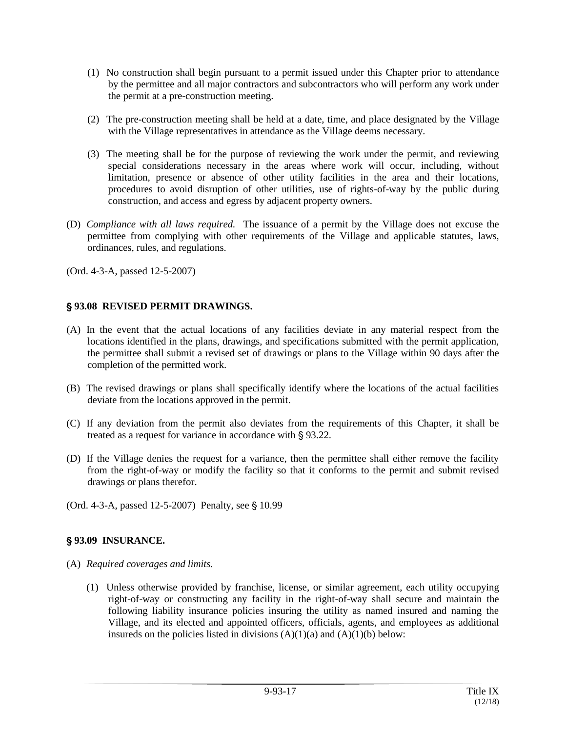(1) No construction shall begin pursuant to a permit issued under this Chapter prior to attendance by the permittee and all major contractors and subcontractors who will perform any work under the permit at a pre-construction meeting.

(2) The pre-construction meeting shall be held at a date, time, and place designated by the Village with the Village representatives in attendance as the Village deems necessary.

(3) The meeting shall be for the purpose of reviewing the work under the permit, and reviewing special considerations necessary in the areas where work will occur, including, without limitation, presence or absence of other utility facilities in the area and their locations, procedures to avoid disruption of other utilities, use of rights-of-way by the public during construction, and access and egress by adjacent property owners.

(D) *Compliance with all laws required.* The issuance of a permit by the Village does not excuse the permittee from complying with other requirements of the Village and applicable statutes, laws, ordinances, rules, and regulations.

(Ord. 4-3-A, passed 12-5-2007)

### § 93.08 REVISED PERMIT DRAWINGS.

(A) In the event that the actual locations of any facilities deviate in any material respect from the locations identified in the plans, drawings, and specifications submitted with the permit application, the permittee shall submit a revised set of drawings or plans to the Village within 90 days after the completion of the permitted work.

(B) The revised drawings or plans shall specifically identify where the locations of the actual facilities deviate from the locations approved in the permit.

(C) If any deviation from the permit also deviates from the requirements of this Chapter, it shall be treated as a request for variance in accordance with § 93.22.

(D) If the Village denies the request for a variance, then the permittee shall either remove the facility from the right-of-way or modify the facility so that it conforms to the permit and submit revised drawings or plans therefor.

(Ord. 4-3-A, passed 12-5-2007) Penalty, see § 10.99

### § 93.09 INSURANCE.

(A) *Required coverages and limits.*

(1) Unless otherwise provided by franchise, license, or similar agreement, each utility occupying right-of-way or constructing any facility in the right-of-way shall secure and maintain the following liability insurance policies insuring the utility as named insured and naming the Village, and its elected and appointed officers, officials, agents, and employees as additional insureds on the policies listed in divisions (A)(1)(a) and (A)(1)(b) below: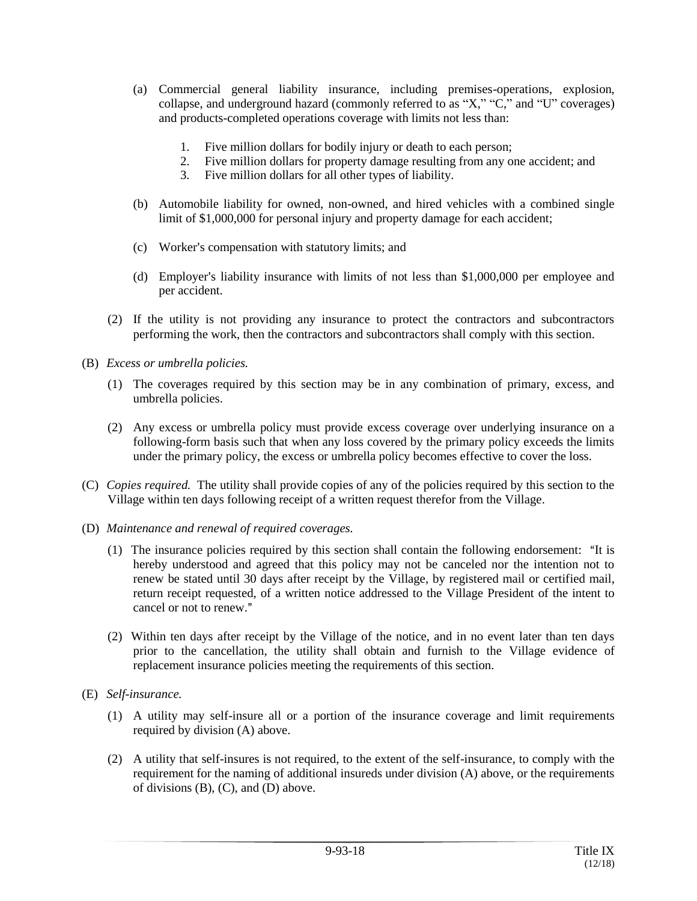(a) Commercial general liability insurance, including premises-operations, explosion, collapse, and underground hazard (commonly referred to as "X," "C," and "U" coverages) and products-completed operations coverage with limits not less than:

1. Five million dollars for bodily injury or death to each person;
2. Five million dollars for property damage resulting from any one accident; and
3. Five million dollars for all other types of liability.

(b) Automobile liability for owned, non-owned, and hired vehicles with a combined single limit of $1,000,000 for personal injury and property damage for each accident;

(c) Worker's compensation with statutory limits; and

(d) Employer's liability insurance with limits of not less than $1,000,000 per employee and per accident.

(2) If the utility is not providing any insurance to protect the contractors and subcontractors performing the work, then the contractors and subcontractors shall comply with this section.

(B) *Excess or umbrella policies.*

(1) The coverages required by this section may be in any combination of primary, excess, and umbrella policies.

(2) Any excess or umbrella policy must provide excess coverage over underlying insurance on a following-form basis such that when any loss covered by the primary policy exceeds the limits under the primary policy, the excess or umbrella policy becomes effective to cover the loss.

(C) *Copies required.* The utility shall provide copies of any of the policies required by this section to the Village within ten days following receipt of a written request therefor from the Village.

(D) *Maintenance and renewal of required coverages.*

(1) The insurance policies required by this section shall contain the following endorsement: "It is hereby understood and agreed that this policy may not be canceled nor the intention not to renew be stated until 30 days after receipt by the Village, by registered mail or certified mail, return receipt requested, of a written notice addressed to the Village President of the intent to cancel or not to renew."

(2) Within ten days after receipt by the Village of the notice, and in no event later than ten days prior to the cancellation, the utility shall obtain and furnish to the Village evidence of replacement insurance policies meeting the requirements of this section.

(E) *Self-insurance.*

(1) A utility may self-insure all or a portion of the insurance coverage and limit requirements required by division (A) above.

(2) A utility that self-insures is not required, to the extent of the self-insurance, to comply with the requirement for the naming of additional insureds under division (A) above, or the requirements of divisions (B), (C), and (D) above.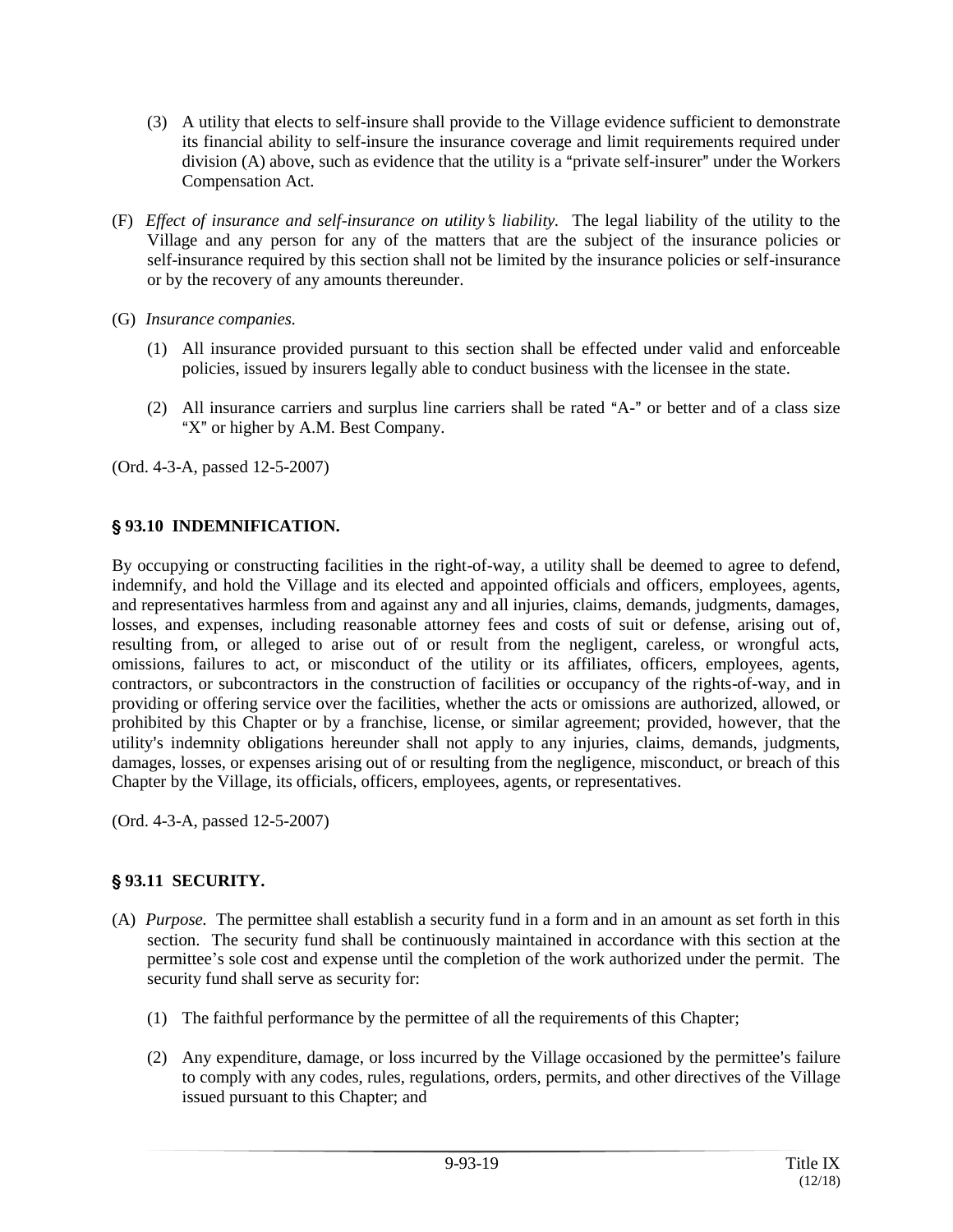(3) A utility that elects to self-insure shall provide to the Village evidence sufficient to demonstrate its financial ability to self-insure the insurance coverage and limit requirements required under division (A) above, such as evidence that the utility is a "private self-insurer" under the Workers Compensation Act.

(F) *Effect of insurance and self-insurance on utility's liability.* The legal liability of the utility to the Village and any person for any of the matters that are the subject of the insurance policies or self-insurance required by this section shall not be limited by the insurance policies or self-insurance or by the recovery of any amounts thereunder.

(G) *Insurance companies.*

(1) All insurance provided pursuant to this section shall be effected under valid and enforceable policies, issued by insurers legally able to conduct business with the licensee in the state.

(2) All insurance carriers and surplus line carriers shall be rated "A-" or better and of a class size "X" or higher by A.M. Best Company.

(Ord. 4-3-A, passed 12-5-2007)

## § 93.10 INDEMNIFICATION.

By occupying or constructing facilities in the right-of-way, a utility shall be deemed to agree to defend, indemnify, and hold the Village and its elected and appointed officials and officers, employees, agents, and representatives harmless from and against any and all injuries, claims, demands, judgments, damages, losses, and expenses, including reasonable attorney fees and costs of suit or defense, arising out of, resulting from, or alleged to arise out of or result from the negligent, careless, or wrongful acts, omissions, failures to act, or misconduct of the utility or its affiliates, officers, employees, agents, contractors, or subcontractors in the construction of facilities or occupancy of the rights-of-way, and in providing or offering service over the facilities, whether the acts or omissions are authorized, allowed, or prohibited by this Chapter or by a franchise, license, or similar agreement; provided, however, that the utility's indemnity obligations hereunder shall not apply to any injuries, claims, demands, judgments, damages, losses, or expenses arising out of or resulting from the negligence, misconduct, or breach of this Chapter by the Village, its officials, officers, employees, agents, or representatives.

(Ord. 4-3-A, passed 12-5-2007)

## § 93.11 SECURITY.

(A) *Purpose.* The permittee shall establish a security fund in a form and in an amount as set forth in this section. The security fund shall be continuously maintained in accordance with this section at the permittee's sole cost and expense until the completion of the work authorized under the permit. The security fund shall serve as security for:

(1) The faithful performance by the permittee of all the requirements of this Chapter;

(2) Any expenditure, damage, or loss incurred by the Village occasioned by the permittee's failure to comply with any codes, rules, regulations, orders, permits, and other directives of the Village issued pursuant to this Chapter; and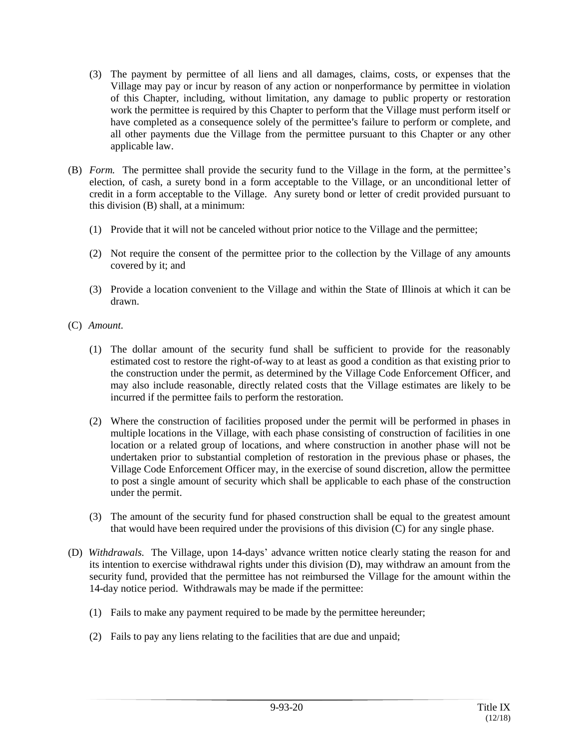(3) The payment by permittee of all liens and all damages, claims, costs, or expenses that the Village may pay or incur by reason of any action or nonperformance by permittee in violation of this Chapter, including, without limitation, any damage to public property or restoration work the permittee is required by this Chapter to perform that the Village must perform itself or have completed as a consequence solely of the permittee's failure to perform or complete, and all other payments due the Village from the permittee pursuant to this Chapter or any other applicable law.

(B) *Form.* The permittee shall provide the security fund to the Village in the form, at the permittee's election, of cash, a surety bond in a form acceptable to the Village, or an unconditional letter of credit in a form acceptable to the Village. Any surety bond or letter of credit provided pursuant to this division (B) shall, at a minimum:

(1) Provide that it will not be canceled without prior notice to the Village and the permittee;

(2) Not require the consent of the permittee prior to the collection by the Village of any amounts covered by it; and

(3) Provide a location convenient to the Village and within the State of Illinois at which it can be drawn.

(C) *Amount.*

(1) The dollar amount of the security fund shall be sufficient to provide for the reasonably estimated cost to restore the right-of-way to at least as good a condition as that existing prior to the construction under the permit, as determined by the Village Code Enforcement Officer, and may also include reasonable, directly related costs that the Village estimates are likely to be incurred if the permittee fails to perform the restoration.

(2) Where the construction of facilities proposed under the permit will be performed in phases in multiple locations in the Village, with each phase consisting of construction of facilities in one location or a related group of locations, and where construction in another phase will not be undertaken prior to substantial completion of restoration in the previous phase or phases, the Village Code Enforcement Officer may, in the exercise of sound discretion, allow the permittee to post a single amount of security which shall be applicable to each phase of the construction under the permit.

(3) The amount of the security fund for phased construction shall be equal to the greatest amount that would have been required under the provisions of this division (C) for any single phase.

(D) *Withdrawals.* The Village, upon 14-days' advance written notice clearly stating the reason for and its intention to exercise withdrawal rights under this division (D), may withdraw an amount from the security fund, provided that the permittee has not reimbursed the Village for the amount within the 14-day notice period. Withdrawals may be made if the permittee:

(1) Fails to make any payment required to be made by the permittee hereunder;

(2) Fails to pay any liens relating to the facilities that are due and unpaid;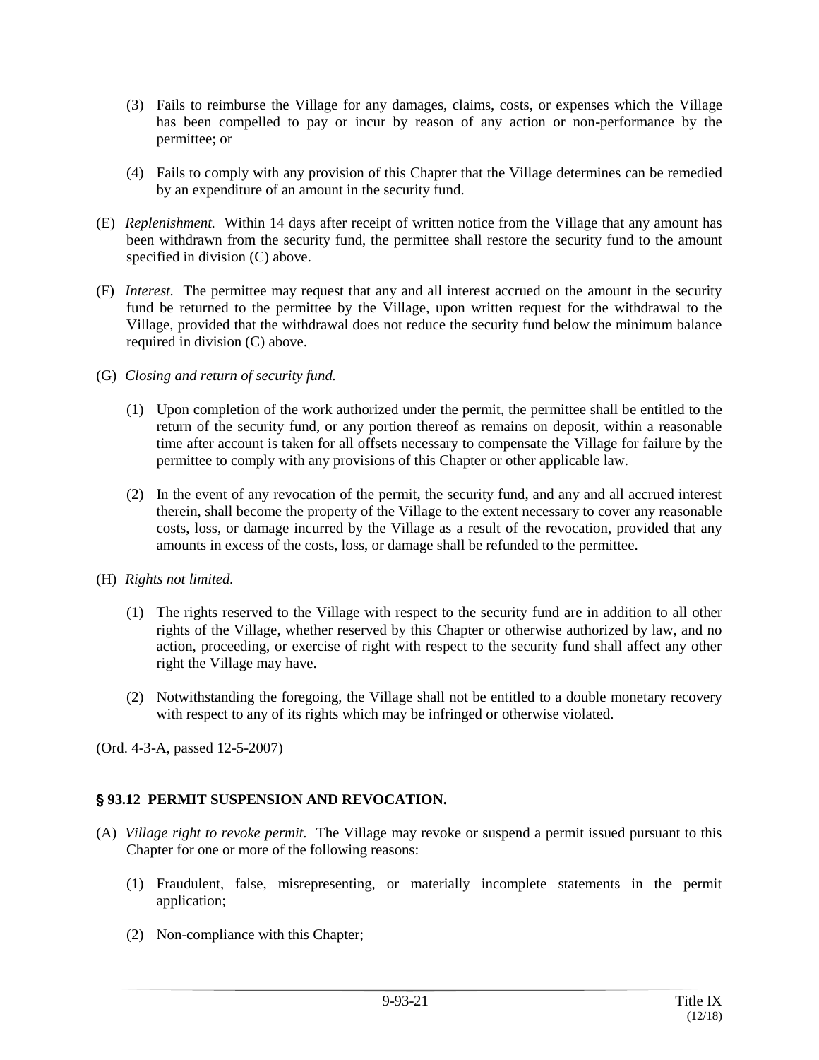(3) Fails to reimburse the Village for any damages, claims, costs, or expenses which the Village has been compelled to pay or incur by reason of any action or non-performance by the permittee; or

(4) Fails to comply with any provision of this Chapter that the Village determines can be remedied by an expenditure of an amount in the security fund.

(E) *Replenishment.* Within 14 days after receipt of written notice from the Village that any amount has been withdrawn from the security fund, the permittee shall restore the security fund to the amount specified in division (C) above.

(F) *Interest.* The permittee may request that any and all interest accrued on the amount in the security fund be returned to the permittee by the Village, upon written request for the withdrawal to the Village, provided that the withdrawal does not reduce the security fund below the minimum balance required in division (C) above.

(G) *Closing and return of security fund.*

(1) Upon completion of the work authorized under the permit, the permittee shall be entitled to the return of the security fund, or any portion thereof as remains on deposit, within a reasonable time after account is taken for all offsets necessary to compensate the Village for failure by the permittee to comply with any provisions of this Chapter or other applicable law.

(2) In the event of any revocation of the permit, the security fund, and any and all accrued interest therein, shall become the property of the Village to the extent necessary to cover any reasonable costs, loss, or damage incurred by the Village as a result of the revocation, provided that any amounts in excess of the costs, loss, or damage shall be refunded to the permittee.

(H) *Rights not limited.*

(1) The rights reserved to the Village with respect to the security fund are in addition to all other rights of the Village, whether reserved by this Chapter or otherwise authorized by law, and no action, proceeding, or exercise of right with respect to the security fund shall affect any other right the Village may have.

(2) Notwithstanding the foregoing, the Village shall not be entitled to a double monetary recovery with respect to any of its rights which may be infringed or otherwise violated.

(Ord. 4-3-A, passed 12-5-2007)

## § 93.12 PERMIT SUSPENSION AND REVOCATION.

(A) *Village right to revoke permit.* The Village may revoke or suspend a permit issued pursuant to this Chapter for one or more of the following reasons:

(1) Fraudulent, false, misrepresenting, or materially incomplete statements in the permit application;

(2) Non-compliance with this Chapter;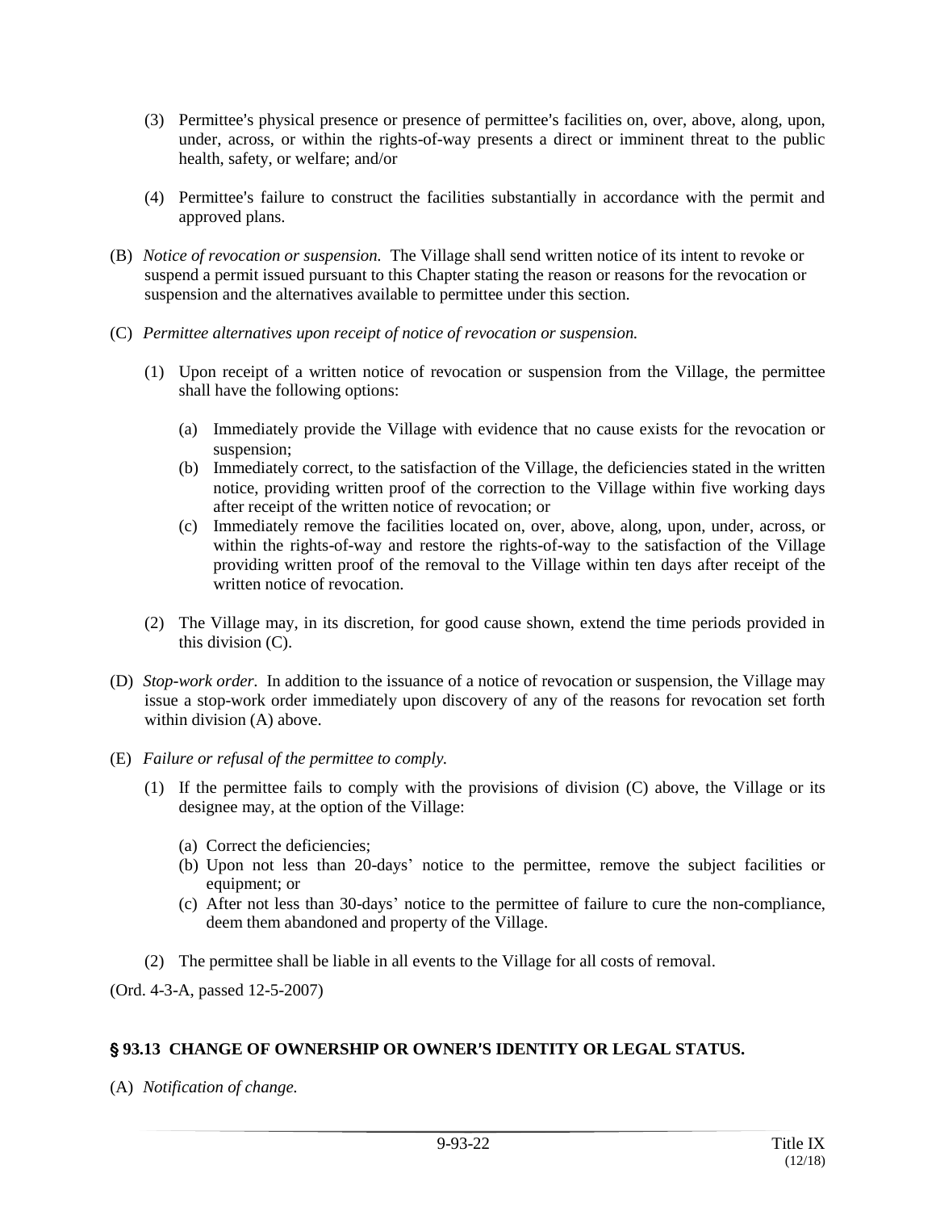(3) Permittee's physical presence or presence of permittee's facilities on, over, above, along, upon, under, across, or within the rights-of-way presents a direct or imminent threat to the public health, safety, or welfare; and/or

(4) Permittee's failure to construct the facilities substantially in accordance with the permit and approved plans.

(B) *Notice of revocation or suspension.* The Village shall send written notice of its intent to revoke or suspend a permit issued pursuant to this Chapter stating the reason or reasons for the revocation or suspension and the alternatives available to permittee under this section.

(C) *Permittee alternatives upon receipt of notice of revocation or suspension.*

(1) Upon receipt of a written notice of revocation or suspension from the Village, the permittee shall have the following options:

(a) Immediately provide the Village with evidence that no cause exists for the revocation or suspension;

(b) Immediately correct, to the satisfaction of the Village, the deficiencies stated in the written notice, providing written proof of the correction to the Village within five working days after receipt of the written notice of revocation; or

(c) Immediately remove the facilities located on, over, above, along, upon, under, across, or within the rights-of-way and restore the rights-of-way to the satisfaction of the Village providing written proof of the removal to the Village within ten days after receipt of the written notice of revocation.

(2) The Village may, in its discretion, for good cause shown, extend the time periods provided in this division (C).

(D) *Stop-work order.* In addition to the issuance of a notice of revocation or suspension, the Village may issue a stop-work order immediately upon discovery of any of the reasons for revocation set forth within division (A) above.

(E) *Failure or refusal of the permittee to comply.*

(1) If the permittee fails to comply with the provisions of division (C) above, the Village or its designee may, at the option of the Village:

(a) Correct the deficiencies;

(b) Upon not less than 20-days' notice to the permittee, remove the subject facilities or equipment; or

(c) After not less than 30-days' notice to the permittee of failure to cure the non-compliance, deem them abandoned and property of the Village.

(2) The permittee shall be liable in all events to the Village for all costs of removal.

(Ord. 4-3-A, passed 12-5-2007)

## § 93.13 CHANGE OF OWNERSHIP OR OWNER'S IDENTITY OR LEGAL STATUS.

(A) *Notification of change.*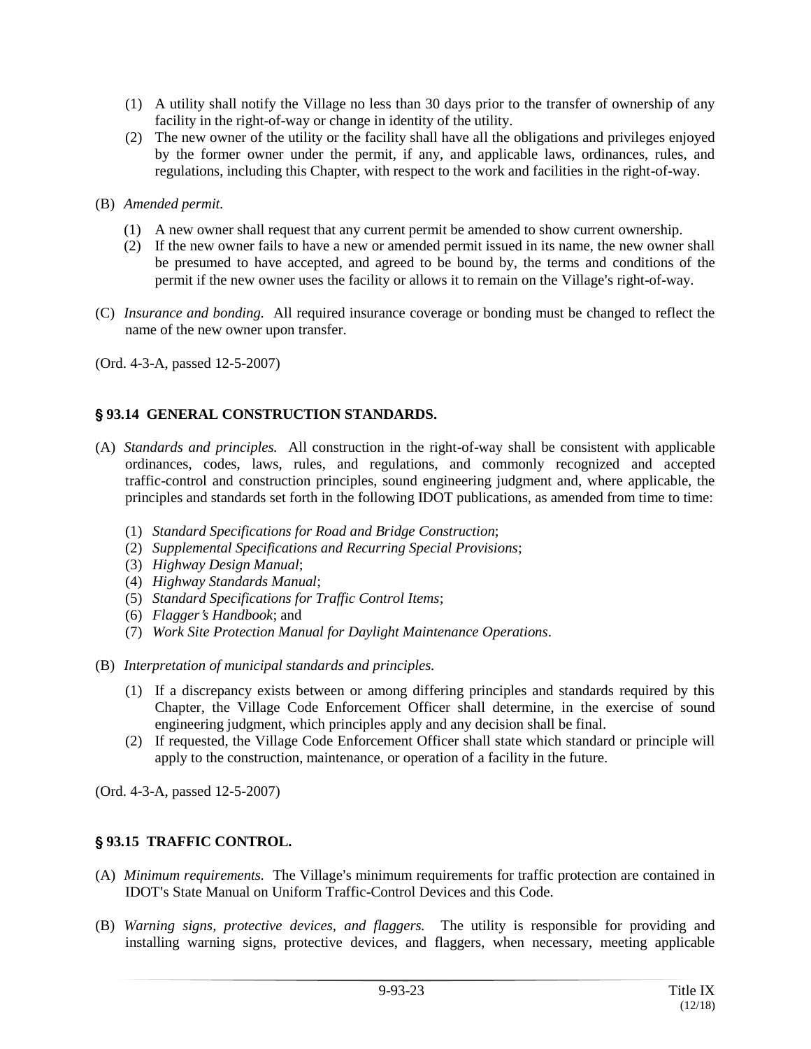(1) A utility shall notify the Village no less than 30 days prior to the transfer of ownership of any facility in the right-of-way or change in identity of the utility.
(2) The new owner of the utility or the facility shall have all the obligations and privileges enjoyed by the former owner under the permit, if any, and applicable laws, ordinances, rules, and regulations, including this Chapter, with respect to the work and facilities in the right-of-way.

(B) *Amended permit.*

(1) A new owner shall request that any current permit be amended to show current ownership.
(2) If the new owner fails to have a new or amended permit issued in its name, the new owner shall be presumed to have accepted, and agreed to be bound by, the terms and conditions of the permit if the new owner uses the facility or allows it to remain on the Village's right-of-way.

(C) *Insurance and bonding.* All required insurance coverage or bonding must be changed to reflect the name of the new owner upon transfer.

(Ord. 4-3-A, passed 12-5-2007)

## § 93.14 GENERAL CONSTRUCTION STANDARDS.

(A) *Standards and principles.* All construction in the right-of-way shall be consistent with applicable ordinances, codes, laws, rules, and regulations, and commonly recognized and accepted traffic-control and construction principles, sound engineering judgment and, where applicable, the principles and standards set forth in the following IDOT publications, as amended from time to time:

(1) *Standard Specifications for Road and Bridge Construction*;
(2) *Supplemental Specifications and Recurring Special Provisions*;
(3) *Highway Design Manual*;
(4) *Highway Standards Manual*;
(5) *Standard Specifications for Traffic Control Items*;
(6) *Flagger's Handbook*; and
(7) *Work Site Protection Manual for Daylight Maintenance Operations*.

(B) *Interpretation of municipal standards and principles.*

(1) If a discrepancy exists between or among differing principles and standards required by this Chapter, the Village Code Enforcement Officer shall determine, in the exercise of sound engineering judgment, which principles apply and any decision shall be final.
(2) If requested, the Village Code Enforcement Officer shall state which standard or principle will apply to the construction, maintenance, or operation of a facility in the future.

(Ord. 4-3-A, passed 12-5-2007)

## § 93.15 TRAFFIC CONTROL.

(A) *Minimum requirements.* The Village's minimum requirements for traffic protection are contained in IDOT's State Manual on Uniform Traffic-Control Devices and this Code.

(B) *Warning signs, protective devices, and flaggers.* The utility is responsible for providing and installing warning signs, protective devices, and flaggers, when necessary, meeting applicable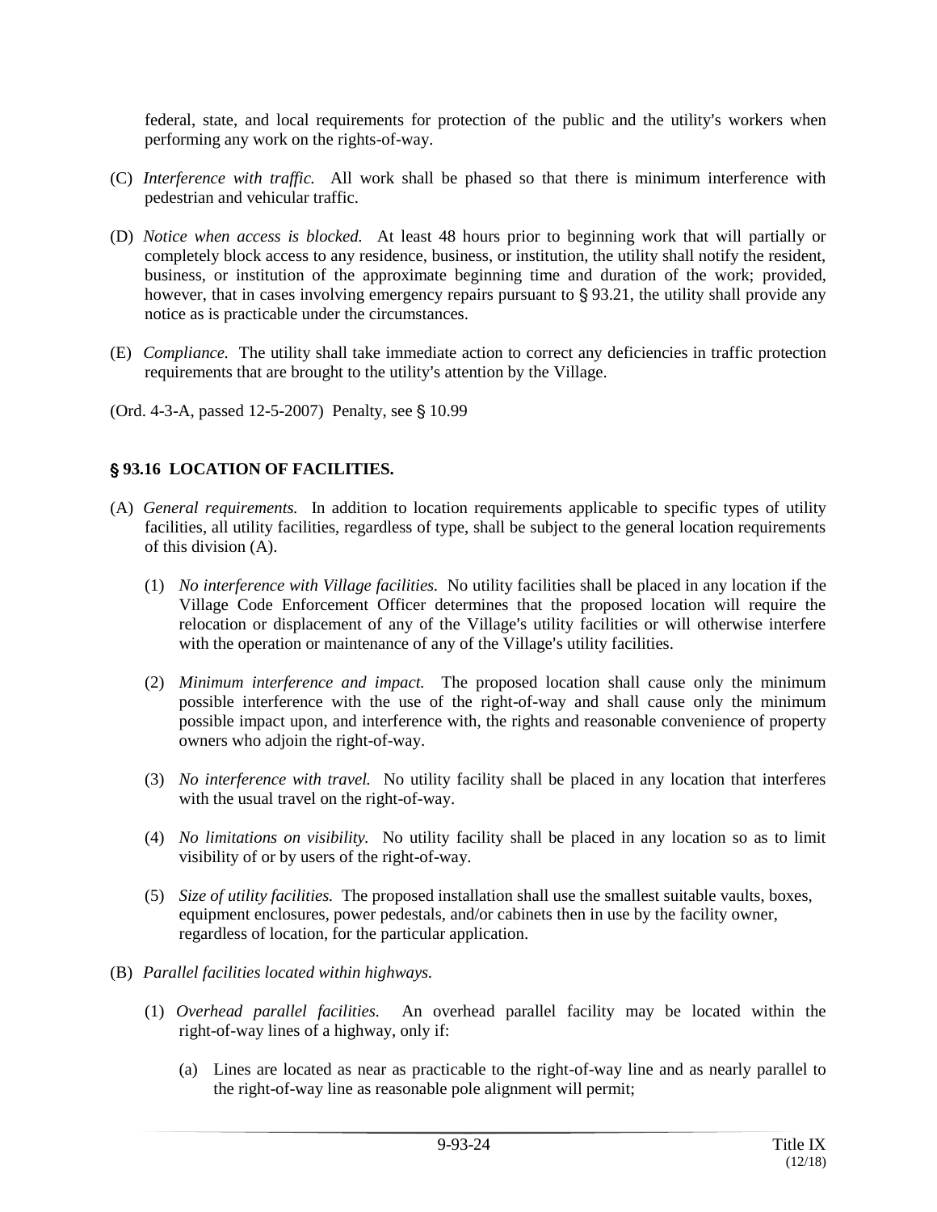federal, state, and local requirements for protection of the public and the utility's workers when performing any work on the rights-of-way.

(C) *Interference with traffic.* All work shall be phased so that there is minimum interference with pedestrian and vehicular traffic.

(D) *Notice when access is blocked.* At least 48 hours prior to beginning work that will partially or completely block access to any residence, business, or institution, the utility shall notify the resident, business, or institution of the approximate beginning time and duration of the work; provided, however, that in cases involving emergency repairs pursuant to § 93.21, the utility shall provide any notice as is practicable under the circumstances.

(E) *Compliance.* The utility shall take immediate action to correct any deficiencies in traffic protection requirements that are brought to the utility's attention by the Village.

(Ord. 4-3-A, passed 12-5-2007) Penalty, see § 10.99

## § 93.16 LOCATION OF FACILITIES.

(A) *General requirements.* In addition to location requirements applicable to specific types of utility facilities, all utility facilities, regardless of type, shall be subject to the general location requirements of this division (A).

(1) *No interference with Village facilities.* No utility facilities shall be placed in any location if the Village Code Enforcement Officer determines that the proposed location will require the relocation or displacement of any of the Village's utility facilities or will otherwise interfere with the operation or maintenance of any of the Village's utility facilities.

(2) *Minimum interference and impact.* The proposed location shall cause only the minimum possible interference with the use of the right-of-way and shall cause only the minimum possible impact upon, and interference with, the rights and reasonable convenience of property owners who adjoin the right-of-way.

(3) *No interference with travel.* No utility facility shall be placed in any location that interferes with the usual travel on the right-of-way.

(4) *No limitations on visibility.* No utility facility shall be placed in any location so as to limit visibility of or by users of the right-of-way.

(5) *Size of utility facilities.* The proposed installation shall use the smallest suitable vaults, boxes, equipment enclosures, power pedestals, and/or cabinets then in use by the facility owner, regardless of location, for the particular application.

(B) *Parallel facilities located within highways.*

(1) *Overhead parallel facilities.* An overhead parallel facility may be located within the right-of-way lines of a highway, only if:

(a) Lines are located as near as practicable to the right-of-way line and as nearly parallel to the right-of-way line as reasonable pole alignment will permit;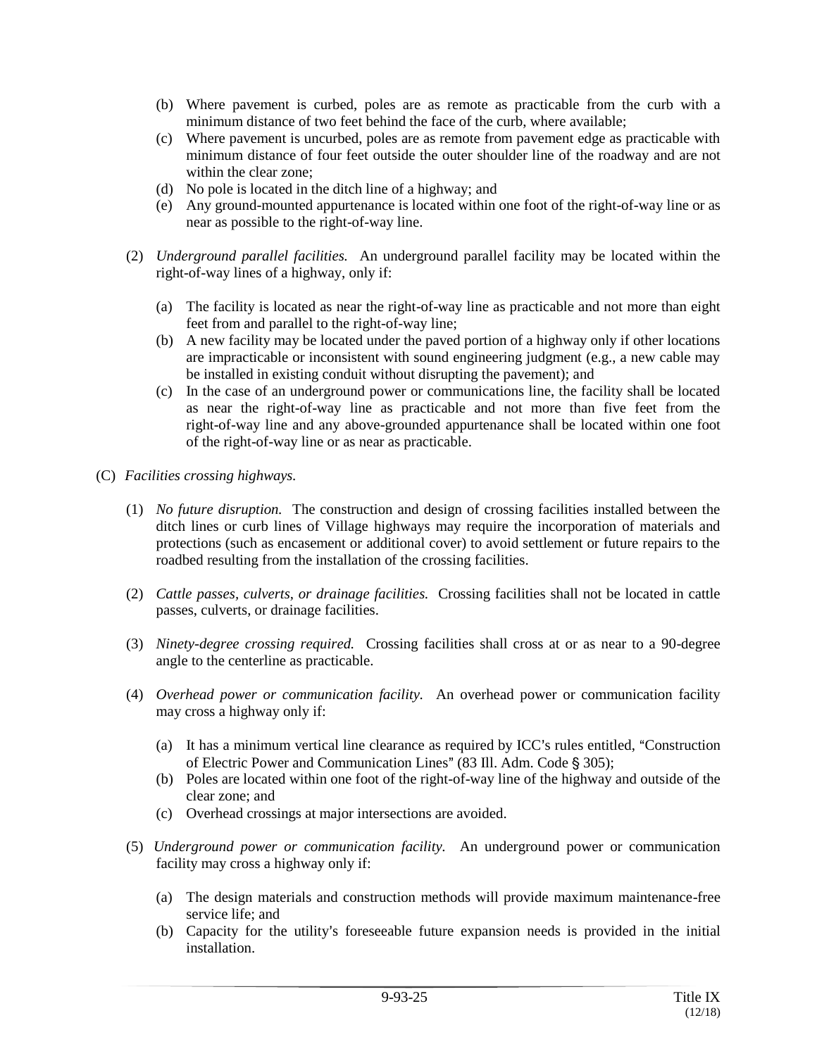(b) Where pavement is curbed, poles are as remote as practicable from the curb with a minimum distance of two feet behind the face of the curb, where available;

(c) Where pavement is uncurbed, poles are as remote from pavement edge as practicable with minimum distance of four feet outside the outer shoulder line of the roadway and are not within the clear zone;

(d) No pole is located in the ditch line of a highway; and

(e) Any ground-mounted appurtenance is located within one foot of the right-of-way line or as near as possible to the right-of-way line.

(2) *Underground parallel facilities.* An underground parallel facility may be located within the right-of-way lines of a highway, only if:

(a) The facility is located as near the right-of-way line as practicable and not more than eight feet from and parallel to the right-of-way line;

(b) A new facility may be located under the paved portion of a highway only if other locations are impracticable or inconsistent with sound engineering judgment (e.g., a new cable may be installed in existing conduit without disrupting the pavement); and

(c) In the case of an underground power or communications line, the facility shall be located as near the right-of-way line as practicable and not more than five feet from the right-of-way line and any above-grounded appurtenance shall be located within one foot of the right-of-way line or as near as practicable.

(C) *Facilities crossing highways.*

(1) *No future disruption.* The construction and design of crossing facilities installed between the ditch lines or curb lines of Village highways may require the incorporation of materials and protections (such as encasement or additional cover) to avoid settlement or future repairs to the roadbed resulting from the installation of the crossing facilities.

(2) *Cattle passes, culverts, or drainage facilities.* Crossing facilities shall not be located in cattle passes, culverts, or drainage facilities.

(3) *Ninety-degree crossing required.* Crossing facilities shall cross at or as near to a 90-degree angle to the centerline as practicable.

(4) *Overhead power or communication facility.* An overhead power or communication facility may cross a highway only if:

(a) It has a minimum vertical line clearance as required by ICC's rules entitled, "Construction of Electric Power and Communication Lines" (83 Ill. Adm. Code § 305);

(b) Poles are located within one foot of the right-of-way line of the highway and outside of the clear zone; and

(c) Overhead crossings at major intersections are avoided.

(5) *Underground power or communication facility.* An underground power or communication facility may cross a highway only if:

(a) The design materials and construction methods will provide maximum maintenance-free service life; and

(b) Capacity for the utility's foreseeable future expansion needs is provided in the initial installation.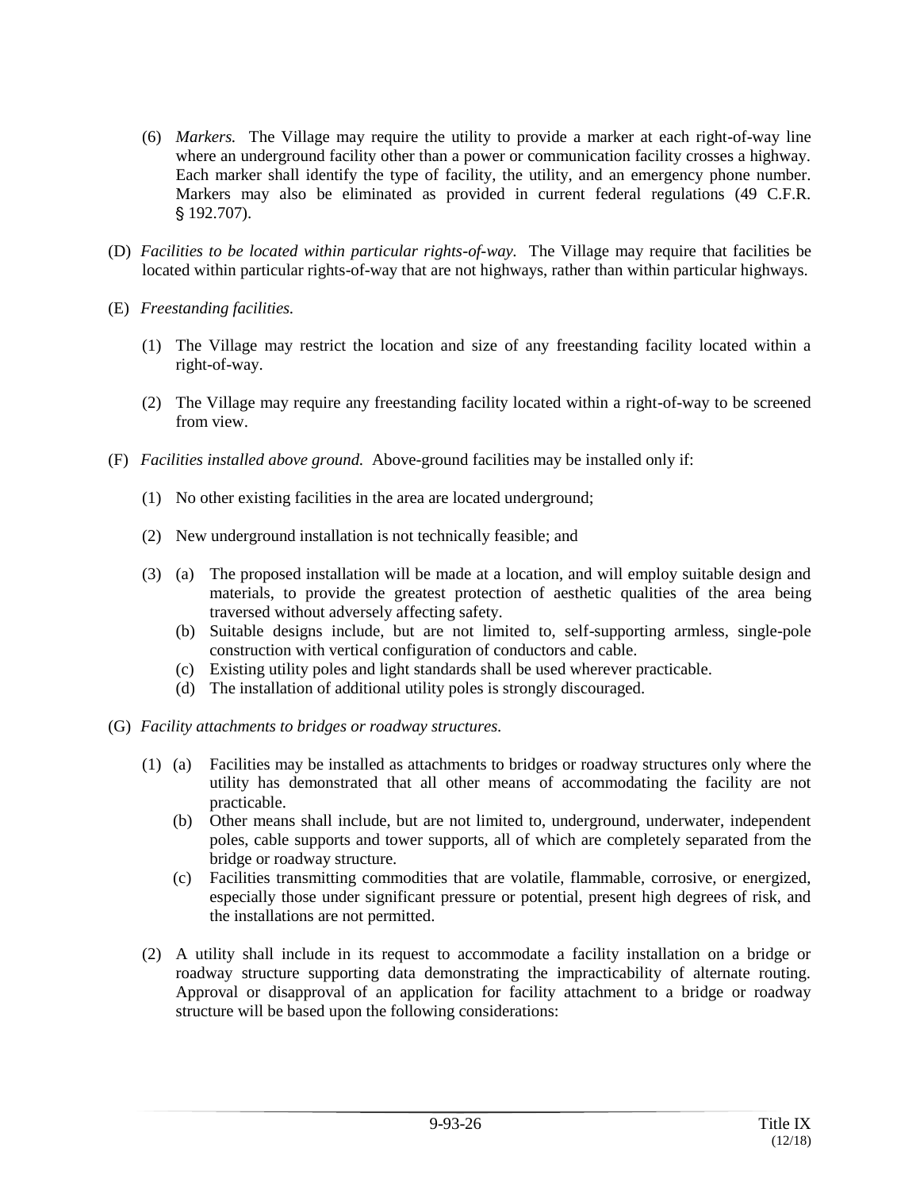(6) *Markers.* The Village may require the utility to provide a marker at each right-of-way line where an underground facility other than a power or communication facility crosses a highway. Each marker shall identify the type of facility, the utility, and an emergency phone number. Markers may also be eliminated as provided in current federal regulations (49 C.F.R. § 192.707).

(D) *Facilities to be located within particular rights-of-way.* The Village may require that facilities be located within particular rights-of-way that are not highways, rather than within particular highways.

(E) *Freestanding facilities.*

(1) The Village may restrict the location and size of any freestanding facility located within a right-of-way.

(2) The Village may require any freestanding facility located within a right-of-way to be screened from view.

(F) *Facilities installed above ground.* Above-ground facilities may be installed only if:

(1) No other existing facilities in the area are located underground;

(2) New underground installation is not technically feasible; and

(3) (a) The proposed installation will be made at a location, and will employ suitable design and materials, to provide the greatest protection of aesthetic qualities of the area being traversed without adversely affecting safety.
(b) Suitable designs include, but are not limited to, self-supporting armless, single-pole construction with vertical configuration of conductors and cable.
(c) Existing utility poles and light standards shall be used wherever practicable.
(d) The installation of additional utility poles is strongly discouraged.

(G) *Facility attachments to bridges or roadway structures.*

(1) (a) Facilities may be installed as attachments to bridges or roadway structures only where the utility has demonstrated that all other means of accommodating the facility are not practicable.
(b) Other means shall include, but are not limited to, underground, underwater, independent poles, cable supports and tower supports, all of which are completely separated from the bridge or roadway structure.
(c) Facilities transmitting commodities that are volatile, flammable, corrosive, or energized, especially those under significant pressure or potential, present high degrees of risk, and the installations are not permitted.

(2) A utility shall include in its request to accommodate a facility installation on a bridge or roadway structure supporting data demonstrating the impracticability of alternate routing. Approval or disapproval of an application for facility attachment to a bridge or roadway structure will be based upon the following considerations: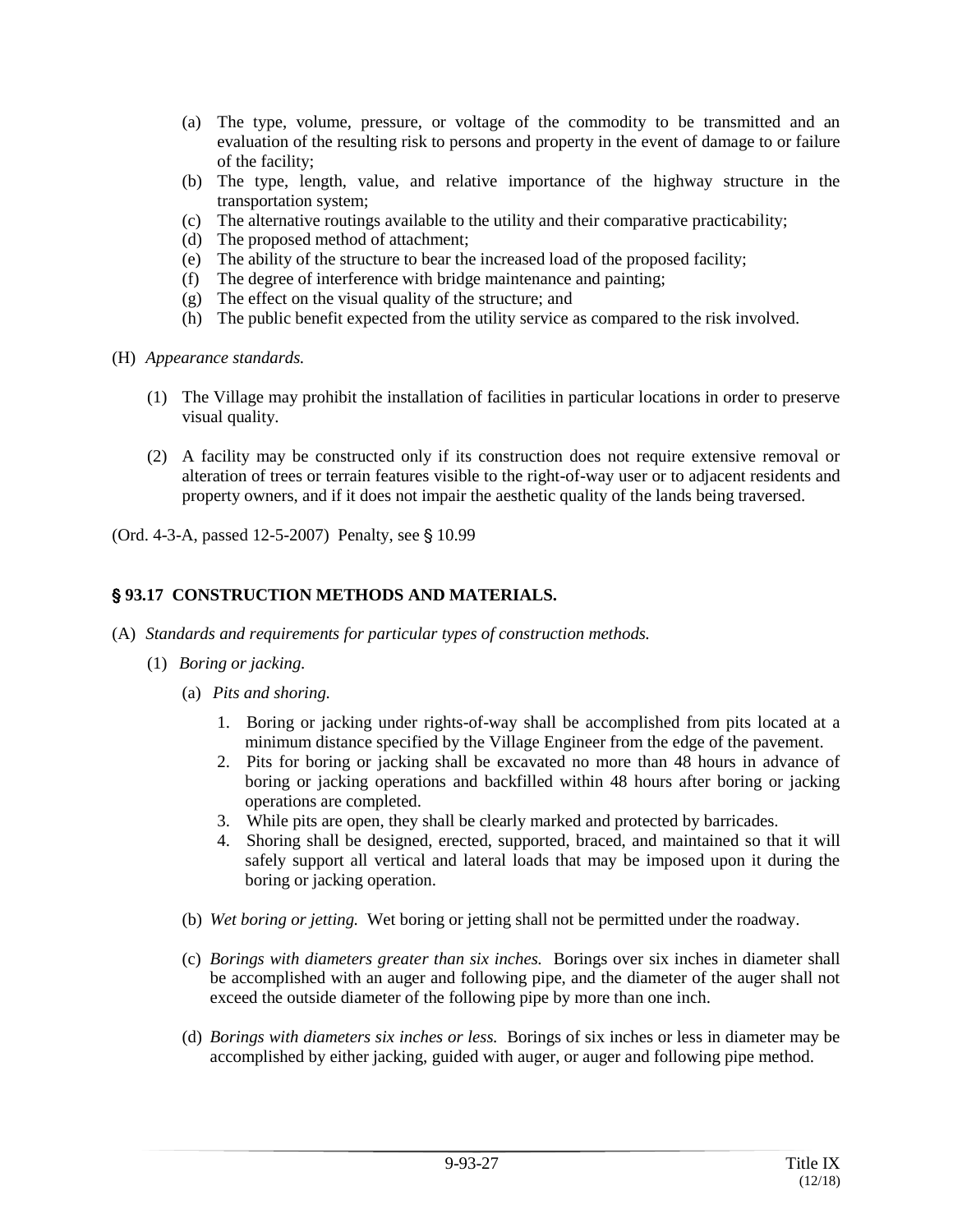(a) The type, volume, pressure, or voltage of the commodity to be transmitted and an evaluation of the resulting risk to persons and property in the event of damage to or failure of the facility;
(b) The type, length, value, and relative importance of the highway structure in the transportation system;
(c) The alternative routings available to the utility and their comparative practicability;
(d) The proposed method of attachment;
(e) The ability of the structure to bear the increased load of the proposed facility;
(f) The degree of interference with bridge maintenance and painting;
(g) The effect on the visual quality of the structure; and
(h) The public benefit expected from the utility service as compared to the risk involved.

(H) *Appearance standards.*

(1) The Village may prohibit the installation of facilities in particular locations in order to preserve visual quality.

(2) A facility may be constructed only if its construction does not require extensive removal or alteration of trees or terrain features visible to the right-of-way user or to adjacent residents and property owners, and if it does not impair the aesthetic quality of the lands being traversed.

(Ord. 4-3-A, passed 12-5-2007) Penalty, see § 10.99

## § 93.17 CONSTRUCTION METHODS AND MATERIALS.

(A) *Standards and requirements for particular types of construction methods.*

(1) *Boring or jacking.*

(a) *Pits and shoring.*

1. Boring or jacking under rights-of-way shall be accomplished from pits located at a minimum distance specified by the Village Engineer from the edge of the pavement.
2. Pits for boring or jacking shall be excavated no more than 48 hours in advance of boring or jacking operations and backfilled within 48 hours after boring or jacking operations are completed.
3. While pits are open, they shall be clearly marked and protected by barricades.
4. Shoring shall be designed, erected, supported, braced, and maintained so that it will safely support all vertical and lateral loads that may be imposed upon it during the boring or jacking operation.

(b) *Wet boring or jetting.* Wet boring or jetting shall not be permitted under the roadway.

(c) *Borings with diameters greater than six inches.* Borings over six inches in diameter shall be accomplished with an auger and following pipe, and the diameter of the auger shall not exceed the outside diameter of the following pipe by more than one inch.

(d) *Borings with diameters six inches or less.* Borings of six inches or less in diameter may be accomplished by either jacking, guided with auger, or auger and following pipe method.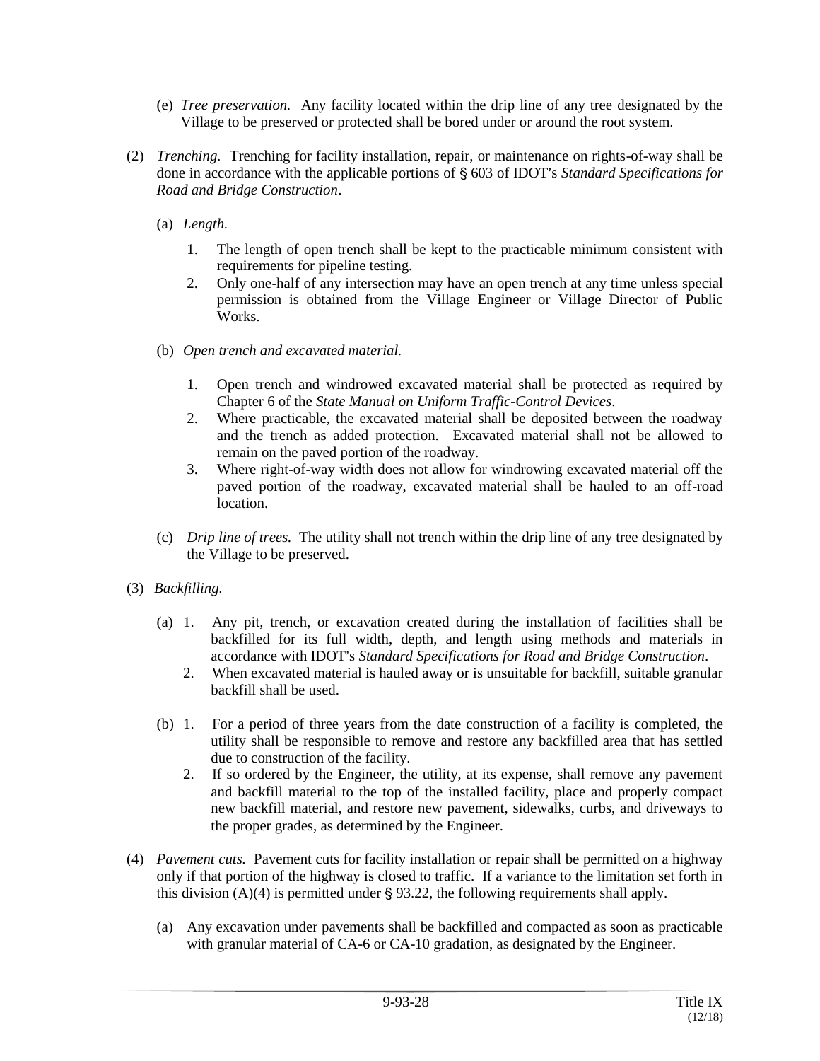(e) *Tree preservation.* Any facility located within the drip line of any tree designated by the Village to be preserved or protected shall be bored under or around the root system.

(2) *Trenching.* Trenching for facility installation, repair, or maintenance on rights-of-way shall be done in accordance with the applicable portions of § 603 of IDOT's *Standard Specifications for Road and Bridge Construction*.

(a) *Length.*

1. The length of open trench shall be kept to the practicable minimum consistent with requirements for pipeline testing.
2. Only one-half of any intersection may have an open trench at any time unless special permission is obtained from the Village Engineer or Village Director of Public Works.

(b) *Open trench and excavated material.*

1. Open trench and windrowed excavated material shall be protected as required by Chapter 6 of the *State Manual on Uniform Traffic-Control Devices*.
2. Where practicable, the excavated material shall be deposited between the roadway and the trench as added protection. Excavated material shall not be allowed to remain on the paved portion of the roadway.
3. Where right-of-way width does not allow for windrowing excavated material off the paved portion of the roadway, excavated material shall be hauled to an off-road location.

(c) *Drip line of trees.* The utility shall not trench within the drip line of any tree designated by the Village to be preserved.

(3) *Backfilling.*

(a) 1. Any pit, trench, or excavation created during the installation of facilities shall be backfilled for its full width, depth, and length using methods and materials in accordance with IDOT's *Standard Specifications for Road and Bridge Construction*.

2. When excavated material is hauled away or is unsuitable for backfill, suitable granular backfill shall be used.

(b) 1. For a period of three years from the date construction of a facility is completed, the utility shall be responsible to remove and restore any backfilled area that has settled due to construction of the facility.

2. If so ordered by the Engineer, the utility, at its expense, shall remove any pavement and backfill material to the top of the installed facility, place and properly compact new backfill material, and restore new pavement, sidewalks, curbs, and driveways to the proper grades, as determined by the Engineer.

(4) *Pavement cuts.* Pavement cuts for facility installation or repair shall be permitted on a highway only if that portion of the highway is closed to traffic. If a variance to the limitation set forth in this division (A)(4) is permitted under § 93.22, the following requirements shall apply.

(a) Any excavation under pavements shall be backfilled and compacted as soon as practicable with granular material of CA-6 or CA-10 gradation, as designated by the Engineer.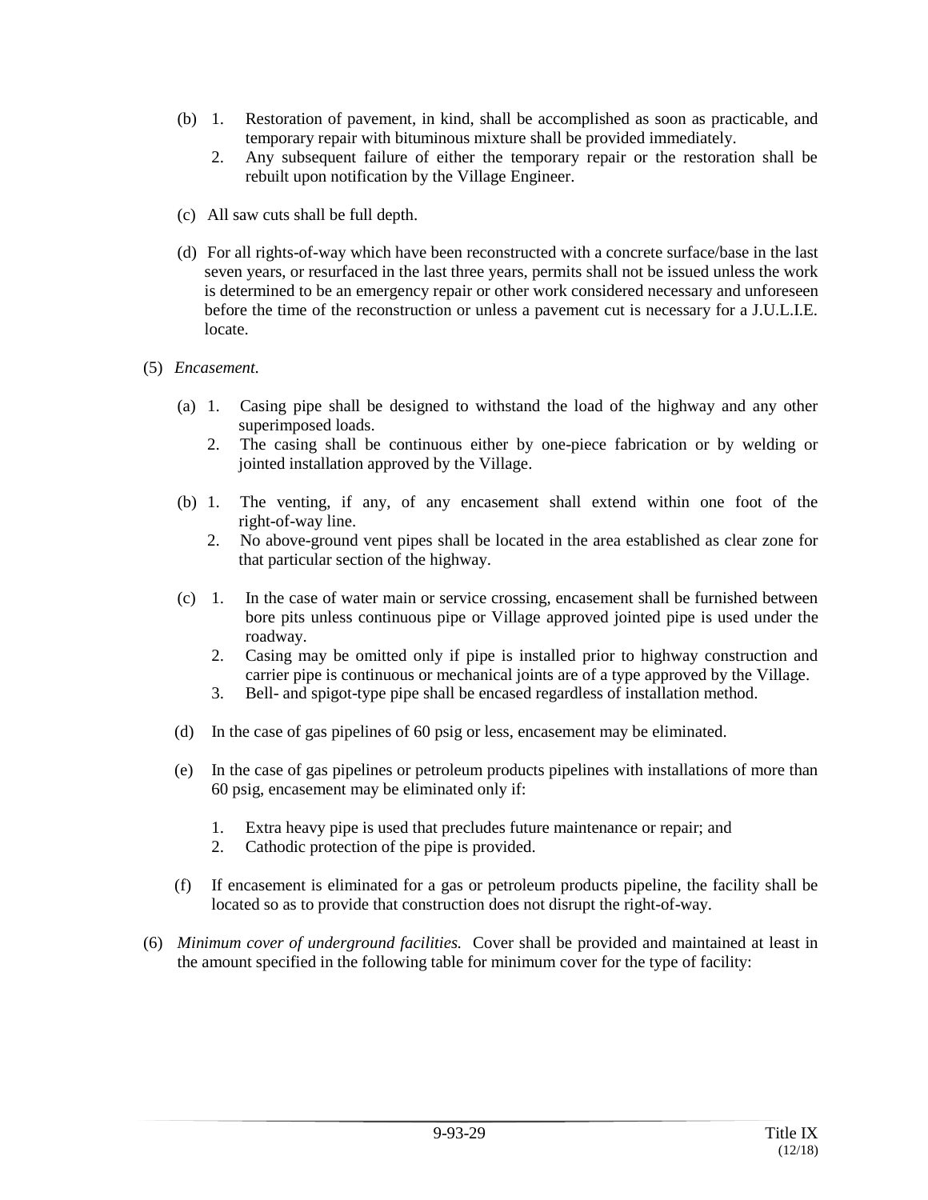(b) 1. Restoration of pavement, in kind, shall be accomplished as soon as practicable, and temporary repair with bituminous mixture shall be provided immediately.

2. Any subsequent failure of either the temporary repair or the restoration shall be rebuilt upon notification by the Village Engineer.

(c) All saw cuts shall be full depth.

(d) For all rights-of-way which have been reconstructed with a concrete surface/base in the last seven years, or resurfaced in the last three years, permits shall not be issued unless the work is determined to be an emergency repair or other work considered necessary and unforeseen before the time of the reconstruction or unless a pavement cut is necessary for a J.U.L.I.E. locate.

(5) *Encasement.*

(a) 1. Casing pipe shall be designed to withstand the load of the highway and any other superimposed loads.

2. The casing shall be continuous either by one-piece fabrication or by welding or jointed installation approved by the Village.

(b) 1. The venting, if any, of any encasement shall extend within one foot of the right-of-way line.

2. No above-ground vent pipes shall be located in the area established as clear zone for that particular section of the highway.

(c) 1. In the case of water main or service crossing, encasement shall be furnished between bore pits unless continuous pipe or Village approved jointed pipe is used under the roadway.

2. Casing may be omitted only if pipe is installed prior to highway construction and carrier pipe is continuous or mechanical joints are of a type approved by the Village.

3. Bell- and spigot-type pipe shall be encased regardless of installation method.

(d) In the case of gas pipelines of 60 psig or less, encasement may be eliminated.

(e) In the case of gas pipelines or petroleum products pipelines with installations of more than 60 psig, encasement may be eliminated only if:

1. Extra heavy pipe is used that precludes future maintenance or repair; and
2. Cathodic protection of the pipe is provided.

(f) If encasement is eliminated for a gas or petroleum products pipeline, the facility shall be located so as to provide that construction does not disrupt the right-of-way.

(6) *Minimum cover of underground facilities.* Cover shall be provided and maintained at least in the amount specified in the following table for minimum cover for the type of facility: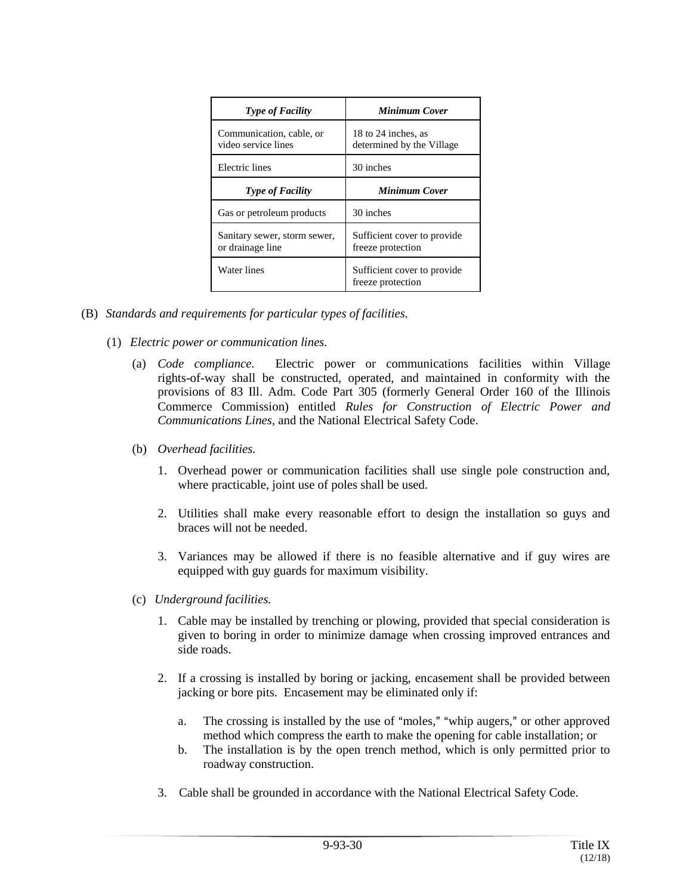| *Type of Facility* | *Minimum Cover* |
|---|---|
| Communication, cable, or video service lines | 18 to 24 inches, as determined by the Village |
| Electric lines | 30 inches |
| *Type of Facility* | *Minimum Cover* |
| Gas or petroleum products | 30 inches |
| Sanitary sewer, storm sewer, or drainage line | Sufficient cover to provide freeze protection |
| Water lines | Sufficient cover to provide freeze protection |

(B) *Standards and requirements for particular types of facilities.*

(1) *Electric power or communication lines.*

(a) *Code compliance.* Electric power or communications facilities within Village rights-of-way shall be constructed, operated, and maintained in conformity with the provisions of 83 Ill. Adm. Code Part 305 (formerly General Order 160 of the Illinois Commerce Commission) entitled *Rules for Construction of Electric Power and Communications Lines*, and the National Electrical Safety Code.

(b) *Overhead facilities.*

1. Overhead power or communication facilities shall use single pole construction and, where practicable, joint use of poles shall be used.

2. Utilities shall make every reasonable effort to design the installation so guys and braces will not be needed.

3. Variances may be allowed if there is no feasible alternative and if guy wires are equipped with guy guards for maximum visibility.

(c) *Underground facilities.*

1. Cable may be installed by trenching or plowing, provided that special consideration is given to boring in order to minimize damage when crossing improved entrances and side roads.

2. If a crossing is installed by boring or jacking, encasement shall be provided between jacking or bore pits. Encasement may be eliminated only if:

   a. The crossing is installed by the use of "moles," "whip augers," or other approved method which compress the earth to make the opening for cable installation; or
   b. The installation is by the open trench method, which is only permitted prior to roadway construction.

3. Cable shall be grounded in accordance with the National Electrical Safety Code.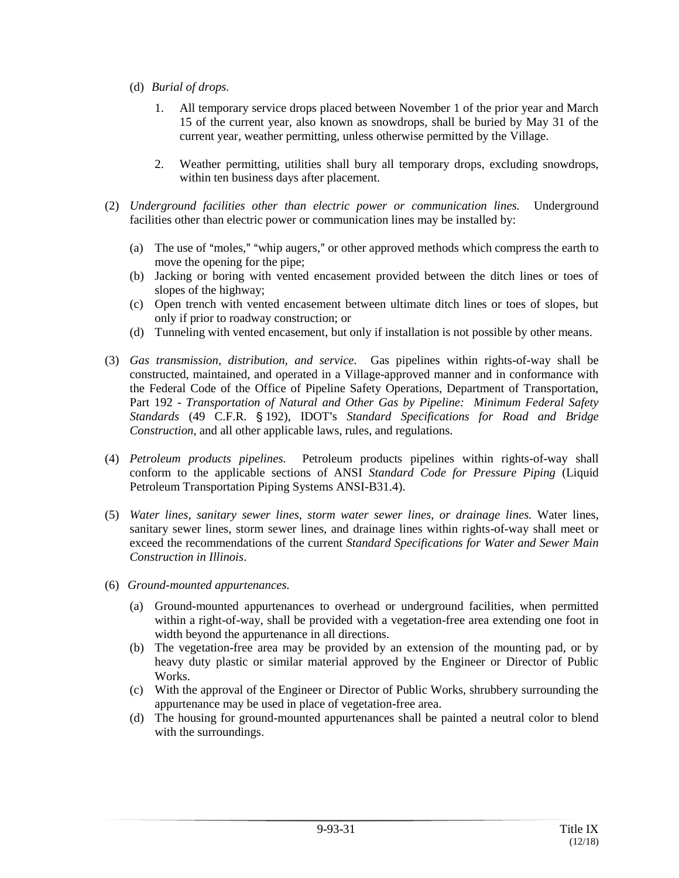(d) *Burial of drops.*

1. All temporary service drops placed between November 1 of the prior year and March 15 of the current year, also known as snowdrops, shall be buried by May 31 of the current year, weather permitting, unless otherwise permitted by the Village.

2. Weather permitting, utilities shall bury all temporary drops, excluding snowdrops, within ten business days after placement.

(2) *Underground facilities other than electric power or communication lines.* Underground facilities other than electric power or communication lines may be installed by:

(a) The use of "moles," "whip augers," or other approved methods which compress the earth to move the opening for the pipe;
(b) Jacking or boring with vented encasement provided between the ditch lines or toes of slopes of the highway;
(c) Open trench with vented encasement between ultimate ditch lines or toes of slopes, but only if prior to roadway construction; or
(d) Tunneling with vented encasement, but only if installation is not possible by other means.

(3) *Gas transmission, distribution, and service.* Gas pipelines within rights-of-way shall be constructed, maintained, and operated in a Village-approved manner and in conformance with the Federal Code of the Office of Pipeline Safety Operations, Department of Transportation, Part 192 - *Transportation of Natural and Other Gas by Pipeline: Minimum Federal Safety Standards* (49 C.F.R. § 192), IDOT's *Standard Specifications for Road and Bridge Construction*, and all other applicable laws, rules, and regulations.

(4) *Petroleum products pipelines.* Petroleum products pipelines within rights-of-way shall conform to the applicable sections of ANSI *Standard Code for Pressure Piping* (Liquid Petroleum Transportation Piping Systems ANSI-B31.4).

(5) *Water lines, sanitary sewer lines, storm water sewer lines, or drainage lines.* Water lines, sanitary sewer lines, storm sewer lines, and drainage lines within rights-of-way shall meet or exceed the recommendations of the current *Standard Specifications for Water and Sewer Main Construction in Illinois*.

(6) *Ground-mounted appurtenances.*

(a) Ground-mounted appurtenances to overhead or underground facilities, when permitted within a right-of-way, shall be provided with a vegetation-free area extending one foot in width beyond the appurtenance in all directions.
(b) The vegetation-free area may be provided by an extension of the mounting pad, or by heavy duty plastic or similar material approved by the Engineer or Director of Public Works.
(c) With the approval of the Engineer or Director of Public Works, shrubbery surrounding the appurtenance may be used in place of vegetation-free area.
(d) The housing for ground-mounted appurtenances shall be painted a neutral color to blend with the surroundings.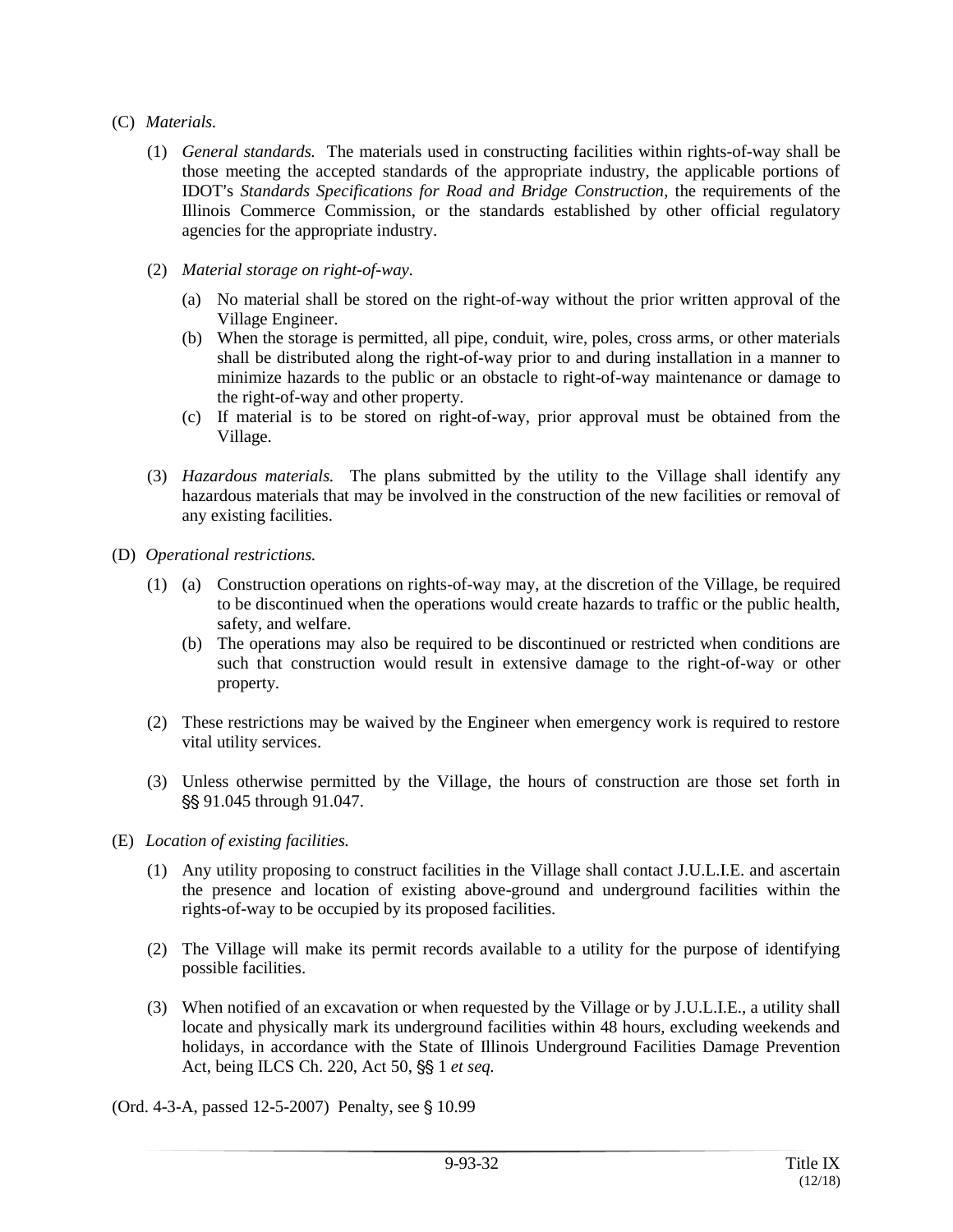(C) *Materials.*

(1) *General standards.* The materials used in constructing facilities within rights-of-way shall be those meeting the accepted standards of the appropriate industry, the applicable portions of IDOT's *Standards Specifications for Road and Bridge Construction*, the requirements of the Illinois Commerce Commission, or the standards established by other official regulatory agencies for the appropriate industry.

(2) *Material storage on right-of-way.*

(a) No material shall be stored on the right-of-way without the prior written approval of the Village Engineer.

(b) When the storage is permitted, all pipe, conduit, wire, poles, cross arms, or other materials shall be distributed along the right-of-way prior to and during installation in a manner to minimize hazards to the public or an obstacle to right-of-way maintenance or damage to the right-of-way and other property.

(c) If material is to be stored on right-of-way, prior approval must be obtained from the Village.

(3) *Hazardous materials.* The plans submitted by the utility to the Village shall identify any hazardous materials that may be involved in the construction of the new facilities or removal of any existing facilities.

(D) *Operational restrictions.*

(1) (a) Construction operations on rights-of-way may, at the discretion of the Village, be required to be discontinued when the operations would create hazards to traffic or the public health, safety, and welfare.

(b) The operations may also be required to be discontinued or restricted when conditions are such that construction would result in extensive damage to the right-of-way or other property.

(2) These restrictions may be waived by the Engineer when emergency work is required to restore vital utility services.

(3) Unless otherwise permitted by the Village, the hours of construction are those set forth in §§ 91.045 through 91.047.

(E) *Location of existing facilities.*

(1) Any utility proposing to construct facilities in the Village shall contact J.U.L.I.E. and ascertain the presence and location of existing above-ground and underground facilities within the rights-of-way to be occupied by its proposed facilities.

(2) The Village will make its permit records available to a utility for the purpose of identifying possible facilities.

(3) When notified of an excavation or when requested by the Village or by J.U.L.I.E., a utility shall locate and physically mark its underground facilities within 48 hours, excluding weekends and holidays, in accordance with the State of Illinois Underground Facilities Damage Prevention Act, being ILCS Ch. 220, Act 50, §§ 1 *et seq.*

(Ord. 4-3-A, passed 12-5-2007) Penalty, see § 10.99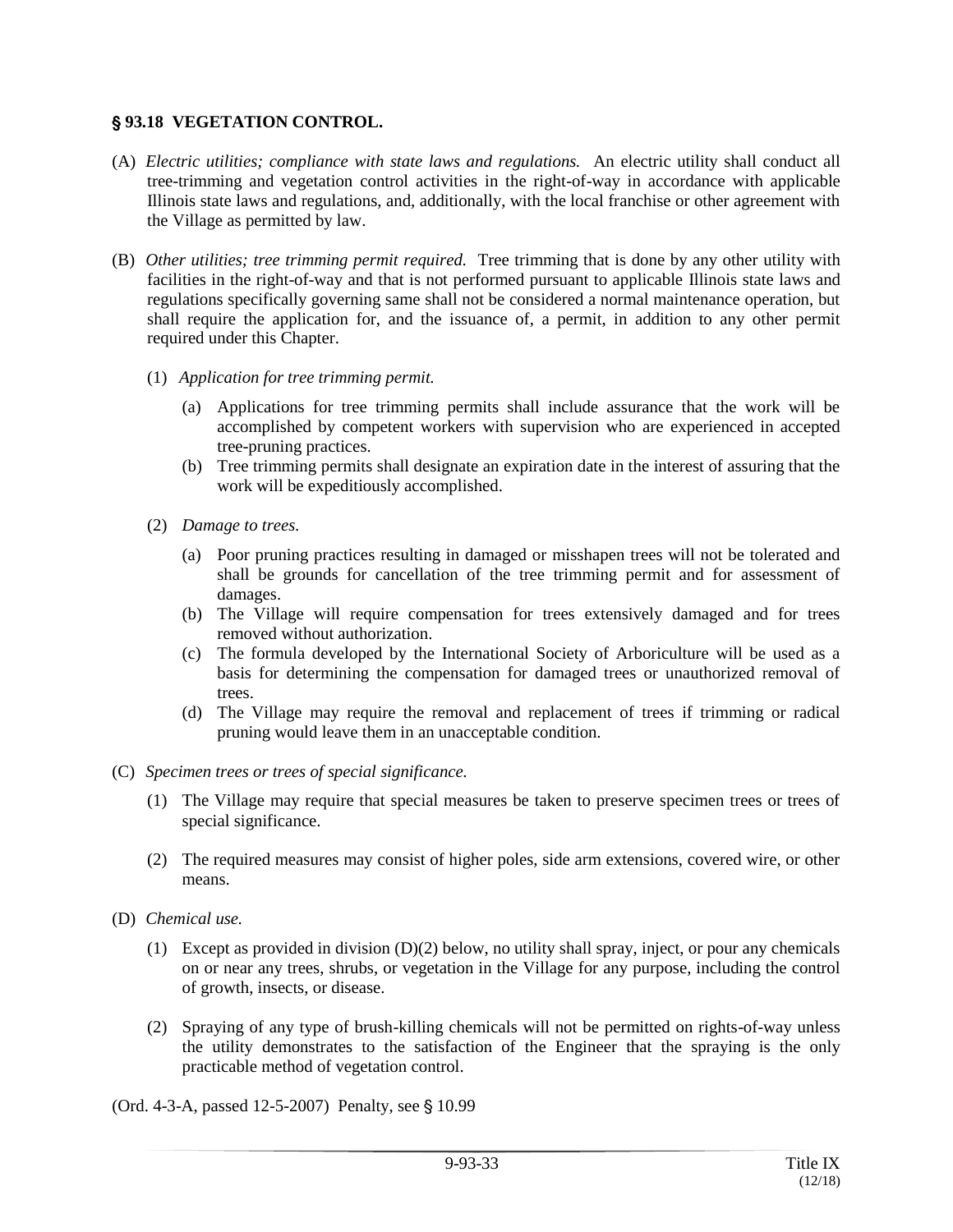## § 93.18 VEGETATION CONTROL.

(A) *Electric utilities; compliance with state laws and regulations.* An electric utility shall conduct all tree-trimming and vegetation control activities in the right-of-way in accordance with applicable Illinois state laws and regulations, and, additionally, with the local franchise or other agreement with the Village as permitted by law.

(B) *Other utilities; tree trimming permit required.* Tree trimming that is done by any other utility with facilities in the right-of-way and that is not performed pursuant to applicable Illinois state laws and regulations specifically governing same shall not be considered a normal maintenance operation, but shall require the application for, and the issuance of, a permit, in addition to any other permit required under this Chapter.

(1) *Application for tree trimming permit.*

(a) Applications for tree trimming permits shall include assurance that the work will be accomplished by competent workers with supervision who are experienced in accepted tree-pruning practices.

(b) Tree trimming permits shall designate an expiration date in the interest of assuring that the work will be expeditiously accomplished.

(2) *Damage to trees.*

(a) Poor pruning practices resulting in damaged or misshapen trees will not be tolerated and shall be grounds for cancellation of the tree trimming permit and for assessment of damages.

(b) The Village will require compensation for trees extensively damaged and for trees removed without authorization.

(c) The formula developed by the International Society of Arboriculture will be used as a basis for determining the compensation for damaged trees or unauthorized removal of trees.

(d) The Village may require the removal and replacement of trees if trimming or radical pruning would leave them in an unacceptable condition.

(C) *Specimen trees or trees of special significance.*

(1) The Village may require that special measures be taken to preserve specimen trees or trees of special significance.

(2) The required measures may consist of higher poles, side arm extensions, covered wire, or other means.

(D) *Chemical use.*

(1) Except as provided in division (D)(2) below, no utility shall spray, inject, or pour any chemicals on or near any trees, shrubs, or vegetation in the Village for any purpose, including the control of growth, insects, or disease.

(2) Spraying of any type of brush-killing chemicals will not be permitted on rights-of-way unless the utility demonstrates to the satisfaction of the Engineer that the spraying is the only practicable method of vegetation control.

(Ord. 4-3-A, passed 12-5-2007) Penalty, see § 10.99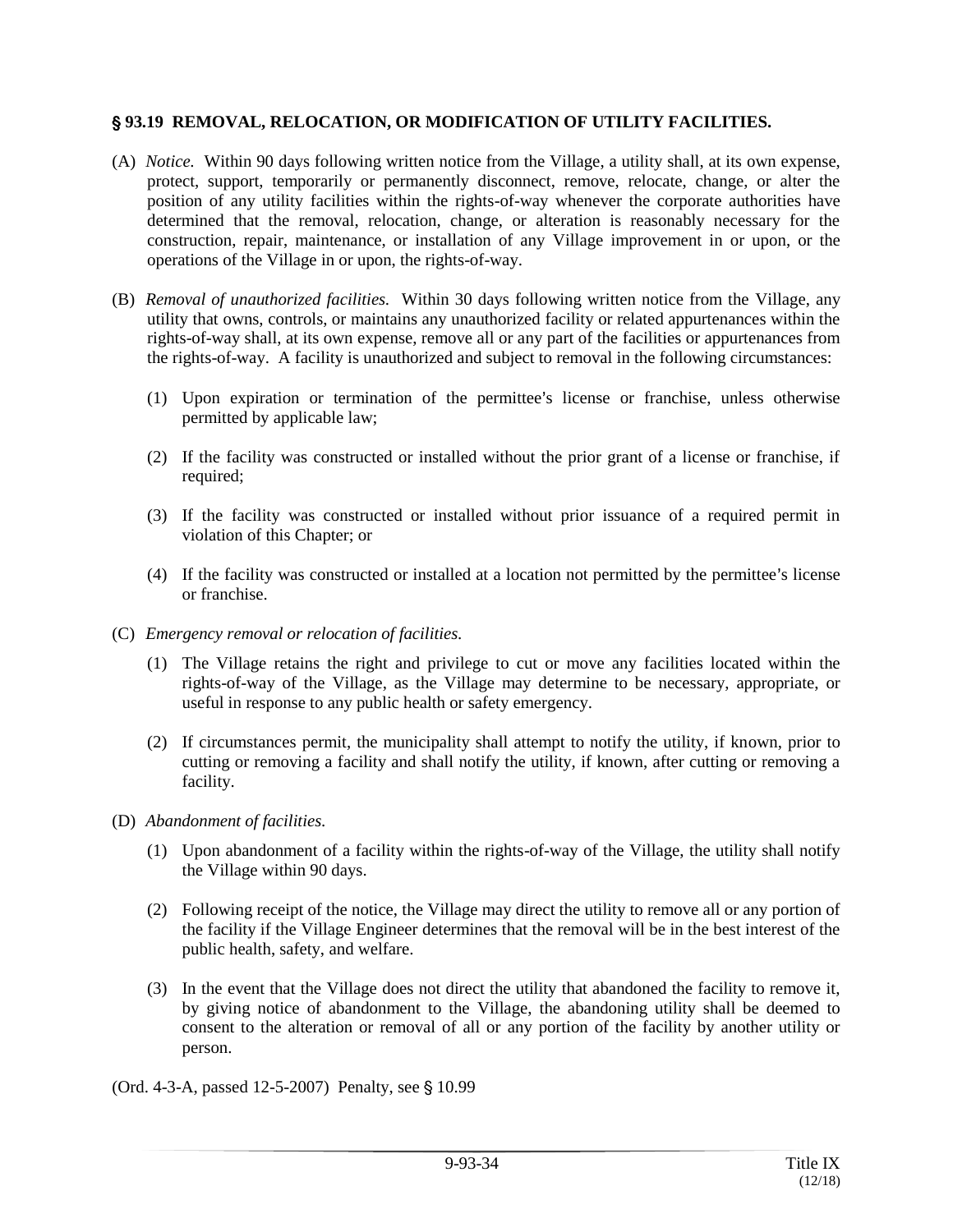## § 93.19 REMOVAL, RELOCATION, OR MODIFICATION OF UTILITY FACILITIES.

(A) *Notice.* Within 90 days following written notice from the Village, a utility shall, at its own expense, protect, support, temporarily or permanently disconnect, remove, relocate, change, or alter the position of any utility facilities within the rights-of-way whenever the corporate authorities have determined that the removal, relocation, change, or alteration is reasonably necessary for the construction, repair, maintenance, or installation of any Village improvement in or upon, or the operations of the Village in or upon, the rights-of-way.

(B) *Removal of unauthorized facilities.* Within 30 days following written notice from the Village, any utility that owns, controls, or maintains any unauthorized facility or related appurtenances within the rights-of-way shall, at its own expense, remove all or any part of the facilities or appurtenances from the rights-of-way. A facility is unauthorized and subject to removal in the following circumstances:

(1) Upon expiration or termination of the permittee's license or franchise, unless otherwise permitted by applicable law;

(2) If the facility was constructed or installed without the prior grant of a license or franchise, if required;

(3) If the facility was constructed or installed without prior issuance of a required permit in violation of this Chapter; or

(4) If the facility was constructed or installed at a location not permitted by the permittee's license or franchise.

(C) *Emergency removal or relocation of facilities.*

(1) The Village retains the right and privilege to cut or move any facilities located within the rights-of-way of the Village, as the Village may determine to be necessary, appropriate, or useful in response to any public health or safety emergency.

(2) If circumstances permit, the municipality shall attempt to notify the utility, if known, prior to cutting or removing a facility and shall notify the utility, if known, after cutting or removing a facility.

(D) *Abandonment of facilities.*

(1) Upon abandonment of a facility within the rights-of-way of the Village, the utility shall notify the Village within 90 days.

(2) Following receipt of the notice, the Village may direct the utility to remove all or any portion of the facility if the Village Engineer determines that the removal will be in the best interest of the public health, safety, and welfare.

(3) In the event that the Village does not direct the utility that abandoned the facility to remove it, by giving notice of abandonment to the Village, the abandoning utility shall be deemed to consent to the alteration or removal of all or any portion of the facility by another utility or person.

(Ord. 4-3-A, passed 12-5-2007) Penalty, see § 10.99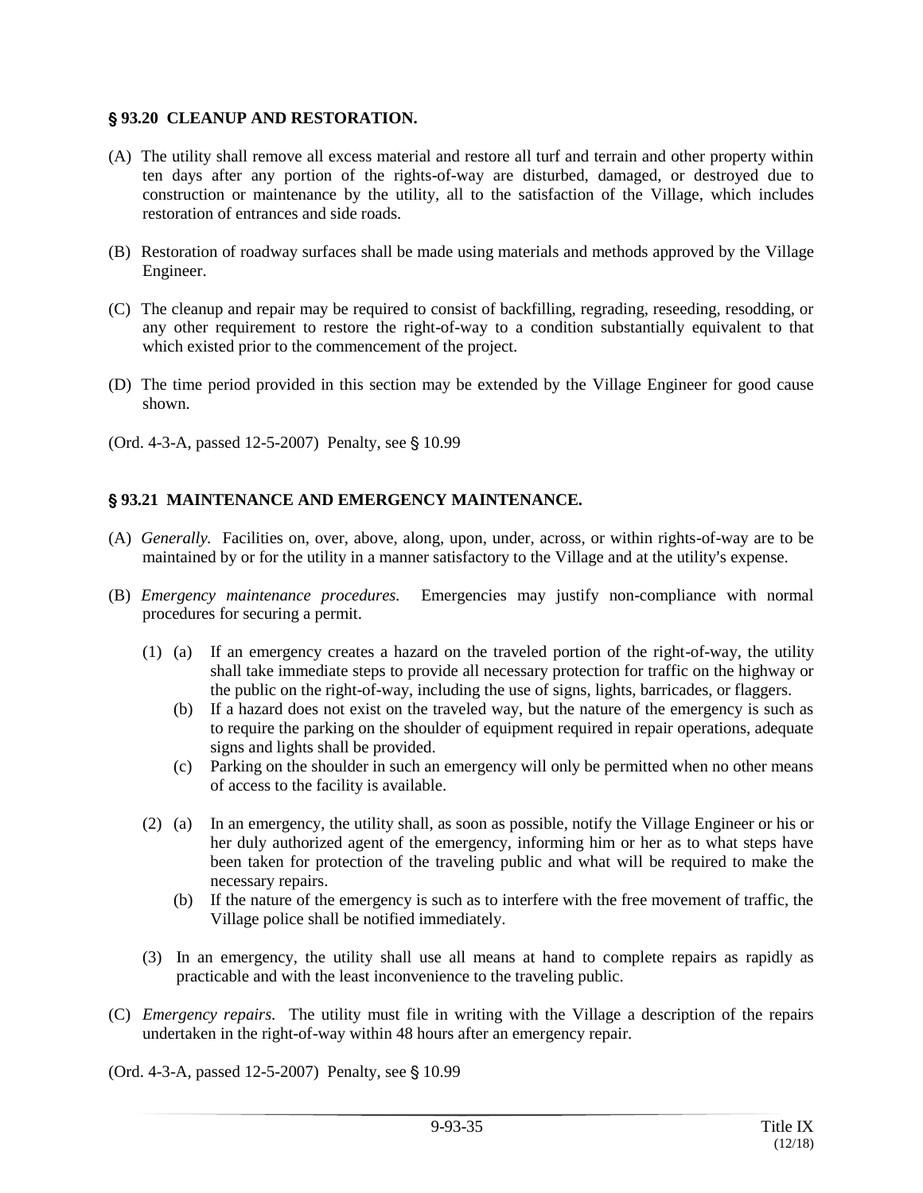## § 93.20 CLEANUP AND RESTORATION.

(A) The utility shall remove all excess material and restore all turf and terrain and other property within ten days after any portion of the rights-of-way are disturbed, damaged, or destroyed due to construction or maintenance by the utility, all to the satisfaction of the Village, which includes restoration of entrances and side roads.

(B) Restoration of roadway surfaces shall be made using materials and methods approved by the Village Engineer.

(C) The cleanup and repair may be required to consist of backfilling, regrading, reseeding, resodding, or any other requirement to restore the right-of-way to a condition substantially equivalent to that which existed prior to the commencement of the project.

(D) The time period provided in this section may be extended by the Village Engineer for good cause shown.

(Ord. 4-3-A, passed 12-5-2007) Penalty, see § 10.99

## § 93.21 MAINTENANCE AND EMERGENCY MAINTENANCE.

(A) *Generally.* Facilities on, over, above, along, upon, under, across, or within rights-of-way are to be maintained by or for the utility in a manner satisfactory to the Village and at the utility's expense.

(B) *Emergency maintenance procedures.* Emergencies may justify non-compliance with normal procedures for securing a permit.

(1) (a) If an emergency creates a hazard on the traveled portion of the right-of-way, the utility shall take immediate steps to provide all necessary protection for traffic on the highway or the public on the right-of-way, including the use of signs, lights, barricades, or flaggers.

(b) If a hazard does not exist on the traveled way, but the nature of the emergency is such as to require the parking on the shoulder of equipment required in repair operations, adequate signs and lights shall be provided.

(c) Parking on the shoulder in such an emergency will only be permitted when no other means of access to the facility is available.

(2) (a) In an emergency, the utility shall, as soon as possible, notify the Village Engineer or his or her duly authorized agent of the emergency, informing him or her as to what steps have been taken for protection of the traveling public and what will be required to make the necessary repairs.

(b) If the nature of the emergency is such as to interfere with the free movement of traffic, the Village police shall be notified immediately.

(3) In an emergency, the utility shall use all means at hand to complete repairs as rapidly as practicable and with the least inconvenience to the traveling public.

(C) *Emergency repairs.* The utility must file in writing with the Village a description of the repairs undertaken in the right-of-way within 48 hours after an emergency repair.

(Ord. 4-3-A, passed 12-5-2007) Penalty, see § 10.99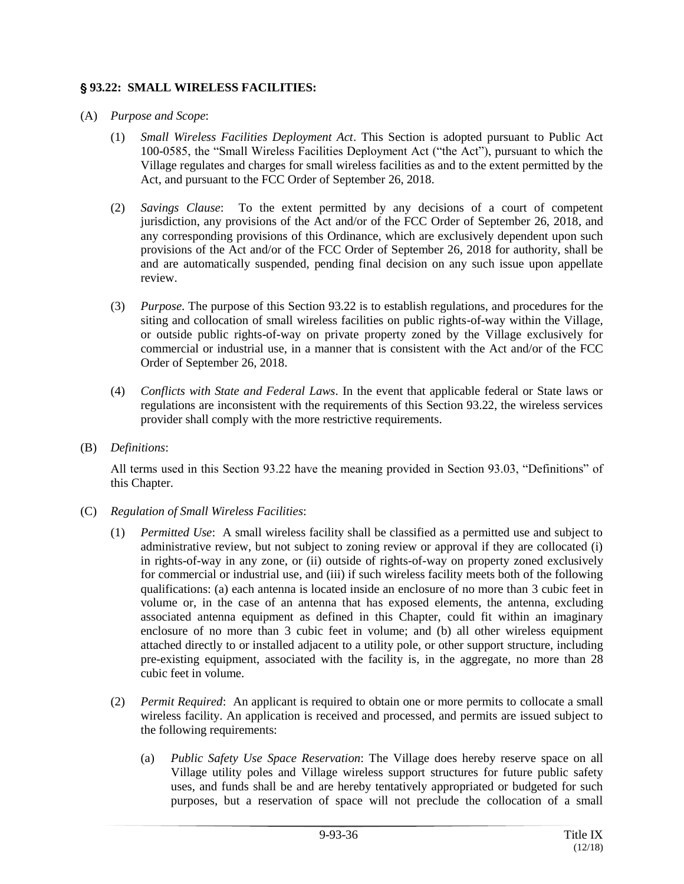## § 93.22: SMALL WIRELESS FACILITIES:

(A) *Purpose and Scope*:

(1) *Small Wireless Facilities Deployment Act*. This Section is adopted pursuant to Public Act 100-0585, the "Small Wireless Facilities Deployment Act ("the Act"), pursuant to which the Village regulates and charges for small wireless facilities as and to the extent permitted by the Act, and pursuant to the FCC Order of September 26, 2018.

(2) *Savings Clause*: To the extent permitted by any decisions of a court of competent jurisdiction, any provisions of the Act and/or of the FCC Order of September 26, 2018, and any corresponding provisions of this Ordinance, which are exclusively dependent upon such provisions of the Act and/or of the FCC Order of September 26, 2018 for authority, shall be and are automatically suspended, pending final decision on any such issue upon appellate review.

(3) *Purpose*. The purpose of this Section 93.22 is to establish regulations, and procedures for the siting and collocation of small wireless facilities on public rights-of-way within the Village, or outside public rights-of-way on private property zoned by the Village exclusively for commercial or industrial use, in a manner that is consistent with the Act and/or of the FCC Order of September 26, 2018.

(4) *Conflicts with State and Federal Laws*. In the event that applicable federal or State laws or regulations are inconsistent with the requirements of this Section 93.22, the wireless services provider shall comply with the more restrictive requirements.

(B) *Definitions*:

All terms used in this Section 93.22 have the meaning provided in Section 93.03, "Definitions" of this Chapter.

(C) *Regulation of Small Wireless Facilities*:

(1) *Permitted Use*: A small wireless facility shall be classified as a permitted use and subject to administrative review, but not subject to zoning review or approval if they are collocated (i) in rights-of-way in any zone, or (ii) outside of rights-of-way on property zoned exclusively for commercial or industrial use, and (iii) if such wireless facility meets both of the following qualifications: (a) each antenna is located inside an enclosure of no more than 3 cubic feet in volume or, in the case of an antenna that has exposed elements, the antenna, excluding associated antenna equipment as defined in this Chapter, could fit within an imaginary enclosure of no more than 3 cubic feet in volume; and (b) all other wireless equipment attached directly to or installed adjacent to a utility pole, or other support structure, including pre-existing equipment, associated with the facility is, in the aggregate, no more than 28 cubic feet in volume.

(2) *Permit Required*: An applicant is required to obtain one or more permits to collocate a small wireless facility. An application is received and processed, and permits are issued subject to the following requirements:

(a) *Public Safety Use Space Reservation*: The Village does hereby reserve space on all Village utility poles and Village wireless support structures for future public safety uses, and funds shall be and are hereby tentatively appropriated or budgeted for such purposes, but a reservation of space will not preclude the collocation of a small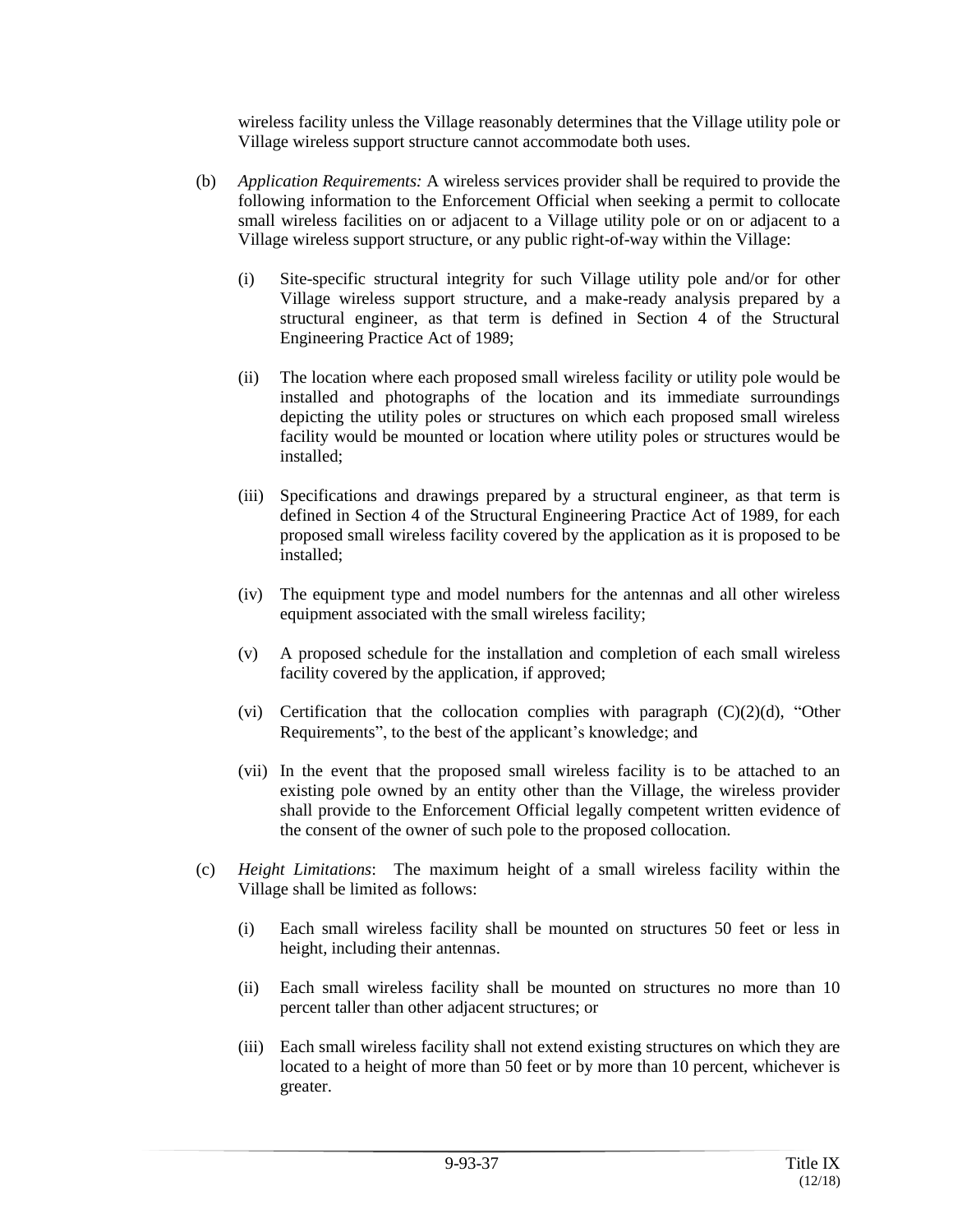wireless facility unless the Village reasonably determines that the Village utility pole or Village wireless support structure cannot accommodate both uses.

(b) *Application Requirements:* A wireless services provider shall be required to provide the following information to the Enforcement Official when seeking a permit to collocate small wireless facilities on or adjacent to a Village utility pole or on or adjacent to a Village wireless support structure, or any public right-of-way within the Village:

(i) Site-specific structural integrity for such Village utility pole and/or for other Village wireless support structure, and a make-ready analysis prepared by a structural engineer, as that term is defined in Section 4 of the Structural Engineering Practice Act of 1989;

(ii) The location where each proposed small wireless facility or utility pole would be installed and photographs of the location and its immediate surroundings depicting the utility poles or structures on which each proposed small wireless facility would be mounted or location where utility poles or structures would be installed;

(iii) Specifications and drawings prepared by a structural engineer, as that term is defined in Section 4 of the Structural Engineering Practice Act of 1989, for each proposed small wireless facility covered by the application as it is proposed to be installed;

(iv) The equipment type and model numbers for the antennas and all other wireless equipment associated with the small wireless facility;

(v) A proposed schedule for the installation and completion of each small wireless facility covered by the application, if approved;

(vi) Certification that the collocation complies with paragraph (C)(2)(d), "Other Requirements", to the best of the applicant's knowledge; and

(vii) In the event that the proposed small wireless facility is to be attached to an existing pole owned by an entity other than the Village, the wireless provider shall provide to the Enforcement Official legally competent written evidence of the consent of the owner of such pole to the proposed collocation.

(c) *Height Limitations*: The maximum height of a small wireless facility within the Village shall be limited as follows:

(i) Each small wireless facility shall be mounted on structures 50 feet or less in height, including their antennas.

(ii) Each small wireless facility shall be mounted on structures no more than 10 percent taller than other adjacent structures; or

(iii) Each small wireless facility shall not extend existing structures on which they are located to a height of more than 50 feet or by more than 10 percent, whichever is greater.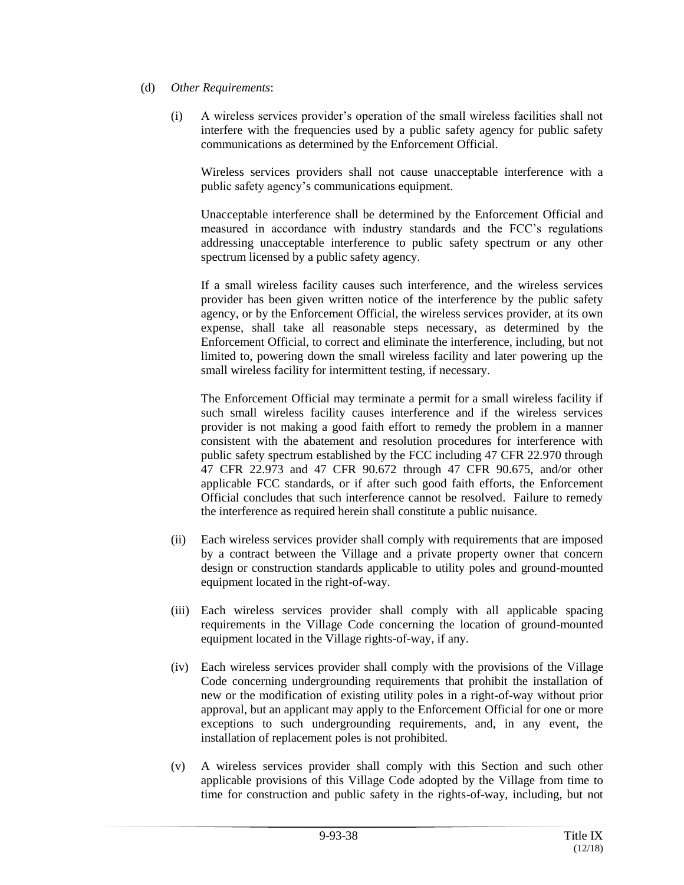(d) *Other Requirements*:

(i) A wireless services provider's operation of the small wireless facilities shall not interfere with the frequencies used by a public safety agency for public safety communications as determined by the Enforcement Official.

Wireless services providers shall not cause unacceptable interference with a public safety agency's communications equipment.

Unacceptable interference shall be determined by the Enforcement Official and measured in accordance with industry standards and the FCC's regulations addressing unacceptable interference to public safety spectrum or any other spectrum licensed by a public safety agency.

If a small wireless facility causes such interference, and the wireless services provider has been given written notice of the interference by the public safety agency, or by the Enforcement Official, the wireless services provider, at its own expense, shall take all reasonable steps necessary, as determined by the Enforcement Official, to correct and eliminate the interference, including, but not limited to, powering down the small wireless facility and later powering up the small wireless facility for intermittent testing, if necessary.

The Enforcement Official may terminate a permit for a small wireless facility if such small wireless facility causes interference and if the wireless services provider is not making a good faith effort to remedy the problem in a manner consistent with the abatement and resolution procedures for interference with public safety spectrum established by the FCC including 47 CFR 22.970 through 47 CFR 22.973 and 47 CFR 90.672 through 47 CFR 90.675, and/or other applicable FCC standards, or if after such good faith efforts, the Enforcement Official concludes that such interference cannot be resolved. Failure to remedy the interference as required herein shall constitute a public nuisance.

(ii) Each wireless services provider shall comply with requirements that are imposed by a contract between the Village and a private property owner that concern design or construction standards applicable to utility poles and ground-mounted equipment located in the right-of-way.

(iii) Each wireless services provider shall comply with all applicable spacing requirements in the Village Code concerning the location of ground-mounted equipment located in the Village rights-of-way, if any.

(iv) Each wireless services provider shall comply with the provisions of the Village Code concerning undergrounding requirements that prohibit the installation of new or the modification of existing utility poles in a right-of-way without prior approval, but an applicant may apply to the Enforcement Official for one or more exceptions to such undergrounding requirements, and, in any event, the installation of replacement poles is not prohibited.

(v) A wireless services provider shall comply with this Section and such other applicable provisions of this Village Code adopted by the Village from time to time for construction and public safety in the rights-of-way, including, but not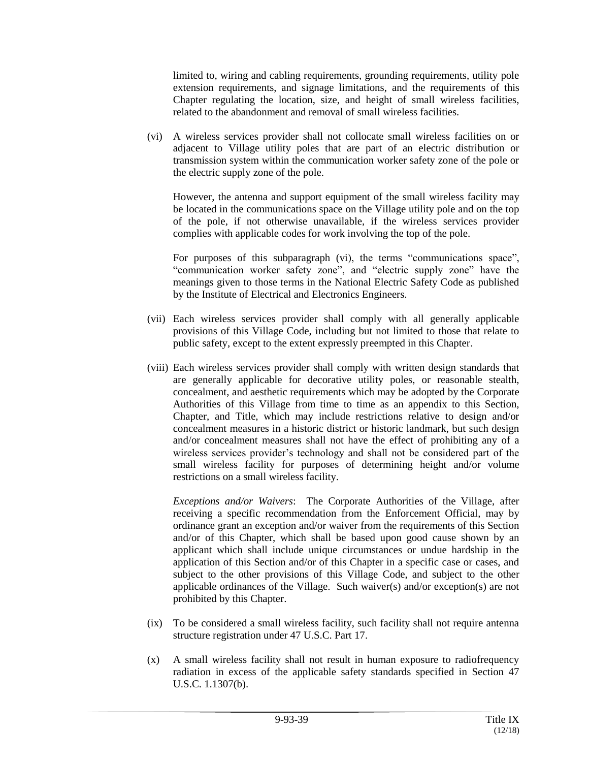limited to, wiring and cabling requirements, grounding requirements, utility pole extension requirements, and signage limitations, and the requirements of this Chapter regulating the location, size, and height of small wireless facilities, related to the abandonment and removal of small wireless facilities.

(vi) A wireless services provider shall not collocate small wireless facilities on or adjacent to Village utility poles that are part of an electric distribution or transmission system within the communication worker safety zone of the pole or the electric supply zone of the pole.

However, the antenna and support equipment of the small wireless facility may be located in the communications space on the Village utility pole and on the top of the pole, if not otherwise unavailable, if the wireless services provider complies with applicable codes for work involving the top of the pole.

For purposes of this subparagraph (vi), the terms "communications space", "communication worker safety zone", and "electric supply zone" have the meanings given to those terms in the National Electric Safety Code as published by the Institute of Electrical and Electronics Engineers.

(vii) Each wireless services provider shall comply with all generally applicable provisions of this Village Code, including but not limited to those that relate to public safety, except to the extent expressly preempted in this Chapter.

(viii) Each wireless services provider shall comply with written design standards that are generally applicable for decorative utility poles, or reasonable stealth, concealment, and aesthetic requirements which may be adopted by the Corporate Authorities of this Village from time to time as an appendix to this Section, Chapter, and Title, which may include restrictions relative to design and/or concealment measures in a historic district or historic landmark, but such design and/or concealment measures shall not have the effect of prohibiting any of a wireless services provider's technology and shall not be considered part of the small wireless facility for purposes of determining height and/or volume restrictions on a small wireless facility.

*Exceptions and/or Waivers*: The Corporate Authorities of the Village, after receiving a specific recommendation from the Enforcement Official, may by ordinance grant an exception and/or waiver from the requirements of this Section and/or of this Chapter, which shall be based upon good cause shown by an applicant which shall include unique circumstances or undue hardship in the application of this Section and/or of this Chapter in a specific case or cases, and subject to the other provisions of this Village Code, and subject to the other applicable ordinances of the Village. Such waiver(s) and/or exception(s) are not prohibited by this Chapter.

(ix) To be considered a small wireless facility, such facility shall not require antenna structure registration under 47 U.S.C. Part 17.

(x) A small wireless facility shall not result in human exposure to radiofrequency radiation in excess of the applicable safety standards specified in Section 47 U.S.C. 1.1307(b).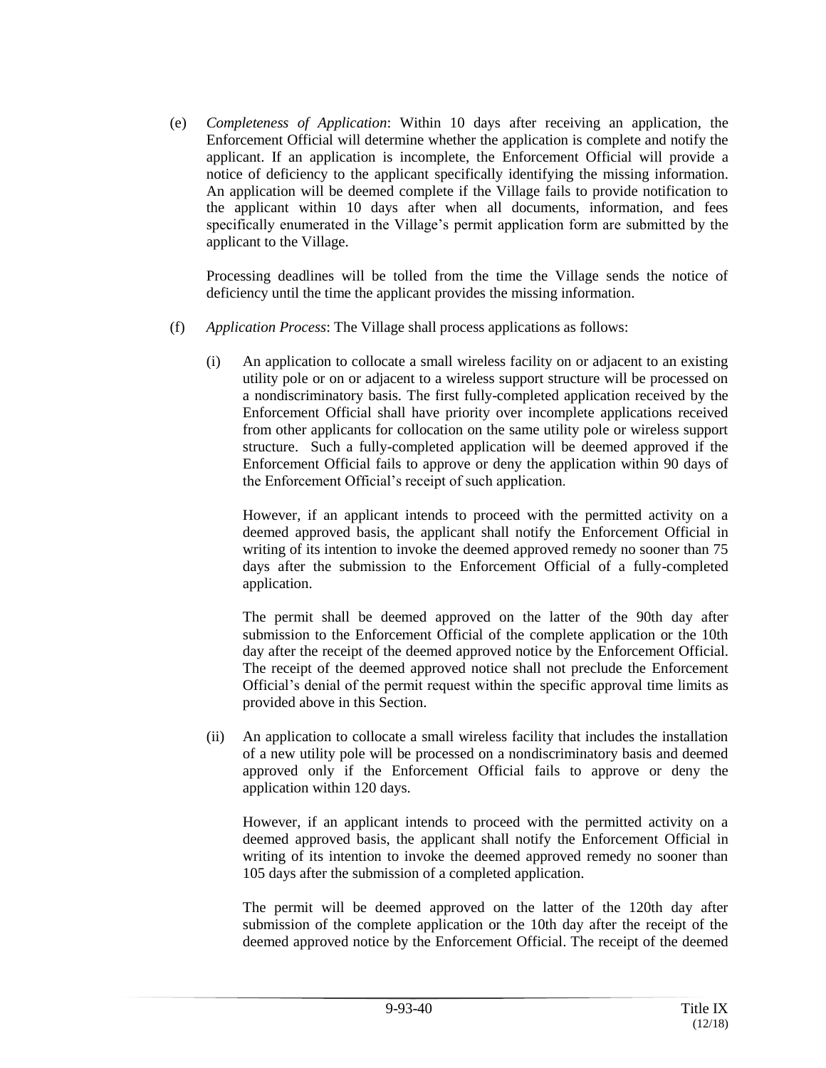(e) *Completeness of Application*: Within 10 days after receiving an application, the Enforcement Official will determine whether the application is complete and notify the applicant. If an application is incomplete, the Enforcement Official will provide a notice of deficiency to the applicant specifically identifying the missing information. An application will be deemed complete if the Village fails to provide notification to the applicant within 10 days after when all documents, information, and fees specifically enumerated in the Village's permit application form are submitted by the applicant to the Village.

   Processing deadlines will be tolled from the time the Village sends the notice of deficiency until the time the applicant provides the missing information.

(f) *Application Process*: The Village shall process applications as follows:

   (i) An application to collocate a small wireless facility on or adjacent to an existing utility pole or on or adjacent to a wireless support structure will be processed on a nondiscriminatory basis. The first fully-completed application received by the Enforcement Official shall have priority over incomplete applications received from other applicants for collocation on the same utility pole or wireless support structure. Such a fully-completed application will be deemed approved if the Enforcement Official fails to approve or deny the application within 90 days of the Enforcement Official's receipt of such application.

   However, if an applicant intends to proceed with the permitted activity on a deemed approved basis, the applicant shall notify the Enforcement Official in writing of its intention to invoke the deemed approved remedy no sooner than 75 days after the submission to the Enforcement Official of a fully-completed application.

   The permit shall be deemed approved on the latter of the 90th day after submission to the Enforcement Official of the complete application or the 10th day after the receipt of the deemed approved notice by the Enforcement Official. The receipt of the deemed approved notice shall not preclude the Enforcement Official's denial of the permit request within the specific approval time limits as provided above in this Section.

   (ii) An application to collocate a small wireless facility that includes the installation of a new utility pole will be processed on a nondiscriminatory basis and deemed approved only if the Enforcement Official fails to approve or deny the application within 120 days.

   However, if an applicant intends to proceed with the permitted activity on a deemed approved basis, the applicant shall notify the Enforcement Official in writing of its intention to invoke the deemed approved remedy no sooner than 105 days after the submission of a completed application.

   The permit will be deemed approved on the latter of the 120th day after submission of the complete application or the 10th day after the receipt of the deemed approved notice by the Enforcement Official. The receipt of the deemed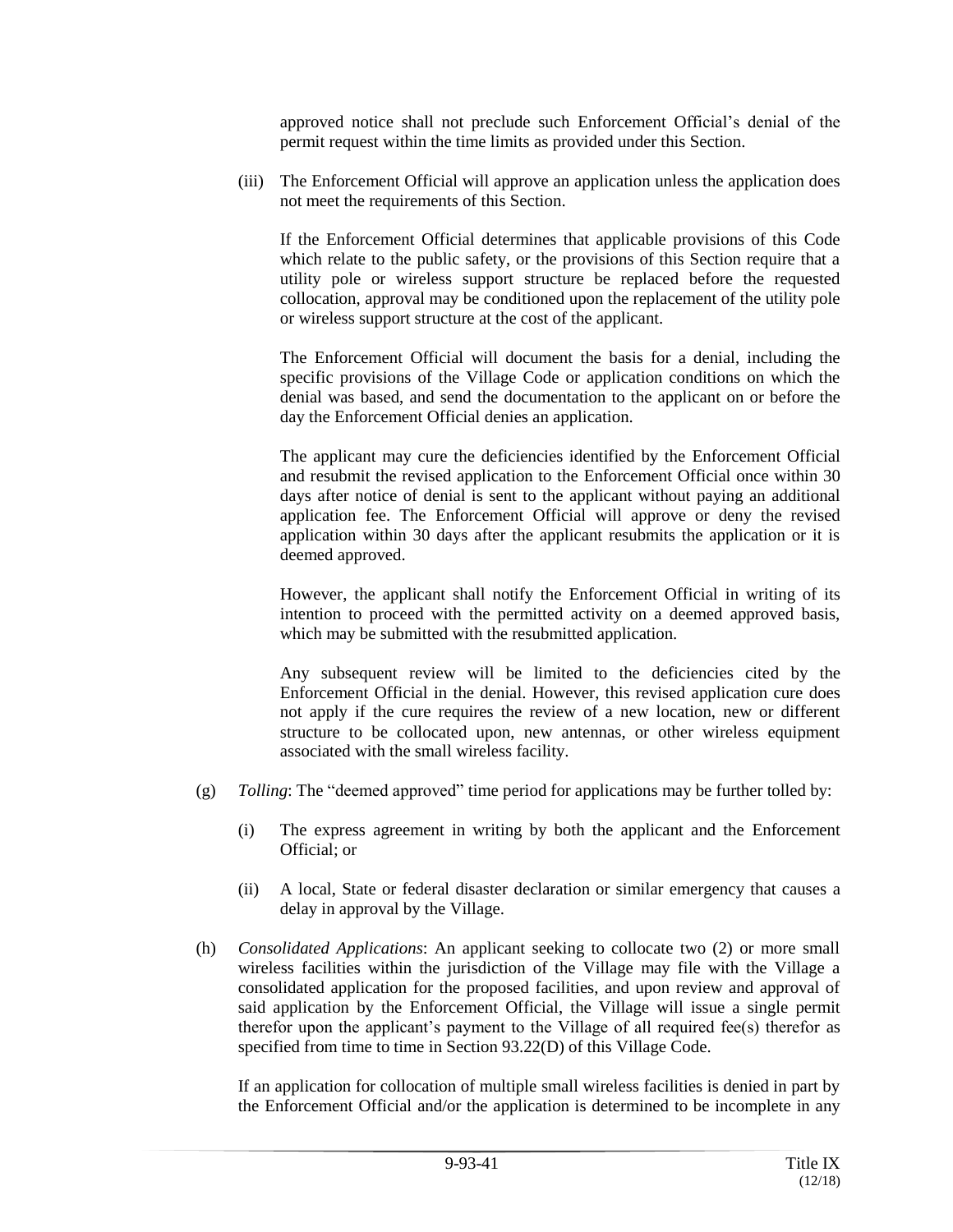approved notice shall not preclude such Enforcement Official's denial of the permit request within the time limits as provided under this Section.

(iii) The Enforcement Official will approve an application unless the application does not meet the requirements of this Section.

If the Enforcement Official determines that applicable provisions of this Code which relate to the public safety, or the provisions of this Section require that a utility pole or wireless support structure be replaced before the requested collocation, approval may be conditioned upon the replacement of the utility pole or wireless support structure at the cost of the applicant.

The Enforcement Official will document the basis for a denial, including the specific provisions of the Village Code or application conditions on which the denial was based, and send the documentation to the applicant on or before the day the Enforcement Official denies an application.

The applicant may cure the deficiencies identified by the Enforcement Official and resubmit the revised application to the Enforcement Official once within 30 days after notice of denial is sent to the applicant without paying an additional application fee. The Enforcement Official will approve or deny the revised application within 30 days after the applicant resubmits the application or it is deemed approved.

However, the applicant shall notify the Enforcement Official in writing of its intention to proceed with the permitted activity on a deemed approved basis, which may be submitted with the resubmitted application.

Any subsequent review will be limited to the deficiencies cited by the Enforcement Official in the denial. However, this revised application cure does not apply if the cure requires the review of a new location, new or different structure to be collocated upon, new antennas, or other wireless equipment associated with the small wireless facility.

(g) *Tolling*: The "deemed approved" time period for applications may be further tolled by:

(i) The express agreement in writing by both the applicant and the Enforcement Official; or

(ii) A local, State or federal disaster declaration or similar emergency that causes a delay in approval by the Village.

(h) *Consolidated Applications*: An applicant seeking to collocate two (2) or more small wireless facilities within the jurisdiction of the Village may file with the Village a consolidated application for the proposed facilities, and upon review and approval of said application by the Enforcement Official, the Village will issue a single permit therefor upon the applicant's payment to the Village of all required fee(s) therefor as specified from time to time in Section 93.22(D) of this Village Code.

If an application for collocation of multiple small wireless facilities is denied in part by the Enforcement Official and/or the application is determined to be incomplete in any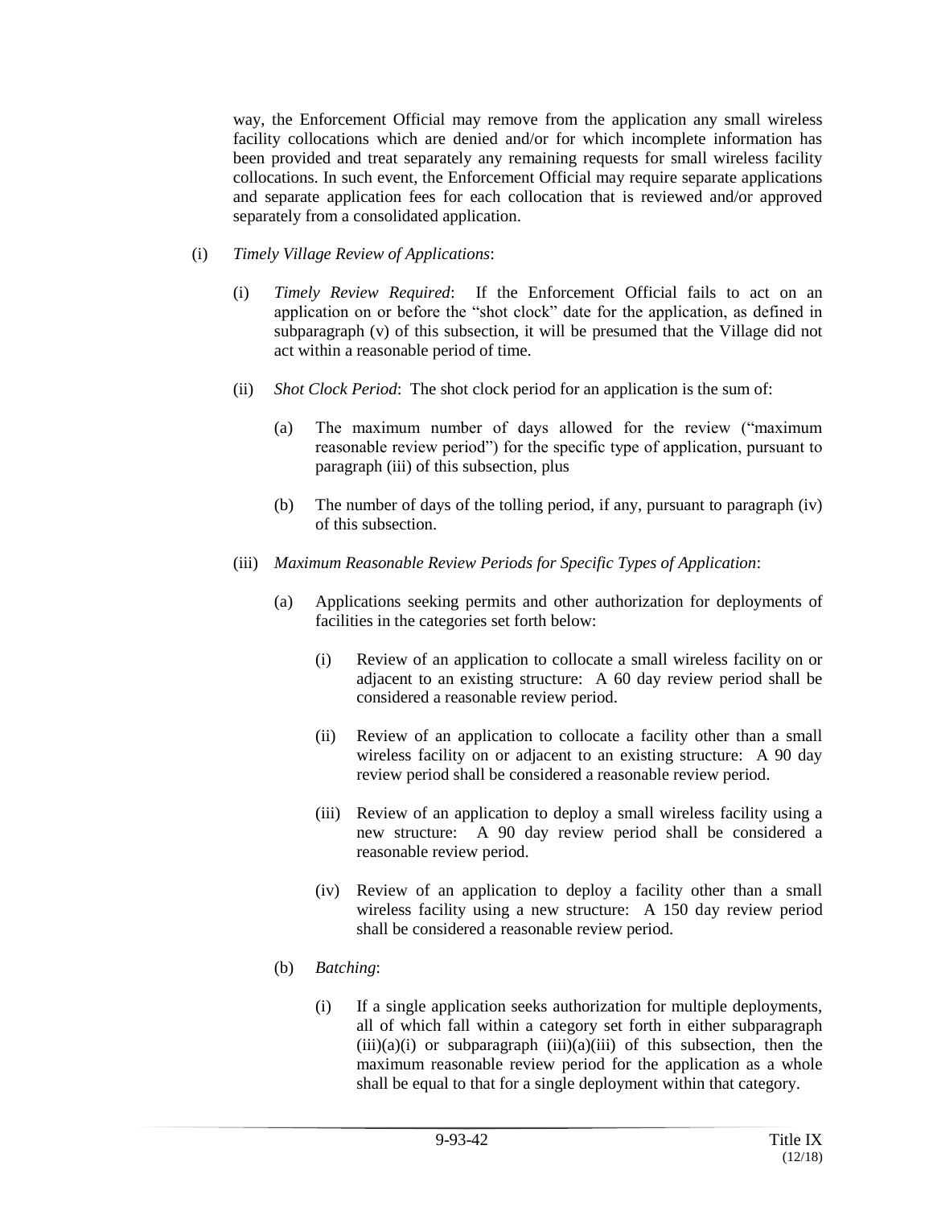way, the Enforcement Official may remove from the application any small wireless facility collocations which are denied and/or for which incomplete information has been provided and treat separately any remaining requests for small wireless facility collocations. In such event, the Enforcement Official may require separate applications and separate application fees for each collocation that is reviewed and/or approved separately from a consolidated application.

(i) *Timely Village Review of Applications*:

(i) *Timely Review Required*: If the Enforcement Official fails to act on an application on or before the "shot clock" date for the application, as defined in subparagraph (v) of this subsection, it will be presumed that the Village did not act within a reasonable period of time.

(ii) *Shot Clock Period*: The shot clock period for an application is the sum of:

(a) The maximum number of days allowed for the review ("maximum reasonable review period") for the specific type of application, pursuant to paragraph (iii) of this subsection, plus

(b) The number of days of the tolling period, if any, pursuant to paragraph (iv) of this subsection.

(iii) *Maximum Reasonable Review Periods for Specific Types of Application*:

(a) Applications seeking permits and other authorization for deployments of facilities in the categories set forth below:

(i) Review of an application to collocate a small wireless facility on or adjacent to an existing structure: A 60 day review period shall be considered a reasonable review period.

(ii) Review of an application to collocate a facility other than a small wireless facility on or adjacent to an existing structure: A 90 day review period shall be considered a reasonable review period.

(iii) Review of an application to deploy a small wireless facility using a new structure: A 90 day review period shall be considered a reasonable review period.

(iv) Review of an application to deploy a facility other than a small wireless facility using a new structure: A 150 day review period shall be considered a reasonable review period.

(b) *Batching*:

(i) If a single application seeks authorization for multiple deployments, all of which fall within a category set forth in either subparagraph (iii)(a)(i) or subparagraph (iii)(a)(iii) of this subsection, then the maximum reasonable review period for the application as a whole shall be equal to that for a single deployment within that category.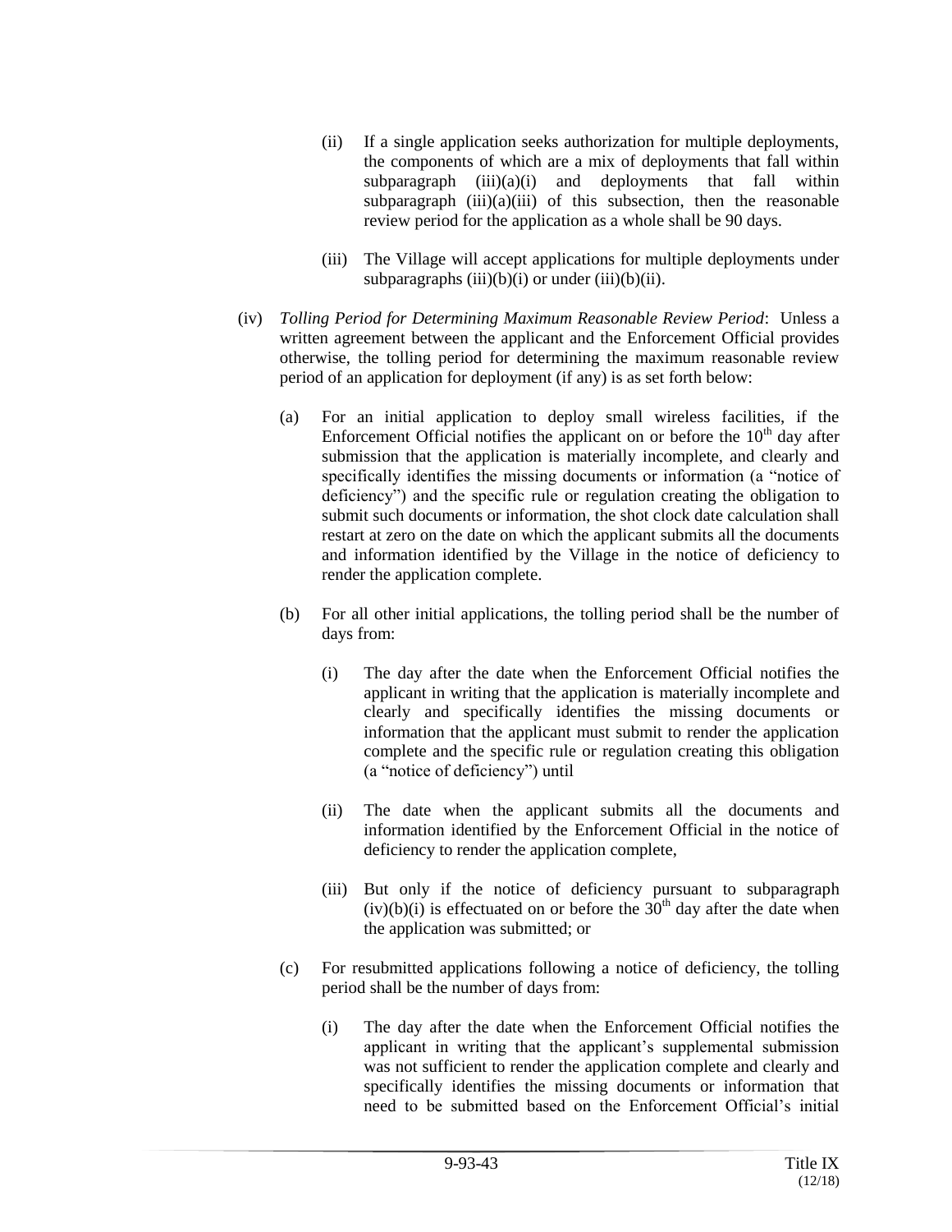(ii) If a single application seeks authorization for multiple deployments, the components of which are a mix of deployments that fall within subparagraph (iii)(a)(i) and deployments that fall within subparagraph (iii)(a)(iii) of this subsection, then the reasonable review period for the application as a whole shall be 90 days.

(iii) The Village will accept applications for multiple deployments under subparagraphs (iii)(b)(i) or under (iii)(b)(ii).

(iv) *Tolling Period for Determining Maximum Reasonable Review Period*: Unless a written agreement between the applicant and the Enforcement Official provides otherwise, the tolling period for determining the maximum reasonable review period of an application for deployment (if any) is as set forth below:

(a) For an initial application to deploy small wireless facilities, if the Enforcement Official notifies the applicant on or before the 10th day after submission that the application is materially incomplete, and clearly and specifically identifies the missing documents or information (a "notice of deficiency") and the specific rule or regulation creating the obligation to submit such documents or information, the shot clock date calculation shall restart at zero on the date on which the applicant submits all the documents and information identified by the Village in the notice of deficiency to render the application complete.

(b) For all other initial applications, the tolling period shall be the number of days from:

(i) The day after the date when the Enforcement Official notifies the applicant in writing that the application is materially incomplete and clearly and specifically identifies the missing documents or information that the applicant must submit to render the application complete and the specific rule or regulation creating this obligation (a "notice of deficiency") until

(ii) The date when the applicant submits all the documents and information identified by the Enforcement Official in the notice of deficiency to render the application complete,

(iii) But only if the notice of deficiency pursuant to subparagraph (iv)(b)(i) is effectuated on or before the 30th day after the date when the application was submitted; or

(c) For resubmitted applications following a notice of deficiency, the tolling period shall be the number of days from:

(i) The day after the date when the Enforcement Official notifies the applicant in writing that the applicant's supplemental submission was not sufficient to render the application complete and clearly and specifically identifies the missing documents or information that need to be submitted based on the Enforcement Official's initial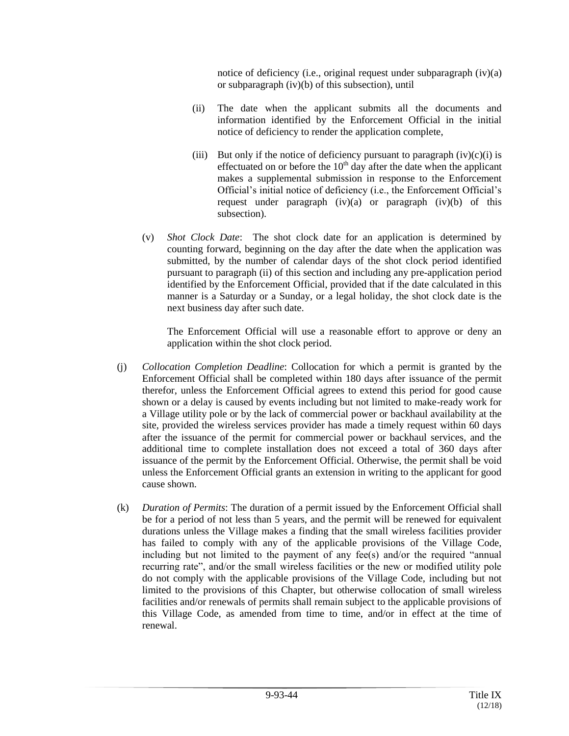notice of deficiency (i.e., original request under subparagraph (iv)(a) or subparagraph (iv)(b) of this subsection), until

(ii) The date when the applicant submits all the documents and information identified by the Enforcement Official in the initial notice of deficiency to render the application complete,

(iii) But only if the notice of deficiency pursuant to paragraph (iv)(c)(i) is effectuated on or before the 10th day after the date when the applicant makes a supplemental submission in response to the Enforcement Official's initial notice of deficiency (i.e., the Enforcement Official's request under paragraph (iv)(a) or paragraph (iv)(b) of this subsection).

(v) *Shot Clock Date*: The shot clock date for an application is determined by counting forward, beginning on the day after the date when the application was submitted, by the number of calendar days of the shot clock period identified pursuant to paragraph (ii) of this section and including any pre-application period identified by the Enforcement Official, provided that if the date calculated in this manner is a Saturday or a Sunday, or a legal holiday, the shot clock date is the next business day after such date.

The Enforcement Official will use a reasonable effort to approve or deny an application within the shot clock period.

(j) *Collocation Completion Deadline*: Collocation for which a permit is granted by the Enforcement Official shall be completed within 180 days after issuance of the permit therefor, unless the Enforcement Official agrees to extend this period for good cause shown or a delay is caused by events including but not limited to make-ready work for a Village utility pole or by the lack of commercial power or backhaul availability at the site, provided the wireless services provider has made a timely request within 60 days after the issuance of the permit for commercial power or backhaul services, and the additional time to complete installation does not exceed a total of 360 days after issuance of the permit by the Enforcement Official. Otherwise, the permit shall be void unless the Enforcement Official grants an extension in writing to the applicant for good cause shown.

(k) *Duration of Permits*: The duration of a permit issued by the Enforcement Official shall be for a period of not less than 5 years, and the permit will be renewed for equivalent durations unless the Village makes a finding that the small wireless facilities provider has failed to comply with any of the applicable provisions of the Village Code, including but not limited to the payment of any fee(s) and/or the required "annual recurring rate", and/or the small wireless facilities or the new or modified utility pole do not comply with the applicable provisions of the Village Code, including but not limited to the provisions of this Chapter, but otherwise collocation of small wireless facilities and/or renewals of permits shall remain subject to the applicable provisions of this Village Code, as amended from time to time, and/or in effect at the time of renewal.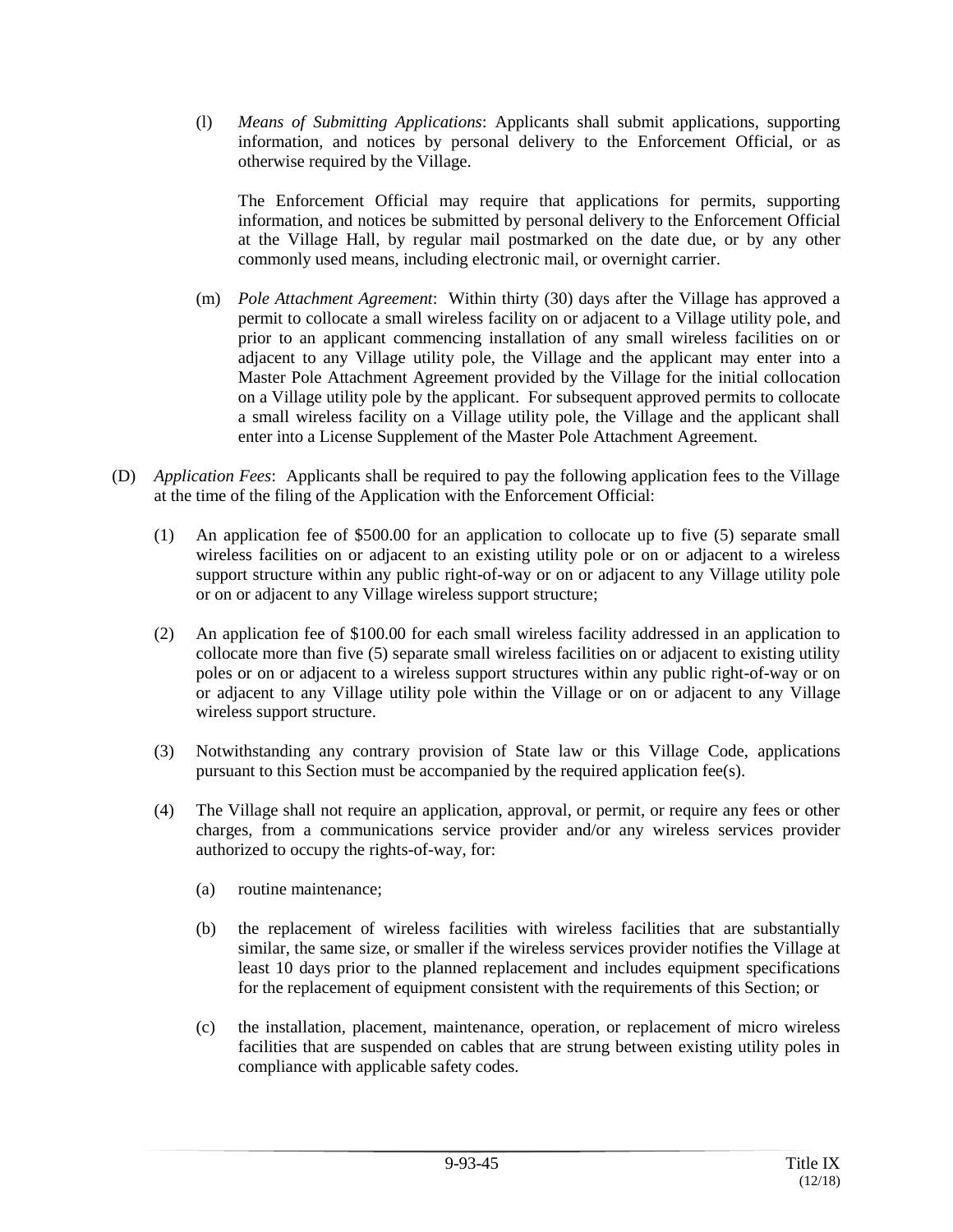(l) *Means of Submitting Applications*: Applicants shall submit applications, supporting information, and notices by personal delivery to the Enforcement Official, or as otherwise required by the Village.

The Enforcement Official may require that applications for permits, supporting information, and notices be submitted by personal delivery to the Enforcement Official at the Village Hall, by regular mail postmarked on the date due, or by any other commonly used means, including electronic mail, or overnight carrier.

(m) *Pole Attachment Agreement*: Within thirty (30) days after the Village has approved a permit to collocate a small wireless facility on or adjacent to a Village utility pole, and prior to an applicant commencing installation of any small wireless facilities on or adjacent to any Village utility pole, the Village and the applicant may enter into a Master Pole Attachment Agreement provided by the Village for the initial collocation on a Village utility pole by the applicant. For subsequent approved permits to collocate a small wireless facility on a Village utility pole, the Village and the applicant shall enter into a License Supplement of the Master Pole Attachment Agreement.

(D) *Application Fees*: Applicants shall be required to pay the following application fees to the Village at the time of the filing of the Application with the Enforcement Official:

(1) An application fee of $500.00 for an application to collocate up to five (5) separate small wireless facilities on or adjacent to an existing utility pole or on or adjacent to a wireless support structure within any public right-of-way or on or adjacent to any Village utility pole or on or adjacent to any Village wireless support structure;

(2) An application fee of $100.00 for each small wireless facility addressed in an application to collocate more than five (5) separate small wireless facilities on or adjacent to existing utility poles or on or adjacent to a wireless support structures within any public right-of-way or on or adjacent to any Village utility pole within the Village or on or adjacent to any Village wireless support structure.

(3) Notwithstanding any contrary provision of State law or this Village Code, applications pursuant to this Section must be accompanied by the required application fee(s).

(4) The Village shall not require an application, approval, or permit, or require any fees or other charges, from a communications service provider and/or any wireless services provider authorized to occupy the rights-of-way, for:

(a) routine maintenance;

(b) the replacement of wireless facilities with wireless facilities that are substantially similar, the same size, or smaller if the wireless services provider notifies the Village at least 10 days prior to the planned replacement and includes equipment specifications for the replacement of equipment consistent with the requirements of this Section; or

(c) the installation, placement, maintenance, operation, or replacement of micro wireless facilities that are suspended on cables that are strung between existing utility poles in compliance with applicable safety codes.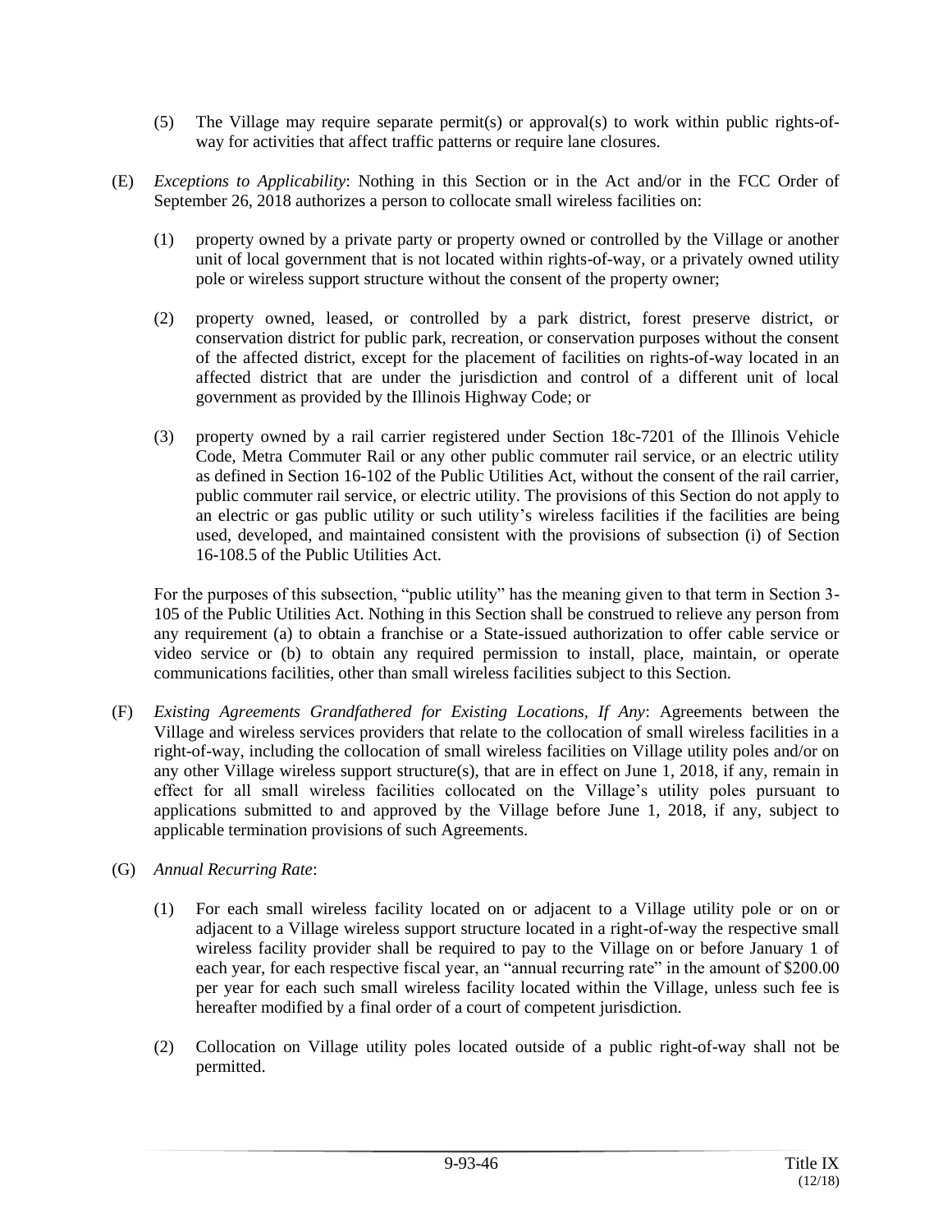(5) The Village may require separate permit(s) or approval(s) to work within public rights-of-way for activities that affect traffic patterns or require lane closures.

(E) *Exceptions to Applicability*: Nothing in this Section or in the Act and/or in the FCC Order of September 26, 2018 authorizes a person to collocate small wireless facilities on:

(1) property owned by a private party or property owned or controlled by the Village or another unit of local government that is not located within rights-of-way, or a privately owned utility pole or wireless support structure without the consent of the property owner;

(2) property owned, leased, or controlled by a park district, forest preserve district, or conservation district for public park, recreation, or conservation purposes without the consent of the affected district, except for the placement of facilities on rights-of-way located in an affected district that are under the jurisdiction and control of a different unit of local government as provided by the Illinois Highway Code; or

(3) property owned by a rail carrier registered under Section 18c-7201 of the Illinois Vehicle Code, Metra Commuter Rail or any other public commuter rail service, or an electric utility as defined in Section 16-102 of the Public Utilities Act, without the consent of the rail carrier, public commuter rail service, or electric utility. The provisions of this Section do not apply to an electric or gas public utility or such utility's wireless facilities if the facilities are being used, developed, and maintained consistent with the provisions of subsection (i) of Section 16-108.5 of the Public Utilities Act.

For the purposes of this subsection, "public utility" has the meaning given to that term in Section 3-105 of the Public Utilities Act. Nothing in this Section shall be construed to relieve any person from any requirement (a) to obtain a franchise or a State-issued authorization to offer cable service or video service or (b) to obtain any required permission to install, place, maintain, or operate communications facilities, other than small wireless facilities subject to this Section.

(F) *Existing Agreements Grandfathered for Existing Locations, If Any*: Agreements between the Village and wireless services providers that relate to the collocation of small wireless facilities in a right-of-way, including the collocation of small wireless facilities on Village utility poles and/or on any other Village wireless support structure(s), that are in effect on June 1, 2018, if any, remain in effect for all small wireless facilities collocated on the Village's utility poles pursuant to applications submitted to and approved by the Village before June 1, 2018, if any, subject to applicable termination provisions of such Agreements.

(G) *Annual Recurring Rate*:

(1) For each small wireless facility located on or adjacent to a Village utility pole or on or adjacent to a Village wireless support structure located in a right-of-way the respective small wireless facility provider shall be required to pay to the Village on or before January 1 of each year, for each respective fiscal year, an "annual recurring rate" in the amount of $200.00 per year for each such small wireless facility located within the Village, unless such fee is hereafter modified by a final order of a court of competent jurisdiction.

(2) Collocation on Village utility poles located outside of a public right-of-way shall not be permitted.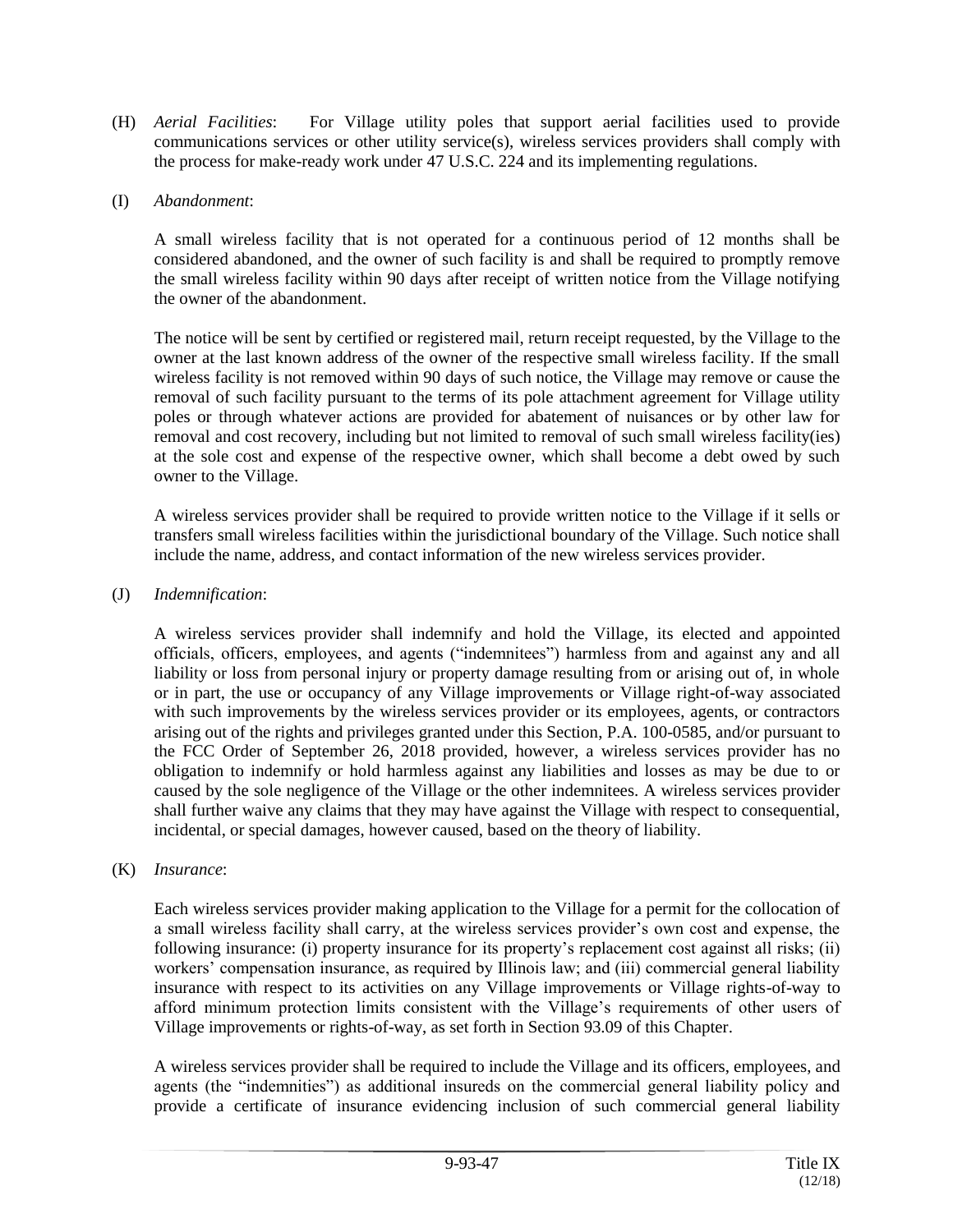(H) *Aerial Facilities*: For Village utility poles that support aerial facilities used to provide communications services or other utility service(s), wireless services providers shall comply with the process for make-ready work under 47 U.S.C. 224 and its implementing regulations.

(I) *Abandonment*:

A small wireless facility that is not operated for a continuous period of 12 months shall be considered abandoned, and the owner of such facility is and shall be required to promptly remove the small wireless facility within 90 days after receipt of written notice from the Village notifying the owner of the abandonment.

The notice will be sent by certified or registered mail, return receipt requested, by the Village to the owner at the last known address of the owner of the respective small wireless facility. If the small wireless facility is not removed within 90 days of such notice, the Village may remove or cause the removal of such facility pursuant to the terms of its pole attachment agreement for Village utility poles or through whatever actions are provided for abatement of nuisances or by other law for removal and cost recovery, including but not limited to removal of such small wireless facility(ies) at the sole cost and expense of the respective owner, which shall become a debt owed by such owner to the Village.

A wireless services provider shall be required to provide written notice to the Village if it sells or transfers small wireless facilities within the jurisdictional boundary of the Village. Such notice shall include the name, address, and contact information of the new wireless services provider.

(J) *Indemnification*:

A wireless services provider shall indemnify and hold the Village, its elected and appointed officials, officers, employees, and agents ("indemnitees") harmless from and against any and all liability or loss from personal injury or property damage resulting from or arising out of, in whole or in part, the use or occupancy of any Village improvements or Village right-of-way associated with such improvements by the wireless services provider or its employees, agents, or contractors arising out of the rights and privileges granted under this Section, P.A. 100-0585, and/or pursuant to the FCC Order of September 26, 2018 provided, however, a wireless services provider has no obligation to indemnify or hold harmless against any liabilities and losses as may be due to or caused by the sole negligence of the Village or the other indemnitees. A wireless services provider shall further waive any claims that they may have against the Village with respect to consequential, incidental, or special damages, however caused, based on the theory of liability.

(K) *Insurance*:

Each wireless services provider making application to the Village for a permit for the collocation of a small wireless facility shall carry, at the wireless services provider's own cost and expense, the following insurance: (i) property insurance for its property's replacement cost against all risks; (ii) workers' compensation insurance, as required by Illinois law; and (iii) commercial general liability insurance with respect to its activities on any Village improvements or Village rights-of-way to afford minimum protection limits consistent with the Village's requirements of other users of Village improvements or rights-of-way, as set forth in Section 93.09 of this Chapter.

A wireless services provider shall be required to include the Village and its officers, employees, and agents (the "indemnities") as additional insureds on the commercial general liability policy and provide a certificate of insurance evidencing inclusion of such commercial general liability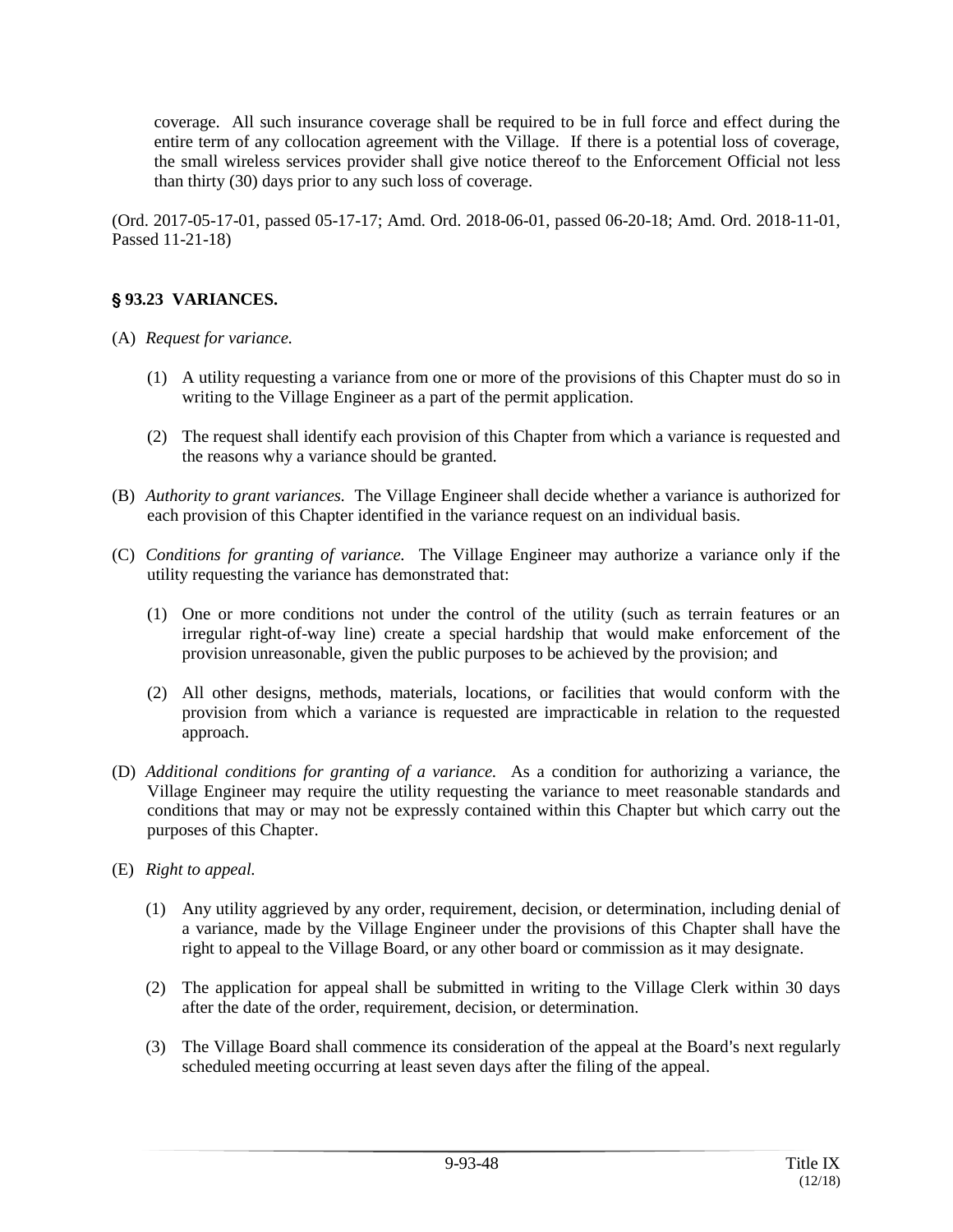coverage. All such insurance coverage shall be required to be in full force and effect during the entire term of any collocation agreement with the Village. If there is a potential loss of coverage, the small wireless services provider shall give notice thereof to the Enforcement Official not less than thirty (30) days prior to any such loss of coverage.

(Ord. 2017-05-17-01, passed 05-17-17; Amd. Ord. 2018-06-01, passed 06-20-18; Amd. Ord. 2018-11-01, Passed 11-21-18)

## § 93.23 VARIANCES.

(A) *Request for variance.*

(1) A utility requesting a variance from one or more of the provisions of this Chapter must do so in writing to the Village Engineer as a part of the permit application.

(2) The request shall identify each provision of this Chapter from which a variance is requested and the reasons why a variance should be granted.

(B) *Authority to grant variances.* The Village Engineer shall decide whether a variance is authorized for each provision of this Chapter identified in the variance request on an individual basis.

(C) *Conditions for granting of variance.* The Village Engineer may authorize a variance only if the utility requesting the variance has demonstrated that:

(1) One or more conditions not under the control of the utility (such as terrain features or an irregular right-of-way line) create a special hardship that would make enforcement of the provision unreasonable, given the public purposes to be achieved by the provision; and

(2) All other designs, methods, materials, locations, or facilities that would conform with the provision from which a variance is requested are impracticable in relation to the requested approach.

(D) *Additional conditions for granting of a variance.* As a condition for authorizing a variance, the Village Engineer may require the utility requesting the variance to meet reasonable standards and conditions that may or may not be expressly contained within this Chapter but which carry out the purposes of this Chapter.

(E) *Right to appeal.*

(1) Any utility aggrieved by any order, requirement, decision, or determination, including denial of a variance, made by the Village Engineer under the provisions of this Chapter shall have the right to appeal to the Village Board, or any other board or commission as it may designate.

(2) The application for appeal shall be submitted in writing to the Village Clerk within 30 days after the date of the order, requirement, decision, or determination.

(3) The Village Board shall commence its consideration of the appeal at the Board's next regularly scheduled meeting occurring at least seven days after the filing of the appeal.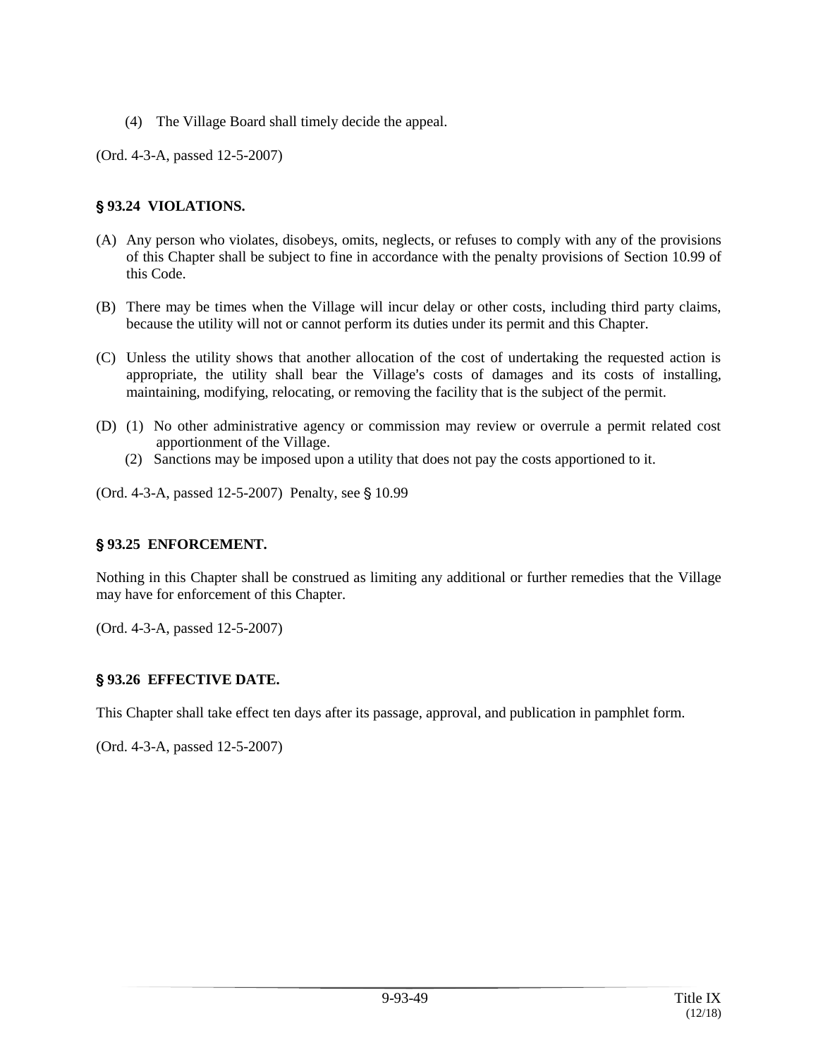(4) The Village Board shall timely decide the appeal.

(Ord. 4-3-A, passed 12-5-2007)

## § 93.24 VIOLATIONS.

(A) Any person who violates, disobeys, omits, neglects, or refuses to comply with any of the provisions of this Chapter shall be subject to fine in accordance with the penalty provisions of Section 10.99 of this Code.

(B) There may be times when the Village will incur delay or other costs, including third party claims, because the utility will not or cannot perform its duties under its permit and this Chapter.

(C) Unless the utility shows that another allocation of the cost of undertaking the requested action is appropriate, the utility shall bear the Village's costs of damages and its costs of installing, maintaining, modifying, relocating, or removing the facility that is the subject of the permit.

(D) (1) No other administrative agency or commission may review or overrule a permit related cost apportionment of the Village.

(2) Sanctions may be imposed upon a utility that does not pay the costs apportioned to it.

(Ord. 4-3-A, passed 12-5-2007) Penalty, see § 10.99

## § 93.25 ENFORCEMENT.

Nothing in this Chapter shall be construed as limiting any additional or further remedies that the Village may have for enforcement of this Chapter.

(Ord. 4-3-A, passed 12-5-2007)

## § 93.26 EFFECTIVE DATE.

This Chapter shall take effect ten days after its passage, approval, and publication in pamphlet form.

(Ord. 4-3-A, passed 12-5-2007)